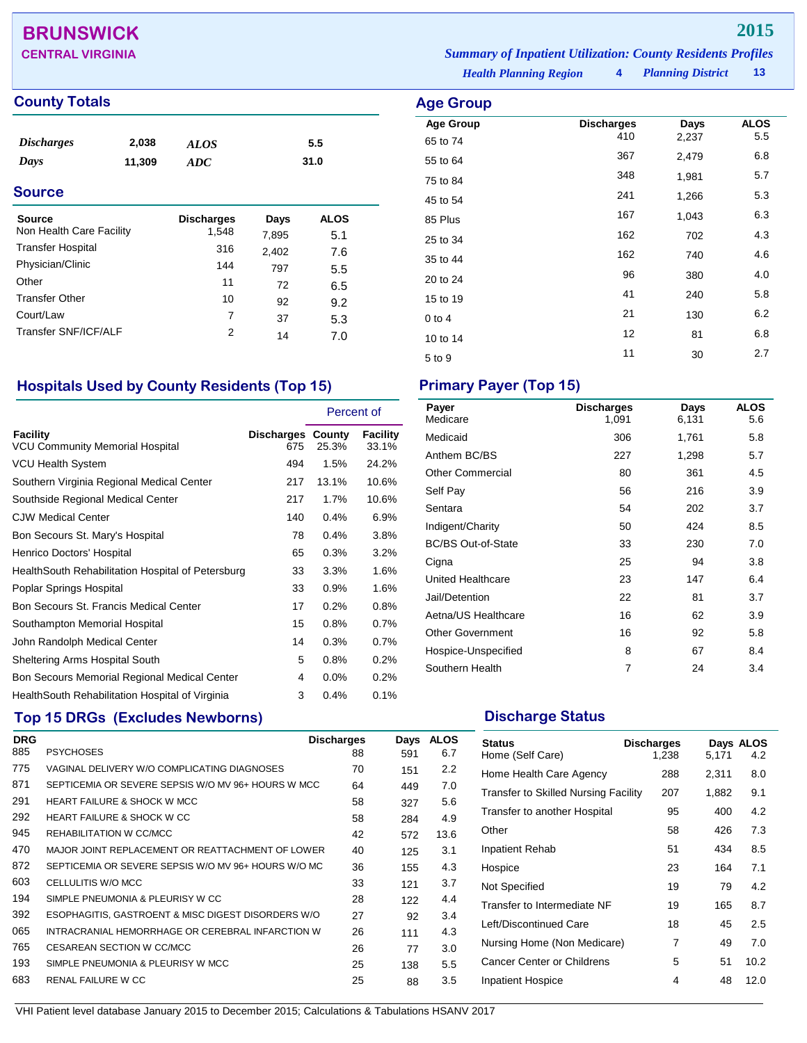# BRUNSWICK

**CENTRAL VIRGINIA**

**2015**

*Summary of Inpatient Utilization: County Residents Profiles*

*Health Planning Region* **4** *Planning District* **13**

## County Totals

| | | | |
|---|---|---|---|
| *Discharges* | 2,038 | *ALOS* | 5.5 |
| *Days* | 11,309 | *ADC* | 31.0 |

## Source

| Source | Discharges | Days | ALOS |
|---|---|---|---|
| Non Health Care Facility | 1,548 | 7,895 | 5.1 |
| Transfer Hospital | 316 | 2,402 | 7.6 |
| Physician/Clinic | 144 | 797 | 5.5 |
| Other | 11 | 72 | 6.5 |
| Transfer Other | 10 | 92 | 9.2 |
| Court/Law | 7 | 37 | 5.3 |
| Transfer SNF/ICF/ALF | 2 | 14 | 7.0 |

## Age Group

| Age Group | Discharges | Days | ALOS |
|---|---|---|---|
| 65 to 74 | 410 | 2,237 | 5.5 |
| 55 to 64 | 367 | 2,479 | 6.8 |
| 75 to 84 | 348 | 1,981 | 5.7 |
| 45 to 54 | 241 | 1,266 | 5.3 |
| 85 Plus | 167 | 1,043 | 6.3 |
| 25 to 34 | 162 | 702 | 4.3 |
| 35 to 44 | 162 | 740 | 4.6 |
| 20 to 24 | 96 | 380 | 4.0 |
| 15 to 19 | 41 | 240 | 5.8 |
| 0 to 4 | 21 | 130 | 6.2 |
| 10 to 14 | 12 | 81 | 6.8 |
| 5 to 9 | 11 | 30 | 2.7 |

## Hospitals Used by County Residents (Top 15)

| | | Percent of | |
|---|---|---|---|
| Facility | Discharges | County | Facility |
| VCU Community Memorial Hospital | 675 | 25.3% | 33.1% |
| VCU Health System | 494 | 1.5% | 24.2% |
| Southern Virginia Regional Medical Center | 217 | 13.1% | 10.6% |
| Southside Regional Medical Center | 217 | 1.7% | 10.6% |
| CJW Medical Center | 140 | 0.4% | 6.9% |
| Bon Secours St. Mary's Hospital | 78 | 0.4% | 3.8% |
| Henrico Doctors' Hospital | 65 | 0.3% | 3.2% |
| HealthSouth Rehabilitation Hospital of Petersburg | 33 | 3.3% | 1.6% |
| Poplar Springs Hospital | 33 | 0.9% | 1.6% |
| Bon Secours St. Francis Medical Center | 17 | 0.2% | 0.8% |
| Southampton Memorial Hospital | 15 | 0.8% | 0.7% |
| John Randolph Medical Center | 14 | 0.3% | 0.7% |
| Sheltering Arms Hospital South | 5 | 0.8% | 0.2% |
| Bon Secours Memorial Regional Medical Center | 4 | 0.0% | 0.2% |
| HealthSouth Rehabilitation Hospital of Virginia | 3 | 0.4% | 0.1% |

## Primary Payer (Top 15)

| Payer | Discharges | Days | ALOS |
|---|---|---|---|
| Medicare | 1,091 | 6,131 | 5.6 |
| Medicaid | 306 | 1,761 | 5.8 |
| Anthem BC/BS | 227 | 1,298 | 5.7 |
| Other Commercial | 80 | 361 | 4.5 |
| Self Pay | 56 | 216 | 3.9 |
| Sentara | 54 | 202 | 3.7 |
| Indigent/Charity | 50 | 424 | 8.5 |
| BC/BS Out-of-State | 33 | 230 | 7.0 |
| Cigna | 25 | 94 | 3.8 |
| United Healthcare | 23 | 147 | 6.4 |
| Jail/Detention | 22 | 81 | 3.7 |
| Aetna/US Healthcare | 16 | 62 | 3.9 |
| Other Government | 16 | 92 | 5.8 |
| Hospice-Unspecified | 8 | 67 | 8.4 |
| Southern Health | 7 | 24 | 3.4 |

## Top 15 DRGs (Excludes Newborns)

| DRG | | Discharges | Days | ALOS |
|---|---|---|---|---|
| 885 | PSYCHOSES | 88 | 591 | 6.7 |
| 775 | VAGINAL DELIVERY W/O COMPLICATING DIAGNOSES | 70 | 151 | 2.2 |
| 871 | SEPTICEMIA OR SEVERE SEPSIS W/O MV 96+ HOURS W MCC | 64 | 449 | 7.0 |
| 291 | HEART FAILURE & SHOCK W MCC | 58 | 327 | 5.6 |
| 292 | HEART FAILURE & SHOCK W CC | 58 | 284 | 4.9 |
| 945 | REHABILITATION W CC/MCC | 42 | 572 | 13.6 |
| 470 | MAJOR JOINT REPLACEMENT OR REATTACHMENT OF LOWER | 40 | 125 | 3.1 |
| 872 | SEPTICEMIA OR SEVERE SEPSIS W/O MV 96+ HOURS W/O MC | 36 | 155 | 4.3 |
| 603 | CELLULITIS W/O MCC | 33 | 121 | 3.7 |
| 194 | SIMPLE PNEUMONIA & PLEURISY W CC | 28 | 122 | 4.4 |
| 392 | ESOPHAGITIS, GASTROENT & MISC DIGEST DISORDERS W/O | 27 | 92 | 3.4 |
| 065 | INTRACRANIAL HEMORRHAGE OR CEREBRAL INFARCTION W | 26 | 111 | 4.3 |
| 765 | CESAREAN SECTION W CC/MCC | 26 | 77 | 3.0 |
| 193 | SIMPLE PNEUMONIA & PLEURISY W MCC | 25 | 138 | 5.5 |
| 683 | RENAL FAILURE W CC | 25 | 88 | 3.5 |

## Discharge Status

| Status | Discharges | Days | ALOS |
|---|---|---|---|
| Home (Self Care) | 1,238 | 5,171 | 4.2 |
| Home Health Care Agency | 288 | 2,311 | 8.0 |
| Transfer to Skilled Nursing Facility | 207 | 1,882 | 9.1 |
| Transfer to another Hospital | 95 | 400 | 4.2 |
| Other | 58 | 426 | 7.3 |
| Inpatient Rehab | 51 | 434 | 8.5 |
| Hospice | 23 | 164 | 7.1 |
| Not Specified | 19 | 79 | 4.2 |
| Transfer to Intermediate NF | 19 | 165 | 8.7 |
| Left/Discontinued Care | 18 | 45 | 2.5 |
| Nursing Home (Non Medicare) | 7 | 49 | 7.0 |
| Cancer Center or Childrens | 5 | 51 | 10.2 |
| Inpatient Hospice | 4 | 48 | 12.0 |

VHI Patient level database January 2015 to December 2015; Calculations & Tabulations HSANV 2017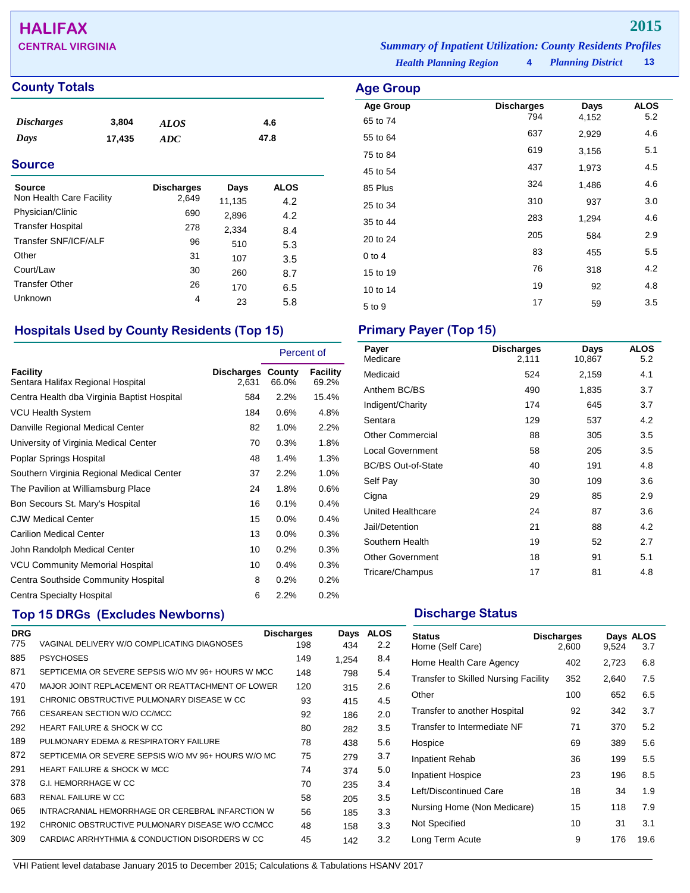# HALIFAX

## CENTRAL VIRGINIA

**2015**

*Summary of Inpatient Utilization: County Residents Profiles*

*Health Planning Region* **4** *Planning District* **13**

## County Totals

| | | | |
|---|---|---|---|
| *Discharges* | 3,804 | *ALOS* | 4.6 |
| *Days* | 17,435 | *ADC* | 47.8 |

## Source

| Source | Discharges | Days | ALOS |
|---|---|---|---|
| Non Health Care Facility | 2,649 | 11,135 | 4.2 |
| Physician/Clinic | 690 | 2,896 | 4.2 |
| Transfer Hospital | 278 | 2,334 | 8.4 |
| Transfer SNF/ICF/ALF | 96 | 510 | 5.3 |
| Other | 31 | 107 | 3.5 |
| Court/Law | 30 | 260 | 8.7 |
| Transfer Other | 26 | 170 | 6.5 |
| Unknown | 4 | 23 | 5.8 |

## Age Group

| Age Group | Discharges | Days | ALOS |
|---|---|---|---|
| 65 to 74 | 794 | 4,152 | 5.2 |
| 55 to 64 | 637 | 2,929 | 4.6 |
| 75 to 84 | 619 | 3,156 | 5.1 |
| 45 to 54 | 437 | 1,973 | 4.5 |
| 85 Plus | 324 | 1,486 | 4.6 |
| 25 to 34 | 310 | 937 | 3.0 |
| 35 to 44 | 283 | 1,294 | 4.6 |
| 20 to 24 | 205 | 584 | 2.9 |
| 0 to 4 | 83 | 455 | 5.5 |
| 15 to 19 | 76 | 318 | 4.2 |
| 10 to 14 | 19 | 92 | 4.8 |
| 5 to 9 | 17 | 59 | 3.5 |

## Hospitals Used by County Residents (Top 15)

| | | Percent of | |
|---|---|---|---|
| Facility | Discharges | County | Facility |
| Sentara Halifax Regional Hospital | 2,631 | 66.0% | 69.2% |
| Centra Health dba Virginia Baptist Hospital | 584 | 2.2% | 15.4% |
| VCU Health System | 184 | 0.6% | 4.8% |
| Danville Regional Medical Center | 82 | 1.0% | 2.2% |
| University of Virginia Medical Center | 70 | 0.3% | 1.8% |
| Poplar Springs Hospital | 48 | 1.4% | 1.3% |
| Southern Virginia Regional Medical Center | 37 | 2.2% | 1.0% |
| The Pavilion at Williamsburg Place | 24 | 1.8% | 0.6% |
| Bon Secours St. Mary's Hospital | 16 | 0.1% | 0.4% |
| CJW Medical Center | 15 | 0.0% | 0.4% |
| Carilion Medical Center | 13 | 0.0% | 0.3% |
| John Randolph Medical Center | 10 | 0.2% | 0.3% |
| VCU Community Memorial Hospital | 10 | 0.4% | 0.3% |
| Centra Southside Community Hospital | 8 | 0.2% | 0.2% |
| Centra Specialty Hospital | 6 | 2.2% | 0.2% |

## Primary Payer (Top 15)

| Payer | Discharges | Days | ALOS |
|---|---|---|---|
| Medicare | 2,111 | 10,867 | 5.2 |
| Medicaid | 524 | 2,159 | 4.1 |
| Anthem BC/BS | 490 | 1,835 | 3.7 |
| Indigent/Charity | 174 | 645 | 3.7 |
| Sentara | 129 | 537 | 4.2 |
| Other Commercial | 88 | 305 | 3.5 |
| Local Government | 58 | 205 | 3.5 |
| BC/BS Out-of-State | 40 | 191 | 4.8 |
| Self Pay | 30 | 109 | 3.6 |
| Cigna | 29 | 85 | 2.9 |
| United Healthcare | 24 | 87 | 3.6 |
| Jail/Detention | 21 | 88 | 4.2 |
| Southern Health | 19 | 52 | 2.7 |
| Other Government | 18 | 91 | 5.1 |
| Tricare/Champus | 17 | 81 | 4.8 |

## Top 15 DRGs (Excludes Newborns)

| DRG | | Discharges | Days | ALOS |
|---|---|---|---|---|
| 775 | VAGINAL DELIVERY W/O COMPLICATING DIAGNOSES | 198 | 434 | 2.2 |
| 885 | PSYCHOSES | 149 | 1,254 | 8.4 |
| 871 | SEPTICEMIA OR SEVERE SEPSIS W/O MV 96+ HOURS W MCC | 148 | 798 | 5.4 |
| 470 | MAJOR JOINT REPLACEMENT OR REATTACHMENT OF LOWER | 120 | 315 | 2.6 |
| 191 | CHRONIC OBSTRUCTIVE PULMONARY DISEASE W CC | 93 | 415 | 4.5 |
| 766 | CESAREAN SECTION W/O CC/MCC | 92 | 186 | 2.0 |
| 292 | HEART FAILURE & SHOCK W CC | 80 | 282 | 3.5 |
| 189 | PULMONARY EDEMA & RESPIRATORY FAILURE | 78 | 438 | 5.6 |
| 872 | SEPTICEMIA OR SEVERE SEPSIS W/O MV 96+ HOURS W/O MC | 75 | 279 | 3.7 |
| 291 | HEART FAILURE & SHOCK W MCC | 74 | 374 | 5.0 |
| 378 | G.I. HEMORRHAGE W CC | 70 | 235 | 3.4 |
| 683 | RENAL FAILURE W CC | 58 | 205 | 3.5 |
| 065 | INTRACRANIAL HEMORRHAGE OR CEREBRAL INFARCTION W | 56 | 185 | 3.3 |
| 192 | CHRONIC OBSTRUCTIVE PULMONARY DISEASE W/O CC/MCC | 48 | 158 | 3.3 |
| 309 | CARDIAC ARRHYTHMIA & CONDUCTION DISORDERS W CC | 45 | 142 | 3.2 |

## Discharge Status

| Status | Discharges | Days | ALOS |
|---|---|---|---|
| Home (Self Care) | 2,600 | 9,524 | 3.7 |
| Home Health Care Agency | 402 | 2,723 | 6.8 |
| Transfer to Skilled Nursing Facility | 352 | 2,640 | 7.5 |
| Other | 100 | 652 | 6.5 |
| Transfer to another Hospital | 92 | 342 | 3.7 |
| Transfer to Intermediate NF | 71 | 370 | 5.2 |
| Hospice | 69 | 389 | 5.6 |
| Inpatient Rehab | 36 | 199 | 5.5 |
| Inpatient Hospice | 23 | 196 | 8.5 |
| Left/Discontinued Care | 18 | 34 | 1.9 |
| Nursing Home (Non Medicare) | 15 | 118 | 7.9 |
| Not Specified | 10 | 31 | 3.1 |
| Long Term Acute | 9 | 176 | 19.6 |

VHI Patient level database January 2015 to December 2015; Calculations & Tabulations HSANV 2017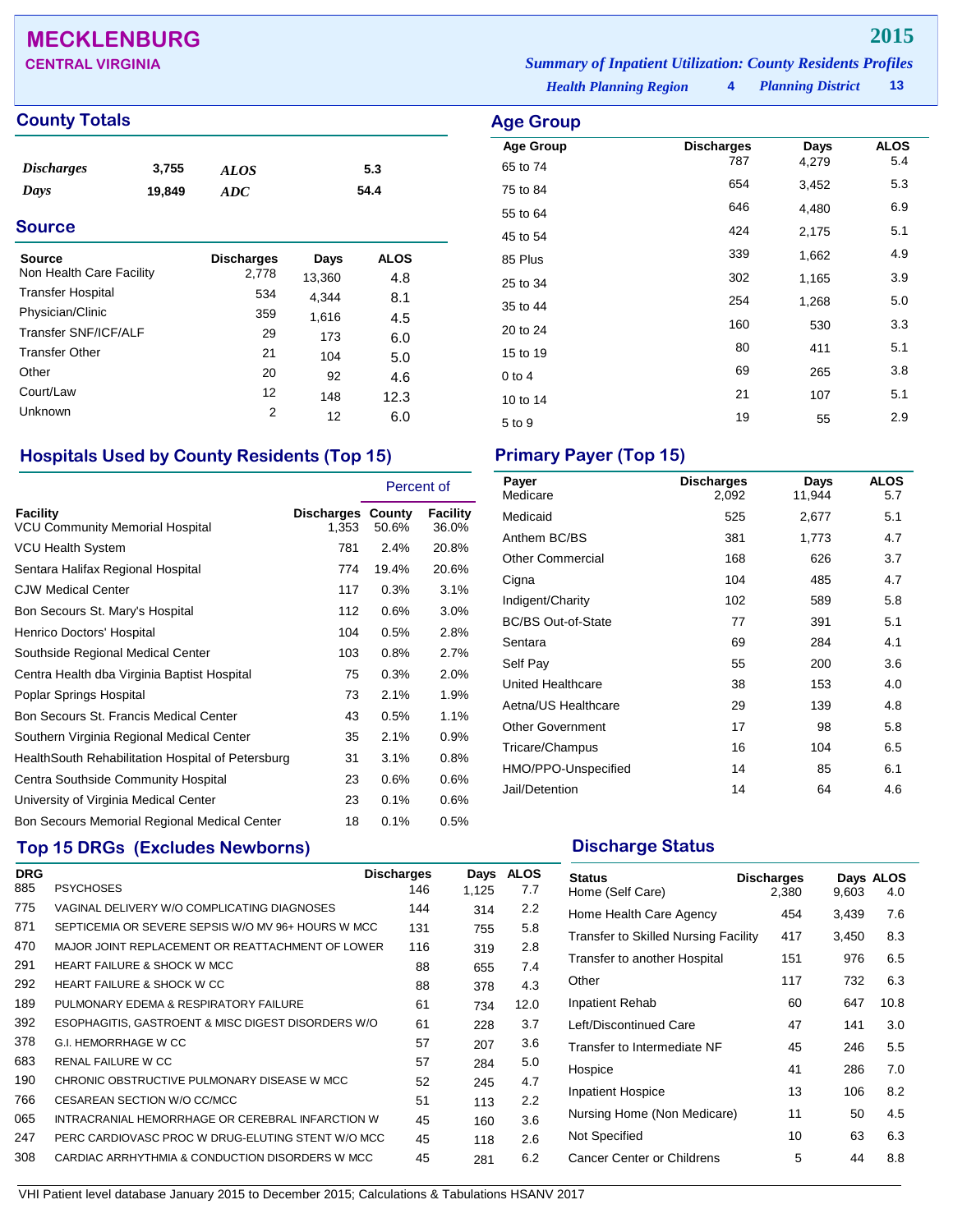# MECKLENBURG

**CENTRAL VIRGINIA**

**2015**

***Summary of Inpatient Utilization: County Residents Profiles***

***Health Planning Region*** **4** ***Planning District*** **13**

## County Totals

| | | | |
|---|---|---|---|
| ***Discharges*** | **3,755** | ***ALOS*** | **5.3** |
| ***Days*** | **19,849** | ***ADC*** | **54.4** |

## Source

| Source | Discharges | Days | ALOS |
|---|---|---|---|
| Non Health Care Facility | 2,778 | 13,360 | 4.8 |
| Transfer Hospital | 534 | 4,344 | 8.1 |
| Physician/Clinic | 359 | 1,616 | 4.5 |
| Transfer SNF/ICF/ALF | 29 | 173 | 6.0 |
| Transfer Other | 21 | 104 | 5.0 |
| Other | 20 | 92 | 4.6 |
| Court/Law | 12 | 148 | 12.3 |
| Unknown | 2 | 12 | 6.0 |

## Age Group

| Age Group | Discharges | Days | ALOS |
|---|---|---|---|
| 65 to 74 | 787 | 4,279 | 5.4 |
| 75 to 84 | 654 | 3,452 | 5.3 |
| 55 to 64 | 646 | 4,480 | 6.9 |
| 45 to 54 | 424 | 2,175 | 5.1 |
| 85 Plus | 339 | 1,662 | 4.9 |
| 25 to 34 | 302 | 1,165 | 3.9 |
| 35 to 44 | 254 | 1,268 | 5.0 |
| 20 to 24 | 160 | 530 | 3.3 |
| 15 to 19 | 80 | 411 | 5.1 |
| 0 to 4 | 69 | 265 | 3.8 |
| 10 to 14 | 21 | 107 | 5.1 |
| 5 to 9 | 19 | 55 | 2.9 |

## Hospitals Used by County Residents (Top 15)

| | | Percent of | |
|---|---|---|---|
| Facility | Discharges | County | Facility |
| VCU Community Memorial Hospital | 1,353 | 50.6% | 36.0% |
| VCU Health System | 781 | 2.4% | 20.8% |
| Sentara Halifax Regional Hospital | 774 | 19.4% | 20.6% |
| CJW Medical Center | 117 | 0.3% | 3.1% |
| Bon Secours St. Mary's Hospital | 112 | 0.6% | 3.0% |
| Henrico Doctors' Hospital | 104 | 0.5% | 2.8% |
| Southside Regional Medical Center | 103 | 0.8% | 2.7% |
| Centra Health dba Virginia Baptist Hospital | 75 | 0.3% | 2.0% |
| Poplar Springs Hospital | 73 | 2.1% | 1.9% |
| Bon Secours St. Francis Medical Center | 43 | 0.5% | 1.1% |
| Southern Virginia Regional Medical Center | 35 | 2.1% | 0.9% |
| HealthSouth Rehabilitation Hospital of Petersburg | 31 | 3.1% | 0.8% |
| Centra Southside Community Hospital | 23 | 0.6% | 0.6% |
| University of Virginia Medical Center | 23 | 0.1% | 0.6% |
| Bon Secours Memorial Regional Medical Center | 18 | 0.1% | 0.5% |

## Primary Payer (Top 15)

| Payer | Discharges | Days | ALOS |
|---|---|---|---|
| Medicare | 2,092 | 11,944 | 5.7 |
| Medicaid | 525 | 2,677 | 5.1 |
| Anthem BC/BS | 381 | 1,773 | 4.7 |
| Other Commercial | 168 | 626 | 3.7 |
| Cigna | 104 | 485 | 4.7 |
| Indigent/Charity | 102 | 589 | 5.8 |
| BC/BS Out-of-State | 77 | 391 | 5.1 |
| Sentara | 69 | 284 | 4.1 |
| Self Pay | 55 | 200 | 3.6 |
| United Healthcare | 38 | 153 | 4.0 |
| Aetna/US Healthcare | 29 | 139 | 4.8 |
| Other Government | 17 | 98 | 5.8 |
| Tricare/Champus | 16 | 104 | 6.5 |
| HMO/PPO-Unspecified | 14 | 85 | 6.1 |
| Jail/Detention | 14 | 64 | 4.6 |

## Top 15 DRGs (Excludes Newborns)

| DRG | | Discharges | Days | ALOS |
|---|---|---|---|---|
| 885 | PSYCHOSES | 146 | 1,125 | 7.7 |
| 775 | VAGINAL DELIVERY W/O COMPLICATING DIAGNOSES | 144 | 314 | 2.2 |
| 871 | SEPTICEMIA OR SEVERE SEPSIS W/O MV 96+ HOURS W MCC | 131 | 755 | 5.8 |
| 470 | MAJOR JOINT REPLACEMENT OR REATTACHMENT OF LOWER | 116 | 319 | 2.8 |
| 291 | HEART FAILURE & SHOCK W MCC | 88 | 655 | 7.4 |
| 292 | HEART FAILURE & SHOCK W CC | 88 | 378 | 4.3 |
| 189 | PULMONARY EDEMA & RESPIRATORY FAILURE | 61 | 734 | 12.0 |
| 392 | ESOPHAGITIS, GASTROENT & MISC DIGEST DISORDERS W/O | 61 | 228 | 3.7 |
| 378 | G.I. HEMORRHAGE W CC | 57 | 207 | 3.6 |
| 683 | RENAL FAILURE W CC | 57 | 284 | 5.0 |
| 190 | CHRONIC OBSTRUCTIVE PULMONARY DISEASE W MCC | 52 | 245 | 4.7 |
| 766 | CESAREAN SECTION W/O CC/MCC | 51 | 113 | 2.2 |
| 065 | INTRACRANIAL HEMORRHAGE OR CEREBRAL INFARCTION W | 45 | 160 | 3.6 |
| 247 | PERC CARDIOVASC PROC W DRUG-ELUTING STENT W/O MCC | 45 | 118 | 2.6 |
| 308 | CARDIAC ARRHYTHMIA & CONDUCTION DISORDERS W MCC | 45 | 281 | 6.2 |

## Discharge Status

| Status | Discharges | Days | ALOS |
|---|---|---|---|
| Home (Self Care) | 2,380 | 9,603 | 4.0 |
| Home Health Care Agency | 454 | 3,439 | 7.6 |
| Transfer to Skilled Nursing Facility | 417 | 3,450 | 8.3 |
| Transfer to another Hospital | 151 | 976 | 6.5 |
| Other | 117 | 732 | 6.3 |
| Inpatient Rehab | 60 | 647 | 10.8 |
| Left/Discontinued Care | 47 | 141 | 3.0 |
| Transfer to Intermediate NF | 45 | 246 | 5.5 |
| Hospice | 41 | 286 | 7.0 |
| Inpatient Hospice | 13 | 106 | 8.2 |
| Nursing Home (Non Medicare) | 11 | 50 | 4.5 |
| Not Specified | 10 | 63 | 6.3 |
| Cancer Center or Childrens | 5 | 44 | 8.8 |

VHI Patient level database January 2015 to December 2015; Calculations & Tabulations HSANV 2017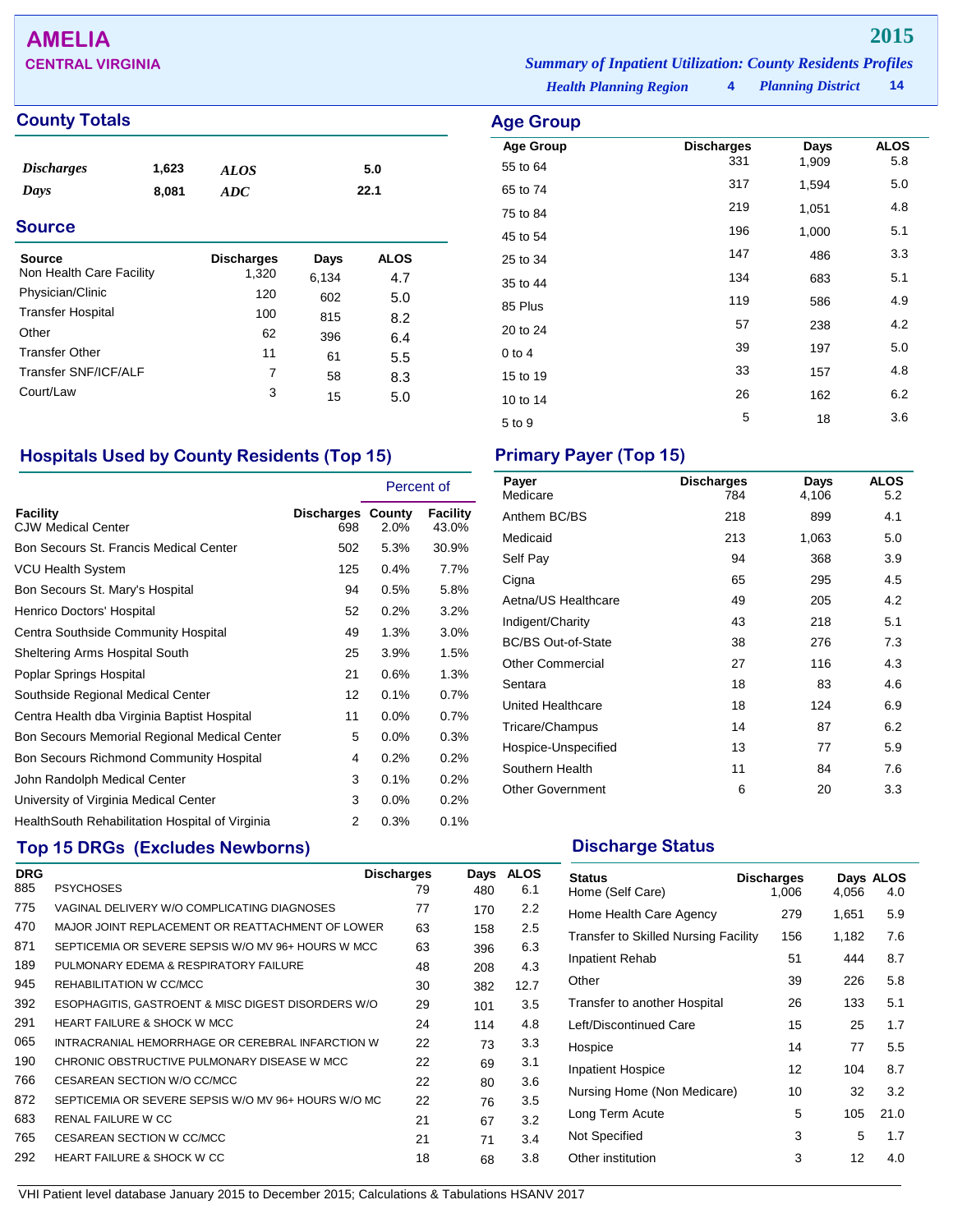# AMELIA

**CENTRAL VIRGINIA**

**2015**

***Summary of Inpatient Utilization: County Residents Profiles***

***Health Planning Region*** **4** ***Planning District*** **14**

## County Totals

| | | | |
|---|---|---|---|
| ***Discharges*** | **1,623** | ***ALOS*** | **5.0** |
| ***Days*** | **8,081** | ***ADC*** | **22.1** |

## Source

| Source | Discharges | Days | ALOS |
|---|---|---|---|
| Non Health Care Facility | 1,320 | 6,134 | 4.7 |
| Physician/Clinic | 120 | 602 | 5.0 |
| Transfer Hospital | 100 | 815 | 8.2 |
| Other | 62 | 396 | 6.4 |
| Transfer Other | 11 | 61 | 5.5 |
| Transfer SNF/ICF/ALF | 7 | 58 | 8.3 |
| Court/Law | 3 | 15 | 5.0 |

## Age Group

| Age Group | Discharges | Days | ALOS |
|---|---|---|---|
| 55 to 64 | 331 | 1,909 | 5.8 |
| 65 to 74 | 317 | 1,594 | 5.0 |
| 75 to 84 | 219 | 1,051 | 4.8 |
| 45 to 54 | 196 | 1,000 | 5.1 |
| 25 to 34 | 147 | 486 | 3.3 |
| 35 to 44 | 134 | 683 | 5.1 |
| 85 Plus | 119 | 586 | 4.9 |
| 20 to 24 | 57 | 238 | 4.2 |
| 0 to 4 | 39 | 197 | 5.0 |
| 15 to 19 | 33 | 157 | 4.8 |
| 10 to 14 | 26 | 162 | 6.2 |
| 5 to 9 | 5 | 18 | 3.6 |

## Hospitals Used by County Residents (Top 15)

| | | Percent of | |
|---|---|---|---|
| Facility | Discharges | County | Facility |
| CJW Medical Center | 698 | 2.0% | 43.0% |
| Bon Secours St. Francis Medical Center | 502 | 5.3% | 30.9% |
| VCU Health System | 125 | 0.4% | 7.7% |
| Bon Secours St. Mary's Hospital | 94 | 0.5% | 5.8% |
| Henrico Doctors' Hospital | 52 | 0.2% | 3.2% |
| Centra Southside Community Hospital | 49 | 1.3% | 3.0% |
| Sheltering Arms Hospital South | 25 | 3.9% | 1.5% |
| Poplar Springs Hospital | 21 | 0.6% | 1.3% |
| Southside Regional Medical Center | 12 | 0.1% | 0.7% |
| Centra Health dba Virginia Baptist Hospital | 11 | 0.0% | 0.7% |
| Bon Secours Memorial Regional Medical Center | 5 | 0.0% | 0.3% |
| Bon Secours Richmond Community Hospital | 4 | 0.2% | 0.2% |
| John Randolph Medical Center | 3 | 0.1% | 0.2% |
| University of Virginia Medical Center | 3 | 0.0% | 0.2% |
| HealthSouth Rehabilitation Hospital of Virginia | 2 | 0.3% | 0.1% |

## Primary Payer (Top 15)

| Payer | Discharges | Days | ALOS |
|---|---|---|---|
| Medicare | 784 | 4,106 | 5.2 |
| Anthem BC/BS | 218 | 899 | 4.1 |
| Medicaid | 213 | 1,063 | 5.0 |
| Self Pay | 94 | 368 | 3.9 |
| Cigna | 65 | 295 | 4.5 |
| Aetna/US Healthcare | 49 | 205 | 4.2 |
| Indigent/Charity | 43 | 218 | 5.1 |
| BC/BS Out-of-State | 38 | 276 | 7.3 |
| Other Commercial | 27 | 116 | 4.3 |
| Sentara | 18 | 83 | 4.6 |
| United Healthcare | 18 | 124 | 6.9 |
| Tricare/Champus | 14 | 87 | 6.2 |
| Hospice-Unspecified | 13 | 77 | 5.9 |
| Southern Health | 11 | 84 | 7.6 |
| Other Government | 6 | 20 | 3.3 |

## Top 15 DRGs (Excludes Newborns)

| DRG | | Discharges | Days | ALOS |
|---|---|---|---|---|
| 885 | PSYCHOSES | 79 | 480 | 6.1 |
| 775 | VAGINAL DELIVERY W/O COMPLICATING DIAGNOSES | 77 | 170 | 2.2 |
| 470 | MAJOR JOINT REPLACEMENT OR REATTACHMENT OF LOWER | 63 | 158 | 2.5 |
| 871 | SEPTICEMIA OR SEVERE SEPSIS W/O MV 96+ HOURS W MCC | 63 | 396 | 6.3 |
| 189 | PULMONARY EDEMA & RESPIRATORY FAILURE | 48 | 208 | 4.3 |
| 945 | REHABILITATION W CC/MCC | 30 | 382 | 12.7 |
| 392 | ESOPHAGITIS, GASTROENT & MISC DIGEST DISORDERS W/O | 29 | 101 | 3.5 |
| 291 | HEART FAILURE & SHOCK W MCC | 24 | 114 | 4.8 |
| 065 | INTRACRANIAL HEMORRHAGE OR CEREBRAL INFARCTION W | 22 | 73 | 3.3 |
| 190 | CHRONIC OBSTRUCTIVE PULMONARY DISEASE W MCC | 22 | 69 | 3.1 |
| 766 | CESAREAN SECTION W/O CC/MCC | 22 | 80 | 3.6 |
| 872 | SEPTICEMIA OR SEVERE SEPSIS W/O MV 96+ HOURS W/O MC | 22 | 76 | 3.5 |
| 683 | RENAL FAILURE W CC | 21 | 67 | 3.2 |
| 765 | CESAREAN SECTION W CC/MCC | 21 | 71 | 3.4 |
| 292 | HEART FAILURE & SHOCK W CC | 18 | 68 | 3.8 |

## Discharge Status

| Status | Discharges | Days | ALOS |
|---|---|---|---|
| Home (Self Care) | 1,006 | 4,056 | 4.0 |
| Home Health Care Agency | 279 | 1,651 | 5.9 |
| Transfer to Skilled Nursing Facility | 156 | 1,182 | 7.6 |
| Inpatient Rehab | 51 | 444 | 8.7 |
| Other | 39 | 226 | 5.8 |
| Transfer to another Hospital | 26 | 133 | 5.1 |
| Left/Discontinued Care | 15 | 25 | 1.7 |
| Hospice | 14 | 77 | 5.5 |
| Inpatient Hospice | 12 | 104 | 8.7 |
| Nursing Home (Non Medicare) | 10 | 32 | 3.2 |
| Long Term Acute | 5 | 105 | 21.0 |
| Not Specified | 3 | 5 | 1.7 |
| Other institution | 3 | 12 | 4.0 |

VHI Patient level database January 2015 to December 2015; Calculations & Tabulations HSANV 2017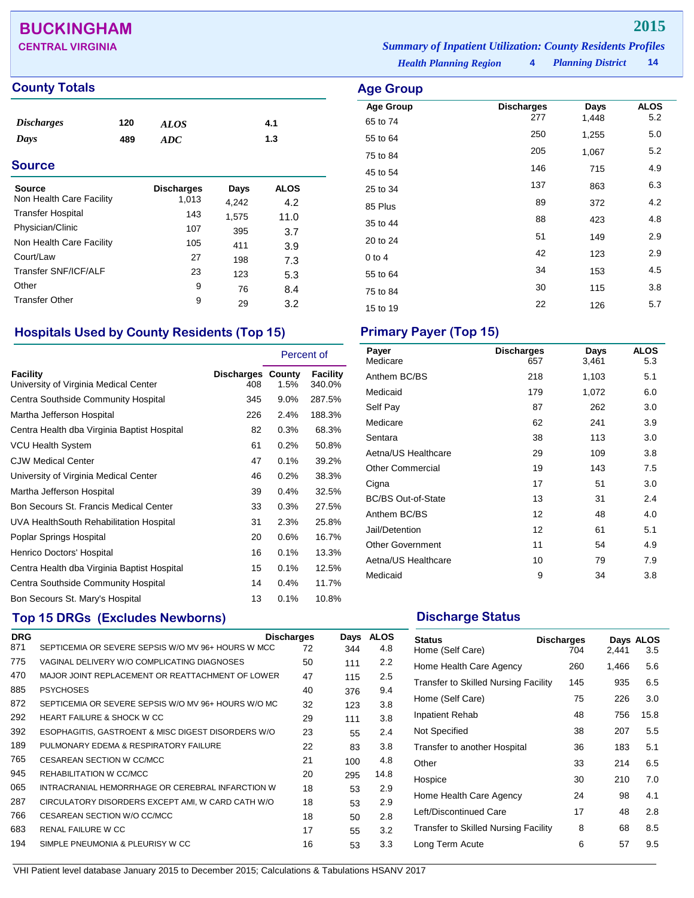# BUCKINGHAM

**CENTRAL VIRGINIA**

**2015**

*Summary of Inpatient Utilization: County Residents Profiles*

*Health Planning Region* **4** *Planning District* **14**

## County Totals

| | | | |
|---|---|---|---|
| *Discharges* | 120 | *ALOS* | 4.1 |
| *Days* | 489 | *ADC* | 1.3 |

## Source

| Source | Discharges | Days | ALOS |
|---|---|---|---|
| Non Health Care Facility | 1,013 | 4,242 | 4.2 |
| Transfer Hospital | 143 | 1,575 | 11.0 |
| Physician/Clinic | 107 | 395 | 3.7 |
| Non Health Care Facility | 105 | 411 | 3.9 |
| Court/Law | 27 | 198 | 7.3 |
| Transfer SNF/ICF/ALF | 23 | 123 | 5.3 |
| Other | 9 | 76 | 8.4 |
| Transfer Other | 9 | 29 | 3.2 |

## Age Group

| Age Group | Discharges | Days | ALOS |
|---|---|---|---|
| 65 to 74 | 277 | 1,448 | 5.2 |
| 55 to 64 | 250 | 1,255 | 5.0 |
| 75 to 84 | 205 | 1,067 | 5.2 |
| 45 to 54 | 146 | 715 | 4.9 |
| 25 to 34 | 137 | 863 | 6.3 |
| 85 Plus | 89 | 372 | 4.2 |
| 35 to 44 | 88 | 423 | 4.8 |
| 20 to 24 | 51 | 149 | 2.9 |
| 0 to 4 | 42 | 123 | 2.9 |
| 55 to 64 | 34 | 153 | 4.5 |
| 75 to 84 | 30 | 115 | 3.8 |
| 15 to 19 | 22 | 126 | 5.7 |

## Hospitals Used by County Residents (Top 15)

| Facility | Discharges | Percent of County | Percent of Facility |
|---|---|---|---|
| University of Virginia Medical Center | 408 | 1.5% | 340.0% |
| Centra Southside Community Hospital | 345 | 9.0% | 287.5% |
| Martha Jefferson Hospital | 226 | 2.4% | 188.3% |
| Centra Health dba Virginia Baptist Hospital | 82 | 0.3% | 68.3% |
| VCU Health System | 61 | 0.2% | 50.8% |
| CJW Medical Center | 47 | 0.1% | 39.2% |
| University of Virginia Medical Center | 46 | 0.2% | 38.3% |
| Martha Jefferson Hospital | 39 | 0.4% | 32.5% |
| Bon Secours St. Francis Medical Center | 33 | 0.3% | 27.5% |
| UVA HealthSouth Rehabilitation Hospital | 31 | 2.3% | 25.8% |
| Poplar Springs Hospital | 20 | 0.6% | 16.7% |
| Henrico Doctors' Hospital | 16 | 0.1% | 13.3% |
| Centra Health dba Virginia Baptist Hospital | 15 | 0.1% | 12.5% |
| Centra Southside Community Hospital | 14 | 0.4% | 11.7% |
| Bon Secours St. Mary's Hospital | 13 | 0.1% | 10.8% |

## Primary Payer (Top 15)

| Payer | Discharges | Days | ALOS |
|---|---|---|---|
| Medicare | 657 | 3,461 | 5.3 |
| Anthem BC/BS | 218 | 1,103 | 5.1 |
| Medicaid | 179 | 1,072 | 6.0 |
| Self Pay | 87 | 262 | 3.0 |
| Medicare | 62 | 241 | 3.9 |
| Sentara | 38 | 113 | 3.0 |
| Aetna/US Healthcare | 29 | 109 | 3.8 |
| Other Commercial | 19 | 143 | 7.5 |
| Cigna | 17 | 51 | 3.0 |
| BC/BS Out-of-State | 13 | 31 | 2.4 |
| Anthem BC/BS | 12 | 48 | 4.0 |
| Jail/Detention | 12 | 61 | 5.1 |
| Other Government | 11 | 54 | 4.9 |
| Aetna/US Healthcare | 10 | 79 | 7.9 |
| Medicaid | 9 | 34 | 3.8 |

## Top 15 DRGs (Excludes Newborns)

| DRG | | Discharges | Days | ALOS |
|---|---|---|---|---|
| 871 | SEPTICEMIA OR SEVERE SEPSIS W/O MV 96+ HOURS W MCC | 72 | 344 | 4.8 |
| 775 | VAGINAL DELIVERY W/O COMPLICATING DIAGNOSES | 50 | 111 | 2.2 |
| 470 | MAJOR JOINT REPLACEMENT OR REATTACHMENT OF LOWER | 47 | 115 | 2.5 |
| 885 | PSYCHOSES | 40 | 376 | 9.4 |
| 872 | SEPTICEMIA OR SEVERE SEPSIS W/O MV 96+ HOURS W/O MC | 32 | 123 | 3.8 |
| 292 | HEART FAILURE & SHOCK W CC | 29 | 111 | 3.8 |
| 392 | ESOPHAGITIS, GASTROENT & MISC DIGEST DISORDERS W/O | 23 | 55 | 2.4 |
| 189 | PULMONARY EDEMA & RESPIRATORY FAILURE | 22 | 83 | 3.8 |
| 765 | CESAREAN SECTION W CC/MCC | 21 | 100 | 4.8 |
| 945 | REHABILITATION W CC/MCC | 20 | 295 | 14.8 |
| 065 | INTRACRANIAL HEMORRHAGE OR CEREBRAL INFARCTION W | 18 | 53 | 2.9 |
| 287 | CIRCULATORY DISORDERS EXCEPT AMI, W CARD CATH W/O | 18 | 53 | 2.9 |
| 766 | CESAREAN SECTION W/O CC/MCC | 18 | 50 | 2.8 |
| 683 | RENAL FAILURE W CC | 17 | 55 | 3.2 |
| 194 | SIMPLE PNEUMONIA & PLEURISY W CC | 16 | 53 | 3.3 |

## Discharge Status

| Status | Discharges | Days | ALOS |
|---|---|---|---|
| Home (Self Care) | 704 | 2,441 | 3.5 |
| Home Health Care Agency | 260 | 1,466 | 5.6 |
| Transfer to Skilled Nursing Facility | 145 | 935 | 6.5 |
| Home (Self Care) | 75 | 226 | 3.0 |
| Inpatient Rehab | 48 | 756 | 15.8 |
| Not Specified | 38 | 207 | 5.5 |
| Transfer to another Hospital | 36 | 183 | 5.1 |
| Other | 33 | 214 | 6.5 |
| Hospice | 30 | 210 | 7.0 |
| Home Health Care Agency | 24 | 98 | 4.1 |
| Left/Discontinued Care | 17 | 48 | 2.8 |
| Transfer to Skilled Nursing Facility | 8 | 68 | 8.5 |
| Long Term Acute | 6 | 57 | 9.5 |

VHI Patient level database January 2015 to December 2015; Calculations & Tabulations HSANV 2017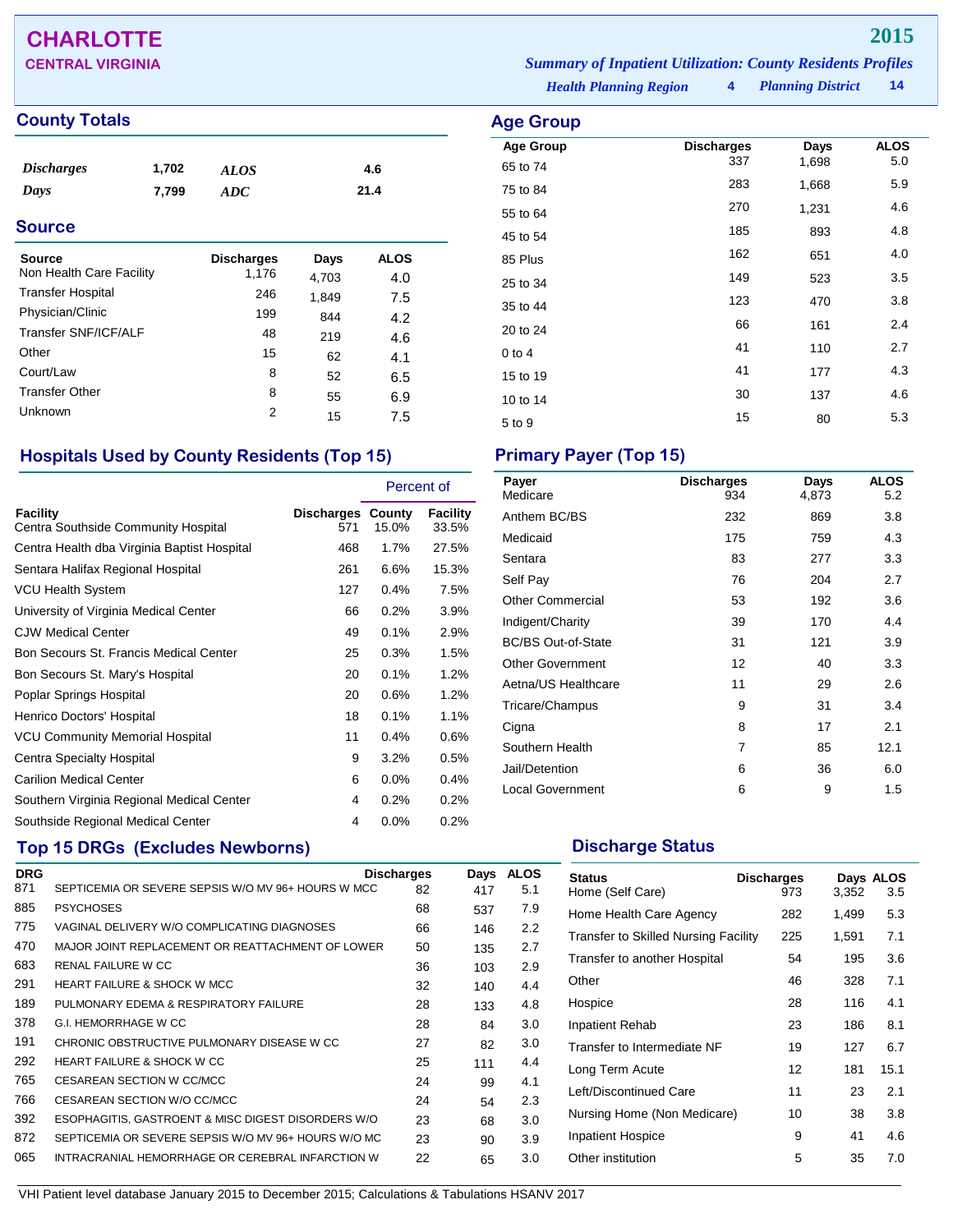# CHARLOTTE

## CENTRAL VIRGINIA

**2015**

*Summary of Inpatient Utilization: County Residents Profiles*

*Health Planning Region* 4 *Planning District* 14

## County Totals

| | | | |
|---|---|---|---|
| *Discharges* | 1,702 | *ALOS* | 4.6 |
| *Days* | 7,799 | *ADC* | 21.4 |

## Source

| Source | Discharges | Days | ALOS |
|---|---|---|---|
| Non Health Care Facility | 1,176 | 4,703 | 4.0 |
| Transfer Hospital | 246 | 1,849 | 7.5 |
| Physician/Clinic | 199 | 844 | 4.2 |
| Transfer SNF/ICF/ALF | 48 | 219 | 4.6 |
| Other | 15 | 62 | 4.1 |
| Court/Law | 8 | 52 | 6.5 |
| Transfer Other | 8 | 55 | 6.9 |
| Unknown | 2 | 15 | 7.5 |

## Age Group

| Age Group | Discharges | Days | ALOS |
|---|---|---|---|
| 65 to 74 | 337 | 1,698 | 5.0 |
| 75 to 84 | 283 | 1,668 | 5.9 |
| 55 to 64 | 270 | 1,231 | 4.6 |
| 45 to 54 | 185 | 893 | 4.8 |
| 85 Plus | 162 | 651 | 4.0 |
| 25 to 34 | 149 | 523 | 3.5 |
| 35 to 44 | 123 | 470 | 3.8 |
| 20 to 24 | 66 | 161 | 2.4 |
| 0 to 4 | 41 | 110 | 2.7 |
| 15 to 19 | 41 | 177 | 4.3 |
| 10 to 14 | 30 | 137 | 4.6 |
| 5 to 9 | 15 | 80 | 5.3 |

## Hospitals Used by County Residents (Top 15)

| | | Percent of | |
|---|---|---|---|
| Facility | Discharges | County | Facility |
| Centra Southside Community Hospital | 571 | 15.0% | 33.5% |
| Centra Health dba Virginia Baptist Hospital | 468 | 1.7% | 27.5% |
| Sentara Halifax Regional Hospital | 261 | 6.6% | 15.3% |
| VCU Health System | 127 | 0.4% | 7.5% |
| University of Virginia Medical Center | 66 | 0.2% | 3.9% |
| CJW Medical Center | 49 | 0.1% | 2.9% |
| Bon Secours St. Francis Medical Center | 25 | 0.3% | 1.5% |
| Bon Secours St. Mary's Hospital | 20 | 0.1% | 1.2% |
| Poplar Springs Hospital | 20 | 0.6% | 1.2% |
| Henrico Doctors' Hospital | 18 | 0.1% | 1.1% |
| VCU Community Memorial Hospital | 11 | 0.4% | 0.6% |
| Centra Specialty Hospital | 9 | 3.2% | 0.5% |
| Carilion Medical Center | 6 | 0.0% | 0.4% |
| Southern Virginia Regional Medical Center | 4 | 0.2% | 0.2% |
| Southside Regional Medical Center | 4 | 0.0% | 0.2% |

## Primary Payer (Top 15)

| Payer | Discharges | Days | ALOS |
|---|---|---|---|
| Medicare | 934 | 4,873 | 5.2 |
| Anthem BC/BS | 232 | 869 | 3.8 |
| Medicaid | 175 | 759 | 4.3 |
| Sentara | 83 | 277 | 3.3 |
| Self Pay | 76 | 204 | 2.7 |
| Other Commercial | 53 | 192 | 3.6 |
| Indigent/Charity | 39 | 170 | 4.4 |
| BC/BS Out-of-State | 31 | 121 | 3.9 |
| Other Government | 12 | 40 | 3.3 |
| Aetna/US Healthcare | 11 | 29 | 2.6 |
| Tricare/Champus | 9 | 31 | 3.4 |
| Cigna | 8 | 17 | 2.1 |
| Southern Health | 7 | 85 | 12.1 |
| Jail/Detention | 6 | 36 | 6.0 |
| Local Government | 6 | 9 | 1.5 |

## Top 15 DRGs (Excludes Newborns)

| DRG | | Discharges | Days | ALOS |
|---|---|---|---|---|
| 871 | SEPTICEMIA OR SEVERE SEPSIS W/O MV 96+ HOURS W MCC | 82 | 417 | 5.1 |
| 885 | PSYCHOSES | 68 | 537 | 7.9 |
| 775 | VAGINAL DELIVERY W/O COMPLICATING DIAGNOSES | 66 | 146 | 2.2 |
| 470 | MAJOR JOINT REPLACEMENT OR REATTACHMENT OF LOWER | 50 | 135 | 2.7 |
| 683 | RENAL FAILURE W CC | 36 | 103 | 2.9 |
| 291 | HEART FAILURE & SHOCK W MCC | 32 | 140 | 4.4 |
| 189 | PULMONARY EDEMA & RESPIRATORY FAILURE | 28 | 133 | 4.8 |
| 378 | G.I. HEMORRHAGE W CC | 28 | 84 | 3.0 |
| 191 | CHRONIC OBSTRUCTIVE PULMONARY DISEASE W CC | 27 | 82 | 3.0 |
| 292 | HEART FAILURE & SHOCK W CC | 25 | 111 | 4.4 |
| 765 | CESAREAN SECTION W CC/MCC | 24 | 99 | 4.1 |
| 766 | CESAREAN SECTION W/O CC/MCC | 24 | 54 | 2.3 |
| 392 | ESOPHAGITIS, GASTROENT & MISC DIGEST DISORDERS W/O | 23 | 68 | 3.0 |
| 872 | SEPTICEMIA OR SEVERE SEPSIS W/O MV 96+ HOURS W/O MC | 23 | 90 | 3.9 |
| 065 | INTRACRANIAL HEMORRHAGE OR CEREBRAL INFARCTION W | 22 | 65 | 3.0 |

## Discharge Status

| Status | Discharges | Days | ALOS |
|---|---|---|---|
| Home (Self Care) | 973 | 3,352 | 3.5 |
| Home Health Care Agency | 282 | 1,499 | 5.3 |
| Transfer to Skilled Nursing Facility | 225 | 1,591 | 7.1 |
| Transfer to another Hospital | 54 | 195 | 3.6 |
| Other | 46 | 328 | 7.1 |
| Hospice | 28 | 116 | 4.1 |
| Inpatient Rehab | 23 | 186 | 8.1 |
| Transfer to Intermediate NF | 19 | 127 | 6.7 |
| Long Term Acute | 12 | 181 | 15.1 |
| Left/Discontinued Care | 11 | 23 | 2.1 |
| Nursing Home (Non Medicare) | 10 | 38 | 3.8 |
| Inpatient Hospice | 9 | 41 | 4.6 |
| Other institution | 5 | 35 | 7.0 |

VHI Patient level database January 2015 to December 2015; Calculations & Tabulations HSANV 2017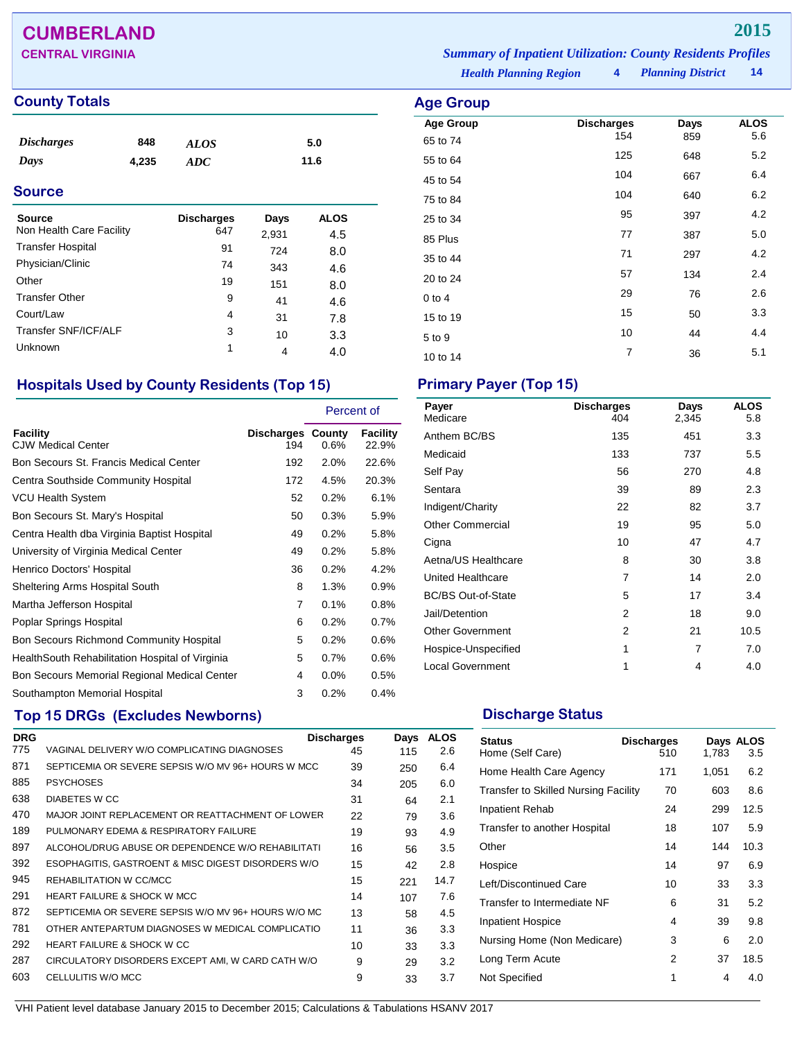# CUMBERLAND

**CENTRAL VIRGINIA**

**2015**

*Summary of Inpatient Utilization: County Residents Profiles*

*Health Planning Region* **4** *Planning District* **14**

## County Totals

| | | | |
|---|---|---|---|
| *Discharges* | 848 | *ALOS* | 5.0 |
| *Days* | 4,235 | *ADC* | 11.6 |

## Source

| Source | Discharges | Days | ALOS |
|---|---|---|---|
| Non Health Care Facility | 647 | 2,931 | 4.5 |
| Transfer Hospital | 91 | 724 | 8.0 |
| Physician/Clinic | 74 | 343 | 4.6 |
| Other | 19 | 151 | 8.0 |
| Transfer Other | 9 | 41 | 4.6 |
| Court/Law | 4 | 31 | 7.8 |
| Transfer SNF/ICF/ALF | 3 | 10 | 3.3 |
| Unknown | 1 | 4 | 4.0 |

## Age Group

| Age Group | Discharges | Days | ALOS |
|---|---|---|---|
| 65 to 74 | 154 | 859 | 5.6 |
| 55 to 64 | 125 | 648 | 5.2 |
| 45 to 54 | 104 | 667 | 6.4 |
| 75 to 84 | 104 | 640 | 6.2 |
| 25 to 34 | 95 | 397 | 4.2 |
| 85 Plus | 77 | 387 | 5.0 |
| 35 to 44 | 71 | 297 | 4.2 |
| 20 to 24 | 57 | 134 | 2.4 |
| 0 to 4 | 29 | 76 | 2.6 |
| 15 to 19 | 15 | 50 | 3.3 |
| 5 to 9 | 10 | 44 | 4.4 |
| 10 to 14 | 7 | 36 | 5.1 |

## Hospitals Used by County Residents (Top 15)

| | | Percent of | |
|---|---|---|---|
| Facility | Discharges | County | Facility |
| CJW Medical Center | 194 | 0.6% | 22.9% |
| Bon Secours St. Francis Medical Center | 192 | 2.0% | 22.6% |
| Centra Southside Community Hospital | 172 | 4.5% | 20.3% |
| VCU Health System | 52 | 0.2% | 6.1% |
| Bon Secours St. Mary's Hospital | 50 | 0.3% | 5.9% |
| Centra Health dba Virginia Baptist Hospital | 49 | 0.2% | 5.8% |
| University of Virginia Medical Center | 49 | 0.2% | 5.8% |
| Henrico Doctors' Hospital | 36 | 0.2% | 4.2% |
| Sheltering Arms Hospital South | 8 | 1.3% | 0.9% |
| Martha Jefferson Hospital | 7 | 0.1% | 0.8% |
| Poplar Springs Hospital | 6 | 0.2% | 0.7% |
| Bon Secours Richmond Community Hospital | 5 | 0.2% | 0.6% |
| HealthSouth Rehabilitation Hospital of Virginia | 5 | 0.7% | 0.6% |
| Bon Secours Memorial Regional Medical Center | 4 | 0.0% | 0.5% |
| Southampton Memorial Hospital | 3 | 0.2% | 0.4% |

## Primary Payer (Top 15)

| Payer | Discharges | Days | ALOS |
|---|---|---|---|
| Medicare | 404 | 2,345 | 5.8 |
| Anthem BC/BS | 135 | 451 | 3.3 |
| Medicaid | 133 | 737 | 5.5 |
| Self Pay | 56 | 270 | 4.8 |
| Sentara | 39 | 89 | 2.3 |
| Indigent/Charity | 22 | 82 | 3.7 |
| Other Commercial | 19 | 95 | 5.0 |
| Cigna | 10 | 47 | 4.7 |
| Aetna/US Healthcare | 8 | 30 | 3.8 |
| United Healthcare | 7 | 14 | 2.0 |
| BC/BS Out-of-State | 5 | 17 | 3.4 |
| Jail/Detention | 2 | 18 | 9.0 |
| Other Government | 2 | 21 | 10.5 |
| Hospice-Unspecified | 1 | 7 | 7.0 |
| Local Government | 1 | 4 | 4.0 |

## Top 15 DRGs (Excludes Newborns)

| DRG | | Discharges | Days | ALOS |
|---|---|---|---|---|
| 775 | VAGINAL DELIVERY W/O COMPLICATING DIAGNOSES | 45 | 115 | 2.6 |
| 871 | SEPTICEMIA OR SEVERE SEPSIS W/O MV 96+ HOURS W MCC | 39 | 250 | 6.4 |
| 885 | PSYCHOSES | 34 | 205 | 6.0 |
| 638 | DIABETES W CC | 31 | 64 | 2.1 |
| 470 | MAJOR JOINT REPLACEMENT OR REATTACHMENT OF LOWER | 22 | 79 | 3.6 |
| 189 | PULMONARY EDEMA & RESPIRATORY FAILURE | 19 | 93 | 4.9 |
| 897 | ALCOHOL/DRUG ABUSE OR DEPENDENCE W/O REHABILITATI | 16 | 56 | 3.5 |
| 392 | ESOPHAGITIS, GASTROENT & MISC DIGEST DISORDERS W/O | 15 | 42 | 2.8 |
| 945 | REHABILITATION W CC/MCC | 15 | 221 | 14.7 |
| 291 | HEART FAILURE & SHOCK W MCC | 14 | 107 | 7.6 |
| 872 | SEPTICEMIA OR SEVERE SEPSIS W/O MV 96+ HOURS W/O MC | 13 | 58 | 4.5 |
| 781 | OTHER ANTEPARTUM DIAGNOSES W MEDICAL COMPLICATIO | 11 | 36 | 3.3 |
| 292 | HEART FAILURE & SHOCK W CC | 10 | 33 | 3.3 |
| 287 | CIRCULATORY DISORDERS EXCEPT AMI, W CARD CATH W/O | 9 | 29 | 3.2 |
| 603 | CELLULITIS W/O MCC | 9 | 33 | 3.7 |

## Discharge Status

| Status | Discharges | Days | ALOS |
|---|---|---|---|
| Home (Self Care) | 510 | 1,783 | 3.5 |
| Home Health Care Agency | 171 | 1,051 | 6.2 |
| Transfer to Skilled Nursing Facility | 70 | 603 | 8.6 |
| Inpatient Rehab | 24 | 299 | 12.5 |
| Transfer to another Hospital | 18 | 107 | 5.9 |
| Other | 14 | 144 | 10.3 |
| Hospice | 14 | 97 | 6.9 |
| Left/Discontinued Care | 10 | 33 | 3.3 |
| Transfer to Intermediate NF | 6 | 31 | 5.2 |
| Inpatient Hospice | 4 | 39 | 9.8 |
| Nursing Home (Non Medicare) | 3 | 6 | 2.0 |
| Long Term Acute | 2 | 37 | 18.5 |
| Not Specified | 1 | 4 | 4.0 |

VHI Patient level database January 2015 to December 2015; Calculations & Tabulations HSANV 2017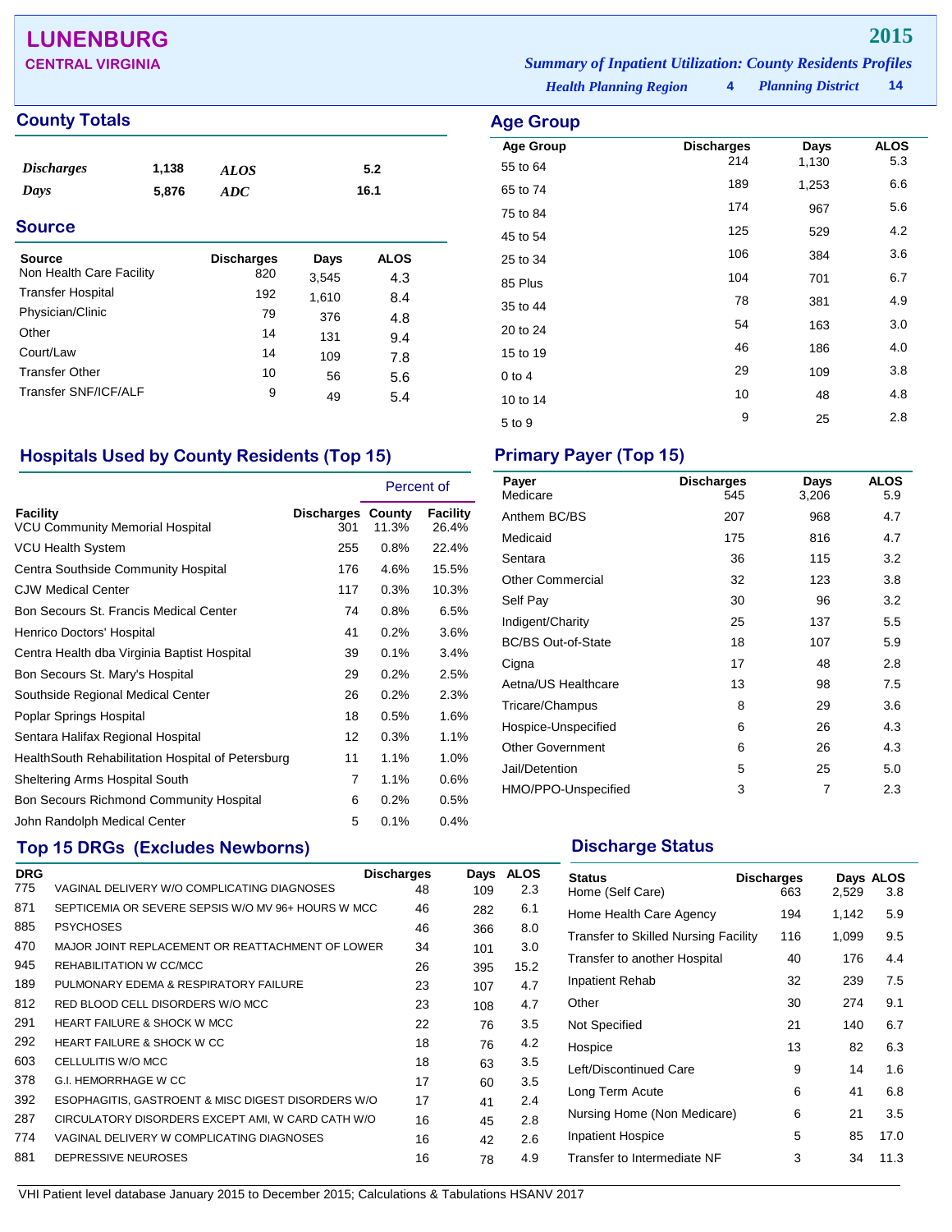# LUNENBURG

## CENTRAL VIRGINIA

**2015**

*Summary of Inpatient Utilization: County Residents Profiles*

*Health Planning Region* **4** *Planning District* **14**

## County Totals

| | | | |
|---|---|---|---|
| *Discharges* | 1,138 | *ALOS* | 5.2 |
| *Days* | 5,876 | *ADC* | 16.1 |

## Source

| Source | Discharges | Days | ALOS |
|---|---|---|---|
| Non Health Care Facility | 820 | 3,545 | 4.3 |
| Transfer Hospital | 192 | 1,610 | 8.4 |
| Physician/Clinic | 79 | 376 | 4.8 |
| Other | 14 | 131 | 9.4 |
| Court/Law | 14 | 109 | 7.8 |
| Transfer Other | 10 | 56 | 5.6 |
| Transfer SNF/ICF/ALF | 9 | 49 | 5.4 |

## Age Group

| Age Group | Discharges | Days | ALOS |
|---|---|---|---|
| 55 to 64 | 214 | 1,130 | 5.3 |
| 65 to 74 | 189 | 1,253 | 6.6 |
| 75 to 84 | 174 | 967 | 5.6 |
| 45 to 54 | 125 | 529 | 4.2 |
| 25 to 34 | 106 | 384 | 3.6 |
| 85 Plus | 104 | 701 | 6.7 |
| 35 to 44 | 78 | 381 | 4.9 |
| 20 to 24 | 54 | 163 | 3.0 |
| 15 to 19 | 46 | 186 | 4.0 |
| 0 to 4 | 29 | 109 | 3.8 |
| 10 to 14 | 10 | 48 | 4.8 |
| 5 to 9 | 9 | 25 | 2.8 |

## Hospitals Used by County Residents (Top 15)

| | | Percent of | |
|---|---|---|---|
| Facility | Discharges | County | Facility |
| VCU Community Memorial Hospital | 301 | 11.3% | 26.4% |
| VCU Health System | 255 | 0.8% | 22.4% |
| Centra Southside Community Hospital | 176 | 4.6% | 15.5% |
| CJW Medical Center | 117 | 0.3% | 10.3% |
| Bon Secours St. Francis Medical Center | 74 | 0.8% | 6.5% |
| Henrico Doctors' Hospital | 41 | 0.2% | 3.6% |
| Centra Health dba Virginia Baptist Hospital | 39 | 0.1% | 3.4% |
| Bon Secours St. Mary's Hospital | 29 | 0.2% | 2.5% |
| Southside Regional Medical Center | 26 | 0.2% | 2.3% |
| Poplar Springs Hospital | 18 | 0.5% | 1.6% |
| Sentara Halifax Regional Hospital | 12 | 0.3% | 1.1% |
| HealthSouth Rehabilitation Hospital of Petersburg | 11 | 1.1% | 1.0% |
| Sheltering Arms Hospital South | 7 | 1.1% | 0.6% |
| Bon Secours Richmond Community Hospital | 6 | 0.2% | 0.5% |
| John Randolph Medical Center | 5 | 0.1% | 0.4% |

## Primary Payer (Top 15)

| Payer | Discharges | Days | ALOS |
|---|---|---|---|
| Medicare | 545 | 3,206 | 5.9 |
| Anthem BC/BS | 207 | 968 | 4.7 |
| Medicaid | 175 | 816 | 4.7 |
| Sentara | 36 | 115 | 3.2 |
| Other Commercial | 32 | 123 | 3.8 |
| Self Pay | 30 | 96 | 3.2 |
| Indigent/Charity | 25 | 137 | 5.5 |
| BC/BS Out-of-State | 18 | 107 | 5.9 |
| Cigna | 17 | 48 | 2.8 |
| Aetna/US Healthcare | 13 | 98 | 7.5 |
| Tricare/Champus | 8 | 29 | 3.6 |
| Hospice-Unspecified | 6 | 26 | 4.3 |
| Other Government | 6 | 26 | 4.3 |
| Jail/Detention | 5 | 25 | 5.0 |
| HMO/PPO-Unspecified | 3 | 7 | 2.3 |

## Top 15 DRGs (Excludes Newborns)

| DRG | | Discharges | Days | ALOS |
|---|---|---|---|---|
| 775 | VAGINAL DELIVERY W/O COMPLICATING DIAGNOSES | 48 | 109 | 2.3 |
| 871 | SEPTICEMIA OR SEVERE SEPSIS W/O MV 96+ HOURS W MCC | 46 | 282 | 6.1 |
| 885 | PSYCHOSES | 46 | 366 | 8.0 |
| 470 | MAJOR JOINT REPLACEMENT OR REATTACHMENT OF LOWER | 34 | 101 | 3.0 |
| 945 | REHABILITATION W CC/MCC | 26 | 395 | 15.2 |
| 189 | PULMONARY EDEMA & RESPIRATORY FAILURE | 23 | 107 | 4.7 |
| 812 | RED BLOOD CELL DISORDERS W/O MCC | 23 | 108 | 4.7 |
| 291 | HEART FAILURE & SHOCK W MCC | 22 | 76 | 3.5 |
| 292 | HEART FAILURE & SHOCK W CC | 18 | 76 | 4.2 |
| 603 | CELLULITIS W/O MCC | 18 | 63 | 3.5 |
| 378 | G.I. HEMORRHAGE W CC | 17 | 60 | 3.5 |
| 392 | ESOPHAGITIS, GASTROENT & MISC DIGEST DISORDERS W/O | 17 | 41 | 2.4 |
| 287 | CIRCULATORY DISORDERS EXCEPT AMI, W CARD CATH W/O | 16 | 45 | 2.8 |
| 774 | VAGINAL DELIVERY W COMPLICATING DIAGNOSES | 16 | 42 | 2.6 |
| 881 | DEPRESSIVE NEUROSES | 16 | 78 | 4.9 |

## Discharge Status

| Status | Discharges | Days | ALOS |
|---|---|---|---|
| Home (Self Care) | 663 | 2,529 | 3.8 |
| Home Health Care Agency | 194 | 1,142 | 5.9 |
| Transfer to Skilled Nursing Facility | 116 | 1,099 | 9.5 |
| Transfer to another Hospital | 40 | 176 | 4.4 |
| Inpatient Rehab | 32 | 239 | 7.5 |
| Other | 30 | 274 | 9.1 |
| Not Specified | 21 | 140 | 6.7 |
| Hospice | 13 | 82 | 6.3 |
| Left/Discontinued Care | 9 | 14 | 1.6 |
| Long Term Acute | 6 | 41 | 6.8 |
| Nursing Home (Non Medicare) | 6 | 21 | 3.5 |
| Inpatient Hospice | 5 | 85 | 17.0 |
| Transfer to Intermediate NF | 3 | 34 | 11.3 |

VHI Patient level database January 2015 to December 2015; Calculations & Tabulations HSANV 2017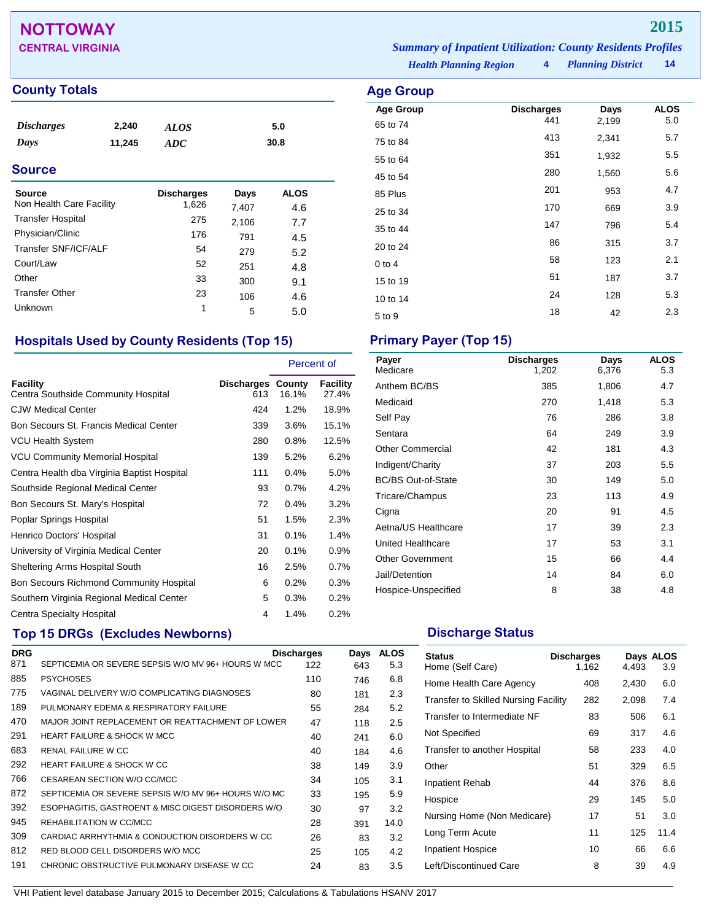# NOTTOWAY

**CENTRAL VIRGINIA**

**2015**

*Summary of Inpatient Utilization: County Residents Profiles*

*Health Planning Region* **4** *Planning District* **14**

## County Totals

| | | | |
|---|---|---|---|
| *Discharges* | 2,240 | *ALOS* | 5.0 |
| *Days* | 11,245 | *ADC* | 30.8 |

## Source

| Source | Discharges | Days | ALOS |
|---|---|---|---|
| Non Health Care Facility | 1,626 | 7,407 | 4.6 |
| Transfer Hospital | 275 | 2,106 | 7.7 |
| Physician/Clinic | 176 | 791 | 4.5 |
| Transfer SNF/ICF/ALF | 54 | 279 | 5.2 |
| Court/Law | 52 | 251 | 4.8 |
| Other | 33 | 300 | 9.1 |
| Transfer Other | 23 | 106 | 4.6 |
| Unknown | 1 | 5 | 5.0 |

## Age Group

| Age Group | Discharges | Days | ALOS |
|---|---|---|---|
| 65 to 74 | 441 | 2,199 | 5.0 |
| 75 to 84 | 413 | 2,341 | 5.7 |
| 55 to 64 | 351 | 1,932 | 5.5 |
| 45 to 54 | 280 | 1,560 | 5.6 |
| 85 Plus | 201 | 953 | 4.7 |
| 25 to 34 | 170 | 669 | 3.9 |
| 35 to 44 | 147 | 796 | 5.4 |
| 20 to 24 | 86 | 315 | 3.7 |
| 0 to 4 | 58 | 123 | 2.1 |
| 15 to 19 | 51 | 187 | 3.7 |
| 10 to 14 | 24 | 128 | 5.3 |
| 5 to 9 | 18 | 42 | 2.3 |

## Hospitals Used by County Residents (Top 15)

| | | Percent of | |
|---|---|---|---|
| Facility | Discharges | County | Facility |
| Centra Southside Community Hospital | 613 | 16.1% | 27.4% |
| CJW Medical Center | 424 | 1.2% | 18.9% |
| Bon Secours St. Francis Medical Center | 339 | 3.6% | 15.1% |
| VCU Health System | 280 | 0.8% | 12.5% |
| VCU Community Memorial Hospital | 139 | 5.2% | 6.2% |
| Centra Health dba Virginia Baptist Hospital | 111 | 0.4% | 5.0% |
| Southside Regional Medical Center | 93 | 0.7% | 4.2% |
| Bon Secours St. Mary's Hospital | 72 | 0.4% | 3.2% |
| Poplar Springs Hospital | 51 | 1.5% | 2.3% |
| Henrico Doctors' Hospital | 31 | 0.1% | 1.4% |
| University of Virginia Medical Center | 20 | 0.1% | 0.9% |
| Sheltering Arms Hospital South | 16 | 2.5% | 0.7% |
| Bon Secours Richmond Community Hospital | 6 | 0.2% | 0.3% |
| Southern Virginia Regional Medical Center | 5 | 0.3% | 0.2% |
| Centra Specialty Hospital | 4 | 1.4% | 0.2% |

## Primary Payer (Top 15)

| Payer | Discharges | Days | ALOS |
|---|---|---|---|
| Medicare | 1,202 | 6,376 | 5.3 |
| Anthem BC/BS | 385 | 1,806 | 4.7 |
| Medicaid | 270 | 1,418 | 5.3 |
| Self Pay | 76 | 286 | 3.8 |
| Sentara | 64 | 249 | 3.9 |
| Other Commercial | 42 | 181 | 4.3 |
| Indigent/Charity | 37 | 203 | 5.5 |
| BC/BS Out-of-State | 30 | 149 | 5.0 |
| Tricare/Champus | 23 | 113 | 4.9 |
| Cigna | 20 | 91 | 4.5 |
| Aetna/US Healthcare | 17 | 39 | 2.3 |
| United Healthcare | 17 | 53 | 3.1 |
| Other Government | 15 | 66 | 4.4 |
| Jail/Detention | 14 | 84 | 6.0 |
| Hospice-Unspecified | 8 | 38 | 4.8 |

## Top 15 DRGs (Excludes Newborns)

| DRG | | Discharges | Days | ALOS |
|---|---|---|---|---|
| 871 | SEPTICEMIA OR SEVERE SEPSIS W/O MV 96+ HOURS W MCC | 122 | 643 | 5.3 |
| 885 | PSYCHOSES | 110 | 746 | 6.8 |
| 775 | VAGINAL DELIVERY W/O COMPLICATING DIAGNOSES | 80 | 181 | 2.3 |
| 189 | PULMONARY EDEMA & RESPIRATORY FAILURE | 55 | 284 | 5.2 |
| 470 | MAJOR JOINT REPLACEMENT OR REATTACHMENT OF LOWER | 47 | 118 | 2.5 |
| 291 | HEART FAILURE & SHOCK W MCC | 40 | 241 | 6.0 |
| 683 | RENAL FAILURE W CC | 40 | 184 | 4.6 |
| 292 | HEART FAILURE & SHOCK W CC | 38 | 149 | 3.9 |
| 766 | CESAREAN SECTION W/O CC/MCC | 34 | 105 | 3.1 |
| 872 | SEPTICEMIA OR SEVERE SEPSIS W/O MV 96+ HOURS W/O MC | 33 | 195 | 5.9 |
| 392 | ESOPHAGITIS, GASTROENT & MISC DIGEST DISORDERS W/O | 30 | 97 | 3.2 |
| 945 | REHABILITATION W CC/MCC | 28 | 391 | 14.0 |
| 309 | CARDIAC ARRHYTHMIA & CONDUCTION DISORDERS W CC | 26 | 83 | 3.2 |
| 812 | RED BLOOD CELL DISORDERS W/O MCC | 25 | 105 | 4.2 |
| 191 | CHRONIC OBSTRUCTIVE PULMONARY DISEASE W CC | 24 | 83 | 3.5 |

## Discharge Status

| Status | Discharges | Days | ALOS |
|---|---|---|---|
| Home (Self Care) | 1,162 | 4,493 | 3.9 |
| Home Health Care Agency | 408 | 2,430 | 6.0 |
| Transfer to Skilled Nursing Facility | 282 | 2,098 | 7.4 |
| Transfer to Intermediate NF | 83 | 506 | 6.1 |
| Not Specified | 69 | 317 | 4.6 |
| Transfer to another Hospital | 58 | 233 | 4.0 |
| Other | 51 | 329 | 6.5 |
| Inpatient Rehab | 44 | 376 | 8.6 |
| Hospice | 29 | 145 | 5.0 |
| Nursing Home (Non Medicare) | 17 | 51 | 3.0 |
| Long Term Acute | 11 | 125 | 11.4 |
| Inpatient Hospice | 10 | 66 | 6.6 |
| Left/Discontinued Care | 8 | 39 | 4.9 |

VHI Patient level database January 2015 to December 2015; Calculations & Tabulations HSANV 2017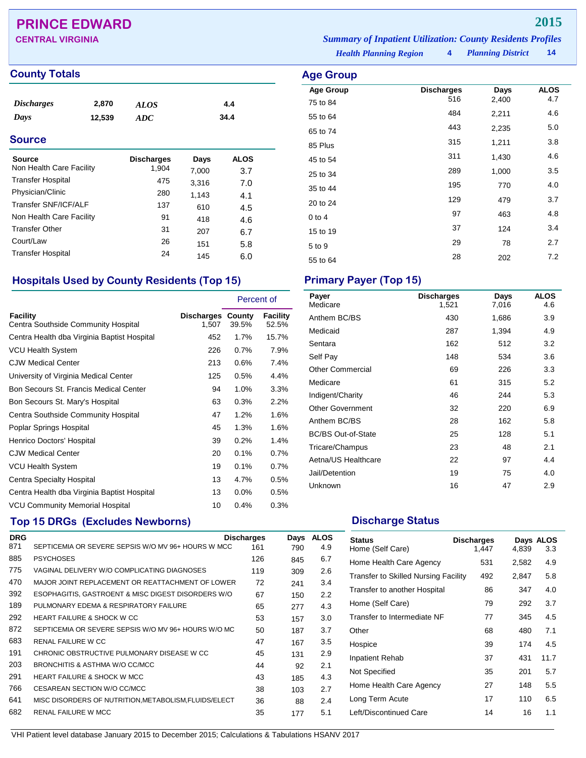# PRINCE EDWARD

**2015**

**CENTRAL VIRGINIA**

*Summary of Inpatient Utilization: County Residents Profiles*

*Health Planning Region* **4** *Planning District* **14**

## County Totals

| | | | |
|---|---|---|---|
| *Discharges* | 2,870 | *ALOS* | 4.4 |
| *Days* | 12,539 | *ADC* | 34.4 |

## Source

| Source | Discharges | Days | ALOS |
|---|---|---|---|
| Non Health Care Facility | 1,904 | 7,000 | 3.7 |
| Transfer Hospital | 475 | 3,316 | 7.0 |
| Physician/Clinic | 280 | 1,143 | 4.1 |
| Transfer SNF/ICF/ALF | 137 | 610 | 4.5 |
| Non Health Care Facility | 91 | 418 | 4.6 |
| Transfer Other | 31 | 207 | 6.7 |
| Court/Law | 26 | 151 | 5.8 |
| Transfer Hospital | 24 | 145 | 6.0 |

## Age Group

| Age Group | Discharges | Days | ALOS |
|---|---|---|---|
| 75 to 84 | 516 | 2,400 | 4.7 |
| 55 to 64 | 484 | 2,211 | 4.6 |
| 65 to 74 | 443 | 2,235 | 5.0 |
| 85 Plus | 315 | 1,211 | 3.8 |
| 45 to 54 | 311 | 1,430 | 4.6 |
| 25 to 34 | 289 | 1,000 | 3.5 |
| 35 to 44 | 195 | 770 | 4.0 |
| 20 to 24 | 129 | 479 | 3.7 |
| 0 to 4 | 97 | 463 | 4.8 |
| 15 to 19 | 37 | 124 | 3.4 |
| 5 to 9 | 29 | 78 | 2.7 |
| 55 to 64 | 28 | 202 | 7.2 |

## Hospitals Used by County Residents (Top 15)

| | | Percent of | |
|---|---|---|---|
| Facility | Discharges | County | Facility |
| Centra Southside Community Hospital | 1,507 | 39.5% | 52.5% |
| Centra Health dba Virginia Baptist Hospital | 452 | 1.7% | 15.7% |
| VCU Health System | 226 | 0.7% | 7.9% |
| CJW Medical Center | 213 | 0.6% | 7.4% |
| University of Virginia Medical Center | 125 | 0.5% | 4.4% |
| Bon Secours St. Francis Medical Center | 94 | 1.0% | 3.3% |
| Bon Secours St. Mary's Hospital | 63 | 0.3% | 2.2% |
| Centra Southside Community Hospital | 47 | 1.2% | 1.6% |
| Poplar Springs Hospital | 45 | 1.3% | 1.6% |
| Henrico Doctors' Hospital | 39 | 0.2% | 1.4% |
| CJW Medical Center | 20 | 0.1% | 0.7% |
| VCU Health System | 19 | 0.1% | 0.7% |
| Centra Specialty Hospital | 13 | 4.7% | 0.5% |
| Centra Health dba Virginia Baptist Hospital | 13 | 0.0% | 0.5% |
| VCU Community Memorial Hospital | 10 | 0.4% | 0.3% |

## Primary Payer (Top 15)

| Payer | Discharges | Days | ALOS |
|---|---|---|---|
| Medicare | 1,521 | 7,016 | 4.6 |
| Anthem BC/BS | 430 | 1,686 | 3.9 |
| Medicaid | 287 | 1,394 | 4.9 |
| Sentara | 162 | 512 | 3.2 |
| Self Pay | 148 | 534 | 3.6 |
| Other Commercial | 69 | 226 | 3.3 |
| Medicare | 61 | 315 | 5.2 |
| Indigent/Charity | 46 | 244 | 5.3 |
| Other Government | 32 | 220 | 6.9 |
| Anthem BC/BS | 28 | 162 | 5.8 |
| BC/BS Out-of-State | 25 | 128 | 5.1 |
| Tricare/Champus | 23 | 48 | 2.1 |
| Aetna/US Healthcare | 22 | 97 | 4.4 |
| Jail/Detention | 19 | 75 | 4.0 |
| Unknown | 16 | 47 | 2.9 |

## Top 15 DRGs (Excludes Newborns)

| DRG | | Discharges | Days | ALOS |
|---|---|---|---|---|
| 871 | SEPTICEMIA OR SEVERE SEPSIS W/O MV 96+ HOURS W MCC | 161 | 790 | 4.9 |
| 885 | PSYCHOSES | 126 | 845 | 6.7 |
| 775 | VAGINAL DELIVERY W/O COMPLICATING DIAGNOSES | 119 | 309 | 2.6 |
| 470 | MAJOR JOINT REPLACEMENT OR REATTACHMENT OF LOWER | 72 | 241 | 3.4 |
| 392 | ESOPHAGITIS, GASTROENT & MISC DIGEST DISORDERS W/O | 67 | 150 | 2.2 |
| 189 | PULMONARY EDEMA & RESPIRATORY FAILURE | 65 | 277 | 4.3 |
| 292 | HEART FAILURE & SHOCK W CC | 53 | 157 | 3.0 |
| 872 | SEPTICEMIA OR SEVERE SEPSIS W/O MV 96+ HOURS W/O MC | 50 | 187 | 3.7 |
| 683 | RENAL FAILURE W CC | 47 | 167 | 3.5 |
| 191 | CHRONIC OBSTRUCTIVE PULMONARY DISEASE W CC | 45 | 131 | 2.9 |
| 203 | BRONCHITIS & ASTHMA W/O CC/MCC | 44 | 92 | 2.1 |
| 291 | HEART FAILURE & SHOCK W MCC | 43 | 185 | 4.3 |
| 766 | CESAREAN SECTION W/O CC/MCC | 38 | 103 | 2.7 |
| 641 | MISC DISORDERS OF NUTRITION,METABOLISM,FLUIDS/ELECT | 36 | 88 | 2.4 |
| 682 | RENAL FAILURE W MCC | 35 | 177 | 5.1 |

## Discharge Status

| Status | Discharges | Days | ALOS |
|---|---|---|---|
| Home (Self Care) | 1,447 | 4,839 | 3.3 |
| Home Health Care Agency | 531 | 2,582 | 4.9 |
| Transfer to Skilled Nursing Facility | 492 | 2,847 | 5.8 |
| Transfer to another Hospital | 86 | 347 | 4.0 |
| Home (Self Care) | 79 | 292 | 3.7 |
| Transfer to Intermediate NF | 77 | 345 | 4.5 |
| Other | 68 | 480 | 7.1 |
| Hospice | 39 | 174 | 4.5 |
| Inpatient Rehab | 37 | 431 | 11.7 |
| Not Specified | 35 | 201 | 5.7 |
| Home Health Care Agency | 27 | 148 | 5.5 |
| Long Term Acute | 17 | 110 | 6.5 |
| Left/Discontinued Care | 14 | 16 | 1.1 |

VHI Patient level database January 2015 to December 2015; Calculations & Tabulations HSANV 2017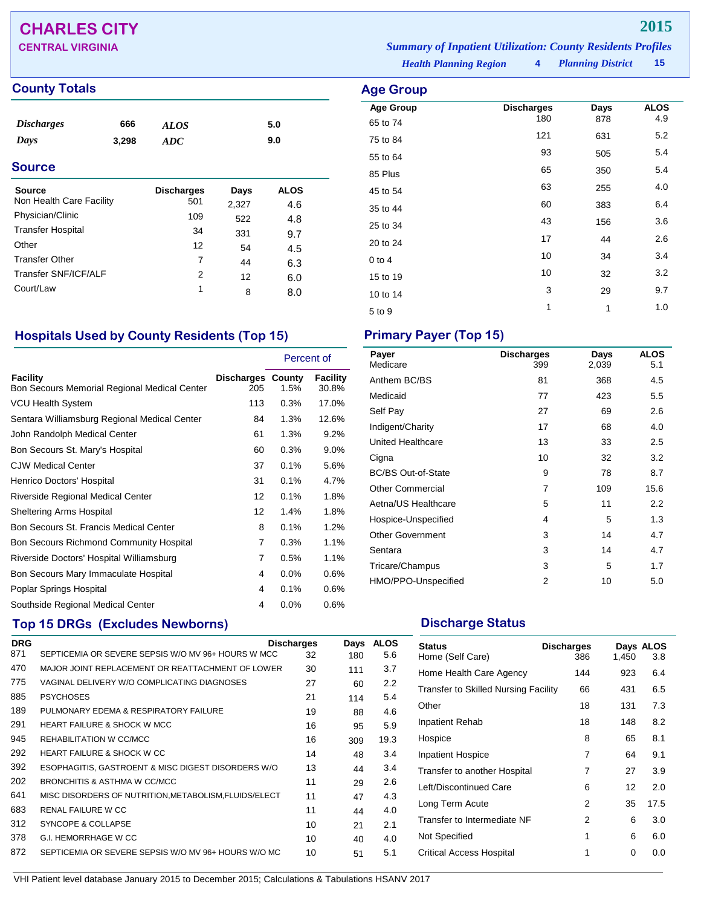# CHARLES CITY

## CENTRAL VIRGINIA

**2015**

*Summary of Inpatient Utilization: County Residents Profiles*

*Health Planning Region* **4** *Planning District* **15**

## County Totals

| | | | |
|---|---|---|---|
| *Discharges* | 666 | *ALOS* | 5.0 |
| *Days* | 3,298 | *ADC* | 9.0 |

## Source

| Source | Discharges | Days | ALOS |
|---|---|---|---|
| Non Health Care Facility | 501 | 2,327 | 4.6 |
| Physician/Clinic | 109 | 522 | 4.8 |
| Transfer Hospital | 34 | 331 | 9.7 |
| Other | 12 | 54 | 4.5 |
| Transfer Other | 7 | 44 | 6.3 |
| Transfer SNF/ICF/ALF | 2 | 12 | 6.0 |
| Court/Law | 1 | 8 | 8.0 |

## Age Group

| Age Group | Discharges | Days | ALOS |
|---|---|---|---|
| 65 to 74 | 180 | 878 | 4.9 |
| 75 to 84 | 121 | 631 | 5.2 |
| 55 to 64 | 93 | 505 | 5.4 |
| 85 Plus | 65 | 350 | 5.4 |
| 45 to 54 | 63 | 255 | 4.0 |
| 35 to 44 | 60 | 383 | 6.4 |
| 25 to 34 | 43 | 156 | 3.6 |
| 20 to 24 | 17 | 44 | 2.6 |
| 0 to 4 | 10 | 34 | 3.4 |
| 15 to 19 | 10 | 32 | 3.2 |
| 10 to 14 | 3 | 29 | 9.7 |
| 5 to 9 | 1 | 1 | 1.0 |

## Hospitals Used by County Residents (Top 15)

| | | Percent of | |
|---|---|---|---|
| Facility | Discharges | County | Facility |
| Bon Secours Memorial Regional Medical Center | 205 | 1.5% | 30.8% |
| VCU Health System | 113 | 0.3% | 17.0% |
| Sentara Williamsburg Regional Medical Center | 84 | 1.3% | 12.6% |
| John Randolph Medical Center | 61 | 1.3% | 9.2% |
| Bon Secours St. Mary's Hospital | 60 | 0.3% | 9.0% |
| CJW Medical Center | 37 | 0.1% | 5.6% |
| Henrico Doctors' Hospital | 31 | 0.1% | 4.7% |
| Riverside Regional Medical Center | 12 | 0.1% | 1.8% |
| Sheltering Arms Hospital | 12 | 1.4% | 1.8% |
| Bon Secours St. Francis Medical Center | 8 | 0.1% | 1.2% |
| Bon Secours Richmond Community Hospital | 7 | 0.3% | 1.1% |
| Riverside Doctors' Hospital Williamsburg | 7 | 0.5% | 1.1% |
| Bon Secours Mary Immaculate Hospital | 4 | 0.0% | 0.6% |
| Poplar Springs Hospital | 4 | 0.1% | 0.6% |
| Southside Regional Medical Center | 4 | 0.0% | 0.6% |

## Primary Payer (Top 15)

| Payer | Discharges | Days | ALOS |
|---|---|---|---|
| Medicare | 399 | 2,039 | 5.1 |
| Anthem BC/BS | 81 | 368 | 4.5 |
| Medicaid | 77 | 423 | 5.5 |
| Self Pay | 27 | 69 | 2.6 |
| Indigent/Charity | 17 | 68 | 4.0 |
| United Healthcare | 13 | 33 | 2.5 |
| Cigna | 10 | 32 | 3.2 |
| BC/BS Out-of-State | 9 | 78 | 8.7 |
| Other Commercial | 7 | 109 | 15.6 |
| Aetna/US Healthcare | 5 | 11 | 2.2 |
| Hospice-Unspecified | 4 | 5 | 1.3 |
| Other Government | 3 | 14 | 4.7 |
| Sentara | 3 | 14 | 4.7 |
| Tricare/Champus | 3 | 5 | 1.7 |
| HMO/PPO-Unspecified | 2 | 10 | 5.0 |

## Top 15 DRGs (Excludes Newborns)

| DRG | | Discharges | Days | ALOS |
|---|---|---|---|---|
| 871 | SEPTICEMIA OR SEVERE SEPSIS W/O MV 96+ HOURS W MCC | 32 | 180 | 5.6 |
| 470 | MAJOR JOINT REPLACEMENT OR REATTACHMENT OF LOWER | 30 | 111 | 3.7 |
| 775 | VAGINAL DELIVERY W/O COMPLICATING DIAGNOSES | 27 | 60 | 2.2 |
| 885 | PSYCHOSES | 21 | 114 | 5.4 |
| 189 | PULMONARY EDEMA & RESPIRATORY FAILURE | 19 | 88 | 4.6 |
| 291 | HEART FAILURE & SHOCK W MCC | 16 | 95 | 5.9 |
| 945 | REHABILITATION W CC/MCC | 16 | 309 | 19.3 |
| 292 | HEART FAILURE & SHOCK W CC | 14 | 48 | 3.4 |
| 392 | ESOPHAGITIS, GASTROENT & MISC DIGEST DISORDERS W/O | 13 | 44 | 3.4 |
| 202 | BRONCHITIS & ASTHMA W CC/MCC | 11 | 29 | 2.6 |
| 641 | MISC DISORDERS OF NUTRITION,METABOLISM,FLUIDS/ELECT | 11 | 47 | 4.3 |
| 683 | RENAL FAILURE W CC | 11 | 44 | 4.0 |
| 312 | SYNCOPE & COLLAPSE | 10 | 21 | 2.1 |
| 378 | G.I. HEMORRHAGE W CC | 10 | 40 | 4.0 |
| 872 | SEPTICEMIA OR SEVERE SEPSIS W/O MV 96+ HOURS W/O MC | 10 | 51 | 5.1 |

## Discharge Status

| Status | Discharges | Days | ALOS |
|---|---|---|---|
| Home (Self Care) | 386 | 1,450 | 3.8 |
| Home Health Care Agency | 144 | 923 | 6.4 |
| Transfer to Skilled Nursing Facility | 66 | 431 | 6.5 |
| Other | 18 | 131 | 7.3 |
| Inpatient Rehab | 18 | 148 | 8.2 |
| Hospice | 8 | 65 | 8.1 |
| Inpatient Hospice | 7 | 64 | 9.1 |
| Transfer to another Hospital | 7 | 27 | 3.9 |
| Left/Discontinued Care | 6 | 12 | 2.0 |
| Long Term Acute | 2 | 35 | 17.5 |
| Transfer to Intermediate NF | 2 | 6 | 3.0 |
| Not Specified | 1 | 6 | 6.0 |
| Critical Access Hospital | 1 | 0 | 0.0 |

VHI Patient level database January 2015 to December 2015; Calculations & Tabulations HSANV 2017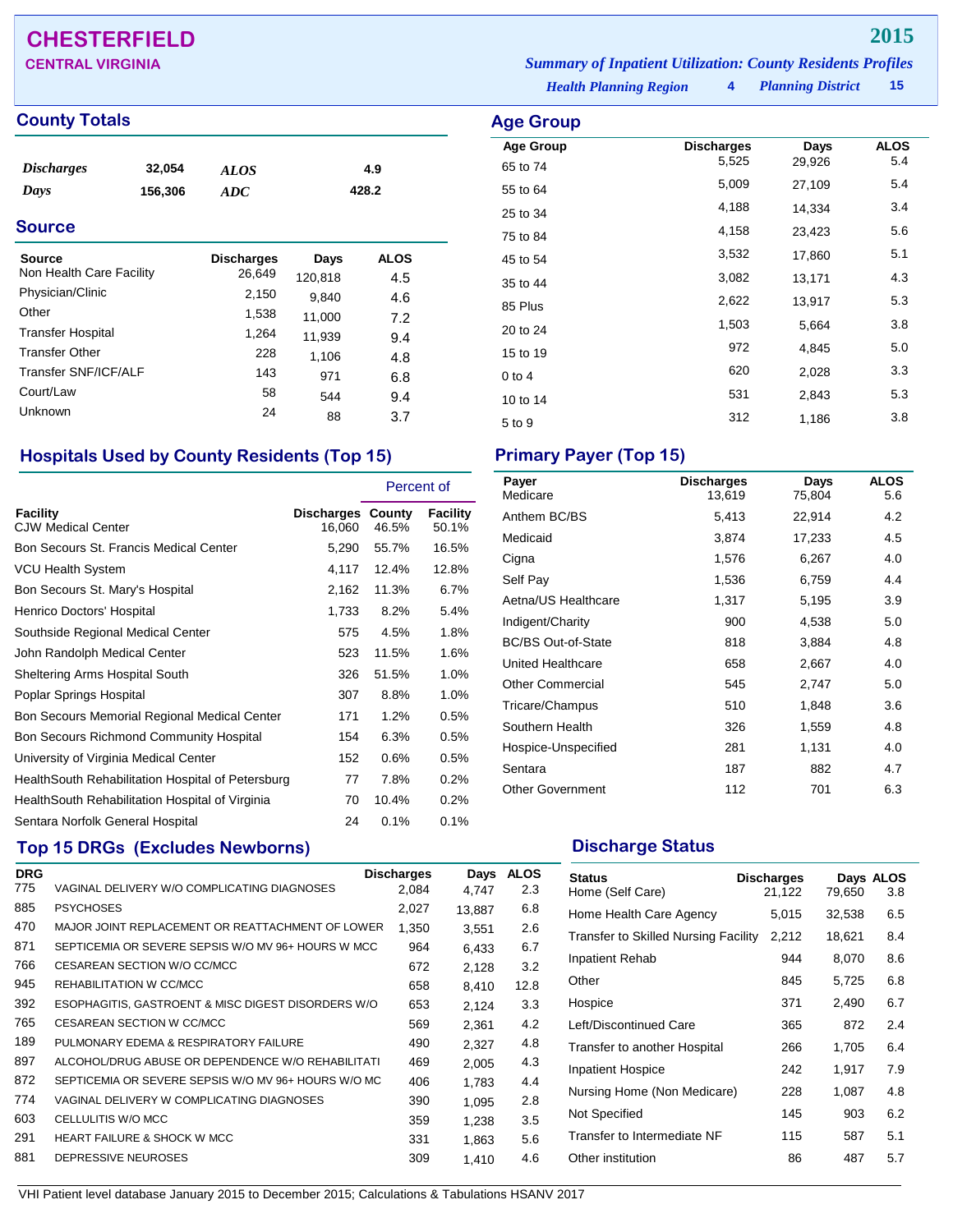# CHESTERFIELD

**CENTRAL VIRGINIA**

**2015**

*Summary of Inpatient Utilization: County Residents Profiles*

*Health Planning Region* **4** *Planning District* **15**

## County Totals

| | | | |
|---|---|---|---|
| *Discharges* | 32,054 | *ALOS* | 4.9 |
| *Days* | 156,306 | *ADC* | 428.2 |

## Source

| Source | Discharges | Days | ALOS |
|---|---|---|---|
| Non Health Care Facility | 26,649 | 120,818 | 4.5 |
| Physician/Clinic | 2,150 | 9,840 | 4.6 |
| Other | 1,538 | 11,000 | 7.2 |
| Transfer Hospital | 1,264 | 11,939 | 9.4 |
| Transfer Other | 228 | 1,106 | 4.8 |
| Transfer SNF/ICF/ALF | 143 | 971 | 6.8 |
| Court/Law | 58 | 544 | 9.4 |
| Unknown | 24 | 88 | 3.7 |

## Age Group

| Age Group | Discharges | Days | ALOS |
|---|---|---|---|
| 65 to 74 | 5,525 | 29,926 | 5.4 |
| 55 to 64 | 5,009 | 27,109 | 5.4 |
| 25 to 34 | 4,188 | 14,334 | 3.4 |
| 75 to 84 | 4,158 | 23,423 | 5.6 |
| 45 to 54 | 3,532 | 17,860 | 5.1 |
| 35 to 44 | 3,082 | 13,171 | 4.3 |
| 85 Plus | 2,622 | 13,917 | 5.3 |
| 20 to 24 | 1,503 | 5,664 | 3.8 |
| 15 to 19 | 972 | 4,845 | 5.0 |
| 0 to 4 | 620 | 2,028 | 3.3 |
| 10 to 14 | 531 | 2,843 | 5.3 |
| 5 to 9 | 312 | 1,186 | 3.8 |

## Hospitals Used by County Residents (Top 15)

| Facility | Discharges | Percent of County | Percent of Facility |
|---|---|---|---|
| CJW Medical Center | 16,060 | 46.5% | 50.1% |
| Bon Secours St. Francis Medical Center | 5,290 | 55.7% | 16.5% |
| VCU Health System | 4,117 | 12.4% | 12.8% |
| Bon Secours St. Mary's Hospital | 2,162 | 11.3% | 6.7% |
| Henrico Doctors' Hospital | 1,733 | 8.2% | 5.4% |
| Southside Regional Medical Center | 575 | 4.5% | 1.8% |
| John Randolph Medical Center | 523 | 11.5% | 1.6% |
| Sheltering Arms Hospital South | 326 | 51.5% | 1.0% |
| Poplar Springs Hospital | 307 | 8.8% | 1.0% |
| Bon Secours Memorial Regional Medical Center | 171 | 1.2% | 0.5% |
| Bon Secours Richmond Community Hospital | 154 | 6.3% | 0.5% |
| University of Virginia Medical Center | 152 | 0.6% | 0.5% |
| HealthSouth Rehabilitation Hospital of Petersburg | 77 | 7.8% | 0.2% |
| HealthSouth Rehabilitation Hospital of Virginia | 70 | 10.4% | 0.2% |
| Sentara Norfolk General Hospital | 24 | 0.1% | 0.1% |

## Primary Payer (Top 15)

| Payer | Discharges | Days | ALOS |
|---|---|---|---|
| Medicare | 13,619 | 75,804 | 5.6 |
| Anthem BC/BS | 5,413 | 22,914 | 4.2 |
| Medicaid | 3,874 | 17,233 | 4.5 |
| Cigna | 1,576 | 6,267 | 4.0 |
| Self Pay | 1,536 | 6,759 | 4.4 |
| Aetna/US Healthcare | 1,317 | 5,195 | 3.9 |
| Indigent/Charity | 900 | 4,538 | 5.0 |
| BC/BS Out-of-State | 818 | 3,884 | 4.8 |
| United Healthcare | 658 | 2,667 | 4.0 |
| Other Commercial | 545 | 2,747 | 5.0 |
| Tricare/Champus | 510 | 1,848 | 3.6 |
| Southern Health | 326 | 1,559 | 4.8 |
| Hospice-Unspecified | 281 | 1,131 | 4.0 |
| Sentara | 187 | 882 | 4.7 |
| Other Government | 112 | 701 | 6.3 |

## Top 15 DRGs (Excludes Newborns)

| DRG | | Discharges | Days | ALOS |
|---|---|---|---|---|
| 775 | VAGINAL DELIVERY W/O COMPLICATING DIAGNOSES | 2,084 | 4,747 | 2.3 |
| 885 | PSYCHOSES | 2,027 | 13,887 | 6.8 |
| 470 | MAJOR JOINT REPLACEMENT OR REATTACHMENT OF LOWER | 1,350 | 3,551 | 2.6 |
| 871 | SEPTICEMIA OR SEVERE SEPSIS W/O MV 96+ HOURS W MCC | 964 | 6,433 | 6.7 |
| 766 | CESAREAN SECTION W/O CC/MCC | 672 | 2,128 | 3.2 |
| 945 | REHABILITATION W CC/MCC | 658 | 8,410 | 12.8 |
| 392 | ESOPHAGITIS, GASTROENT & MISC DIGEST DISORDERS W/O | 653 | 2,124 | 3.3 |
| 765 | CESAREAN SECTION W CC/MCC | 569 | 2,361 | 4.2 |
| 189 | PULMONARY EDEMA & RESPIRATORY FAILURE | 490 | 2,327 | 4.8 |
| 897 | ALCOHOL/DRUG ABUSE OR DEPENDENCE W/O REHABILITATI | 469 | 2,005 | 4.3 |
| 872 | SEPTICEMIA OR SEVERE SEPSIS W/O MV 96+ HOURS W/O MC | 406 | 1,783 | 4.4 |
| 774 | VAGINAL DELIVERY W COMPLICATING DIAGNOSES | 390 | 1,095 | 2.8 |
| 603 | CELLULITIS W/O MCC | 359 | 1,238 | 3.5 |
| 291 | HEART FAILURE & SHOCK W MCC | 331 | 1,863 | 5.6 |
| 881 | DEPRESSIVE NEUROSES | 309 | 1,410 | 4.6 |

## Discharge Status

| Status | Discharges | Days | ALOS |
|---|---|---|---|
| Home (Self Care) | 21,122 | 79,650 | 3.8 |
| Home Health Care Agency | 5,015 | 32,538 | 6.5 |
| Transfer to Skilled Nursing Facility | 2,212 | 18,621 | 8.4 |
| Inpatient Rehab | 944 | 8,070 | 8.6 |
| Other | 845 | 5,725 | 6.8 |
| Hospice | 371 | 2,490 | 6.7 |
| Left/Discontinued Care | 365 | 872 | 2.4 |
| Transfer to another Hospital | 266 | 1,705 | 6.4 |
| Inpatient Hospice | 242 | 1,917 | 7.9 |
| Nursing Home (Non Medicare) | 228 | 1,087 | 4.8 |
| Not Specified | 145 | 903 | 6.2 |
| Transfer to Intermediate NF | 115 | 587 | 5.1 |
| Other institution | 86 | 487 | 5.7 |

VHI Patient level database January 2015 to December 2015; Calculations & Tabulations HSANV 2017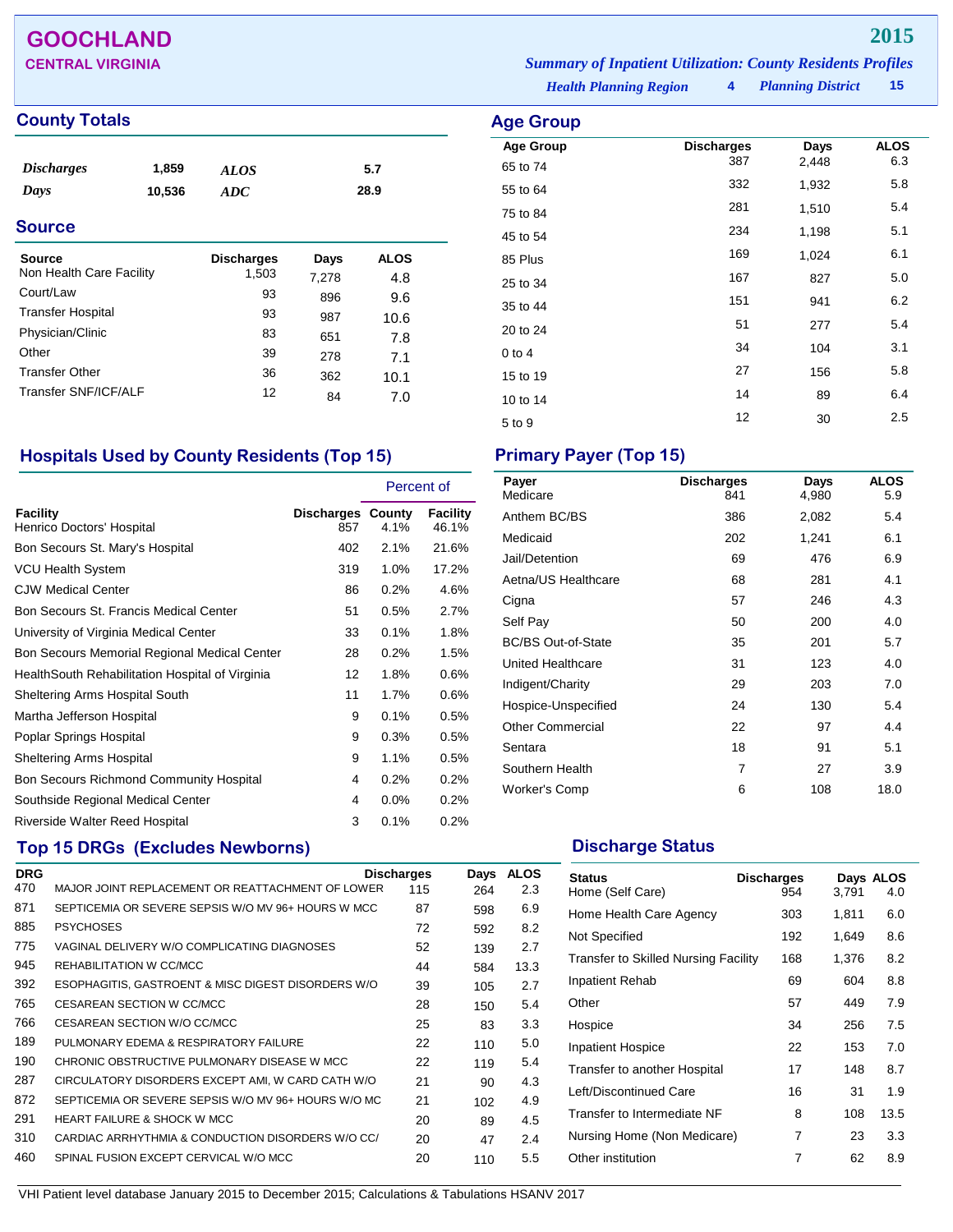# GOOCHLAND

## CENTRAL VIRGINIA

**2015**

*Summary of Inpatient Utilization: County Residents Profiles*

*Health Planning Region* **4** *Planning District* **15**

## County Totals

| | | | |
|---|---|---|---|
| *Discharges* | 1,859 | *ALOS* | 5.7 |
| *Days* | 10,536 | *ADC* | 28.9 |

## Source

| Source | Discharges | Days | ALOS |
|---|---|---|---|
| Non Health Care Facility | 1,503 | 7,278 | 4.8 |
| Court/Law | 93 | 896 | 9.6 |
| Transfer Hospital | 93 | 987 | 10.6 |
| Physician/Clinic | 83 | 651 | 7.8 |
| Other | 39 | 278 | 7.1 |
| Transfer Other | 36 | 362 | 10.1 |
| Transfer SNF/ICF/ALF | 12 | 84 | 7.0 |

## Age Group

| Age Group | Discharges | Days | ALOS |
|---|---|---|---|
| 65 to 74 | 387 | 2,448 | 6.3 |
| 55 to 64 | 332 | 1,932 | 5.8 |
| 75 to 84 | 281 | 1,510 | 5.4 |
| 45 to 54 | 234 | 1,198 | 5.1 |
| 85 Plus | 169 | 1,024 | 6.1 |
| 25 to 34 | 167 | 827 | 5.0 |
| 35 to 44 | 151 | 941 | 6.2 |
| 20 to 24 | 51 | 277 | 5.4 |
| 0 to 4 | 34 | 104 | 3.1 |
| 15 to 19 | 27 | 156 | 5.8 |
| 10 to 14 | 14 | 89 | 6.4 |
| 5 to 9 | 12 | 30 | 2.5 |

## Hospitals Used by County Residents (Top 15)

| Facility | Discharges | Percent of County | Percent of Facility |
|---|---|---|---|
| Henrico Doctors' Hospital | 857 | 4.1% | 46.1% |
| Bon Secours St. Mary's Hospital | 402 | 2.1% | 21.6% |
| VCU Health System | 319 | 1.0% | 17.2% |
| CJW Medical Center | 86 | 0.2% | 4.6% |
| Bon Secours St. Francis Medical Center | 51 | 0.5% | 2.7% |
| University of Virginia Medical Center | 33 | 0.1% | 1.8% |
| Bon Secours Memorial Regional Medical Center | 28 | 0.2% | 1.5% |
| HealthSouth Rehabilitation Hospital of Virginia | 12 | 1.8% | 0.6% |
| Sheltering Arms Hospital South | 11 | 1.7% | 0.6% |
| Martha Jefferson Hospital | 9 | 0.1% | 0.5% |
| Poplar Springs Hospital | 9 | 0.3% | 0.5% |
| Sheltering Arms Hospital | 9 | 1.1% | 0.5% |
| Bon Secours Richmond Community Hospital | 4 | 0.2% | 0.2% |
| Southside Regional Medical Center | 4 | 0.0% | 0.2% |
| Riverside Walter Reed Hospital | 3 | 0.1% | 0.2% |

## Primary Payer (Top 15)

| Payer | Discharges | Days | ALOS |
|---|---|---|---|
| Medicare | 841 | 4,980 | 5.9 |
| Anthem BC/BS | 386 | 2,082 | 5.4 |
| Medicaid | 202 | 1,241 | 6.1 |
| Jail/Detention | 69 | 476 | 6.9 |
| Aetna/US Healthcare | 68 | 281 | 4.1 |
| Cigna | 57 | 246 | 4.3 |
| Self Pay | 50 | 200 | 4.0 |
| BC/BS Out-of-State | 35 | 201 | 5.7 |
| United Healthcare | 31 | 123 | 4.0 |
| Indigent/Charity | 29 | 203 | 7.0 |
| Hospice-Unspecified | 24 | 130 | 5.4 |
| Other Commercial | 22 | 97 | 4.4 |
| Sentara | 18 | 91 | 5.1 |
| Southern Health | 7 | 27 | 3.9 |
| Worker's Comp | 6 | 108 | 18.0 |

## Top 15 DRGs (Excludes Newborns)

| DRG | | Discharges | Days | ALOS |
|---|---|---|---|---|
| 470 | MAJOR JOINT REPLACEMENT OR REATTACHMENT OF LOWER | 115 | 264 | 2.3 |
| 871 | SEPTICEMIA OR SEVERE SEPSIS W/O MV 96+ HOURS W MCC | 87 | 598 | 6.9 |
| 885 | PSYCHOSES | 72 | 592 | 8.2 |
| 775 | VAGINAL DELIVERY W/O COMPLICATING DIAGNOSES | 52 | 139 | 2.7 |
| 945 | REHABILITATION W CC/MCC | 44 | 584 | 13.3 |
| 392 | ESOPHAGITIS, GASTROENT & MISC DIGEST DISORDERS W/O | 39 | 105 | 2.7 |
| 765 | CESAREAN SECTION W CC/MCC | 28 | 150 | 5.4 |
| 766 | CESAREAN SECTION W/O CC/MCC | 25 | 83 | 3.3 |
| 189 | PULMONARY EDEMA & RESPIRATORY FAILURE | 22 | 110 | 5.0 |
| 190 | CHRONIC OBSTRUCTIVE PULMONARY DISEASE W MCC | 22 | 119 | 5.4 |
| 287 | CIRCULATORY DISORDERS EXCEPT AMI, W CARD CATH W/O | 21 | 90 | 4.3 |
| 872 | SEPTICEMIA OR SEVERE SEPSIS W/O MV 96+ HOURS W/O MC | 21 | 102 | 4.9 |
| 291 | HEART FAILURE & SHOCK W MCC | 20 | 89 | 4.5 |
| 310 | CARDIAC ARRHYTHMIA & CONDUCTION DISORDERS W/O CC/ | 20 | 47 | 2.4 |
| 460 | SPINAL FUSION EXCEPT CERVICAL W/O MCC | 20 | 110 | 5.5 |

## Discharge Status

| Status | Discharges | Days | ALOS |
|---|---|---|---|
| Home (Self Care) | 954 | 3,791 | 4.0 |
| Home Health Care Agency | 303 | 1,811 | 6.0 |
| Not Specified | 192 | 1,649 | 8.6 |
| Transfer to Skilled Nursing Facility | 168 | 1,376 | 8.2 |
| Inpatient Rehab | 69 | 604 | 8.8 |
| Other | 57 | 449 | 7.9 |
| Hospice | 34 | 256 | 7.5 |
| Inpatient Hospice | 22 | 153 | 7.0 |
| Transfer to another Hospital | 17 | 148 | 8.7 |
| Left/Discontinued Care | 16 | 31 | 1.9 |
| Transfer to Intermediate NF | 8 | 108 | 13.5 |
| Nursing Home (Non Medicare) | 7 | 23 | 3.3 |
| Other institution | 7 | 62 | 8.9 |

VHI Patient level database January 2015 to December 2015; Calculations & Tabulations HSANV 2017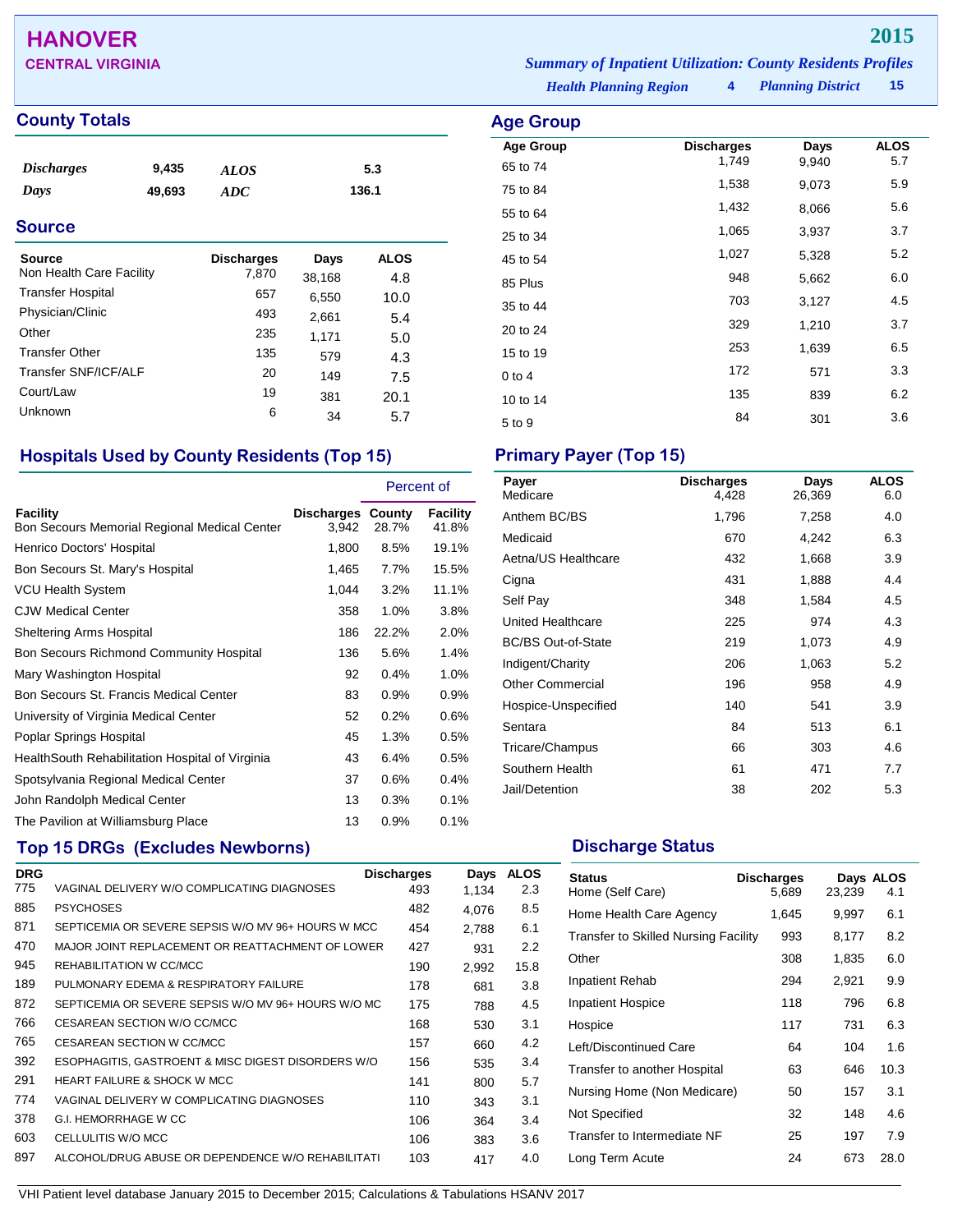# HANOVER

**CENTRAL VIRGINIA**

**2015**

*Summary of Inpatient Utilization: County Residents Profiles*

*Health Planning Region* **4** *Planning District* **15**

## County Totals

| | | | |
|---|---|---|---|
| *Discharges* | 9,435 | *ALOS* | 5.3 |
| *Days* | 49,693 | *ADC* | 136.1 |

## Source

| Source | Discharges | Days | ALOS |
|---|---|---|---|
| Non Health Care Facility | 7,870 | 38,168 | 4.8 |
| Transfer Hospital | 657 | 6,550 | 10.0 |
| Physician/Clinic | 493 | 2,661 | 5.4 |
| Other | 235 | 1,171 | 5.0 |
| Transfer Other | 135 | 579 | 4.3 |
| Transfer SNF/ICF/ALF | 20 | 149 | 7.5 |
| Court/Law | 19 | 381 | 20.1 |
| Unknown | 6 | 34 | 5.7 |

## Age Group

| Age Group | Discharges | Days | ALOS |
|---|---|---|---|
| 65 to 74 | 1,749 | 9,940 | 5.7 |
| 75 to 84 | 1,538 | 9,073 | 5.9 |
| 55 to 64 | 1,432 | 8,066 | 5.6 |
| 25 to 34 | 1,065 | 3,937 | 3.7 |
| 45 to 54 | 1,027 | 5,328 | 5.2 |
| 85 Plus | 948 | 5,662 | 6.0 |
| 35 to 44 | 703 | 3,127 | 4.5 |
| 20 to 24 | 329 | 1,210 | 3.7 |
| 15 to 19 | 253 | 1,639 | 6.5 |
| 0 to 4 | 172 | 571 | 3.3 |
| 10 to 14 | 135 | 839 | 6.2 |
| 5 to 9 | 84 | 301 | 3.6 |

## Hospitals Used by County Residents (Top 15)

| | | Percent of | |
|---|---|---|---|
| Facility | Discharges | County | Facility |
| Bon Secours Memorial Regional Medical Center | 3,942 | 28.7% | 41.8% |
| Henrico Doctors' Hospital | 1,800 | 8.5% | 19.1% |
| Bon Secours St. Mary's Hospital | 1,465 | 7.7% | 15.5% |
| VCU Health System | 1,044 | 3.2% | 11.1% |
| CJW Medical Center | 358 | 1.0% | 3.8% |
| Sheltering Arms Hospital | 186 | 22.2% | 2.0% |
| Bon Secours Richmond Community Hospital | 136 | 5.6% | 1.4% |
| Mary Washington Hospital | 92 | 0.4% | 1.0% |
| Bon Secours St. Francis Medical Center | 83 | 0.9% | 0.9% |
| University of Virginia Medical Center | 52 | 0.2% | 0.6% |
| Poplar Springs Hospital | 45 | 1.3% | 0.5% |
| HealthSouth Rehabilitation Hospital of Virginia | 43 | 6.4% | 0.5% |
| Spotsylvania Regional Medical Center | 37 | 0.6% | 0.4% |
| John Randolph Medical Center | 13 | 0.3% | 0.1% |
| The Pavilion at Williamsburg Place | 13 | 0.9% | 0.1% |

## Primary Payer (Top 15)

| Payer | Discharges | Days | ALOS |
|---|---|---|---|
| Medicare | 4,428 | 26,369 | 6.0 |
| Anthem BC/BS | 1,796 | 7,258 | 4.0 |
| Medicaid | 670 | 4,242 | 6.3 |
| Aetna/US Healthcare | 432 | 1,668 | 3.9 |
| Cigna | 431 | 1,888 | 4.4 |
| Self Pay | 348 | 1,584 | 4.5 |
| United Healthcare | 225 | 974 | 4.3 |
| BC/BS Out-of-State | 219 | 1,073 | 4.9 |
| Indigent/Charity | 206 | 1,063 | 5.2 |
| Other Commercial | 196 | 958 | 4.9 |
| Hospice-Unspecified | 140 | 541 | 3.9 |
| Sentara | 84 | 513 | 6.1 |
| Tricare/Champus | 66 | 303 | 4.6 |
| Southern Health | 61 | 471 | 7.7 |
| Jail/Detention | 38 | 202 | 5.3 |

## Top 15 DRGs (Excludes Newborns)

| DRG | | Discharges | Days | ALOS |
|---|---|---|---|---|
| 775 | VAGINAL DELIVERY W/O COMPLICATING DIAGNOSES | 493 | 1,134 | 2.3 |
| 885 | PSYCHOSES | 482 | 4,076 | 8.5 |
| 871 | SEPTICEMIA OR SEVERE SEPSIS W/O MV 96+ HOURS W MCC | 454 | 2,788 | 6.1 |
| 470 | MAJOR JOINT REPLACEMENT OR REATTACHMENT OF LOWER | 427 | 931 | 2.2 |
| 945 | REHABILITATION W CC/MCC | 190 | 2,992 | 15.8 |
| 189 | PULMONARY EDEMA & RESPIRATORY FAILURE | 178 | 681 | 3.8 |
| 872 | SEPTICEMIA OR SEVERE SEPSIS W/O MV 96+ HOURS W/O MC | 175 | 788 | 4.5 |
| 766 | CESAREAN SECTION W/O CC/MCC | 168 | 530 | 3.1 |
| 765 | CESAREAN SECTION W CC/MCC | 157 | 660 | 4.2 |
| 392 | ESOPHAGITIS, GASTROENT & MISC DIGEST DISORDERS W/O | 156 | 535 | 3.4 |
| 291 | HEART FAILURE & SHOCK W MCC | 141 | 800 | 5.7 |
| 774 | VAGINAL DELIVERY W COMPLICATING DIAGNOSES | 110 | 343 | 3.1 |
| 378 | G.I. HEMORRHAGE W CC | 106 | 364 | 3.4 |
| 603 | CELLULITIS W/O MCC | 106 | 383 | 3.6 |
| 897 | ALCOHOL/DRUG ABUSE OR DEPENDENCE W/O REHABILITATI | 103 | 417 | 4.0 |

## Discharge Status

| Status | Discharges | Days | ALOS |
|---|---|---|---|
| Home (Self Care) | 5,689 | 23,239 | 4.1 |
| Home Health Care Agency | 1,645 | 9,997 | 6.1 |
| Transfer to Skilled Nursing Facility | 993 | 8,177 | 8.2 |
| Other | 308 | 1,835 | 6.0 |
| Inpatient Rehab | 294 | 2,921 | 9.9 |
| Inpatient Hospice | 118 | 796 | 6.8 |
| Hospice | 117 | 731 | 6.3 |
| Left/Discontinued Care | 64 | 104 | 1.6 |
| Transfer to another Hospital | 63 | 646 | 10.3 |
| Nursing Home (Non Medicare) | 50 | 157 | 3.1 |
| Not Specified | 32 | 148 | 4.6 |
| Transfer to Intermediate NF | 25 | 197 | 7.9 |
| Long Term Acute | 24 | 673 | 28.0 |

VHI Patient level database January 2015 to December 2015; Calculations & Tabulations HSANV 2017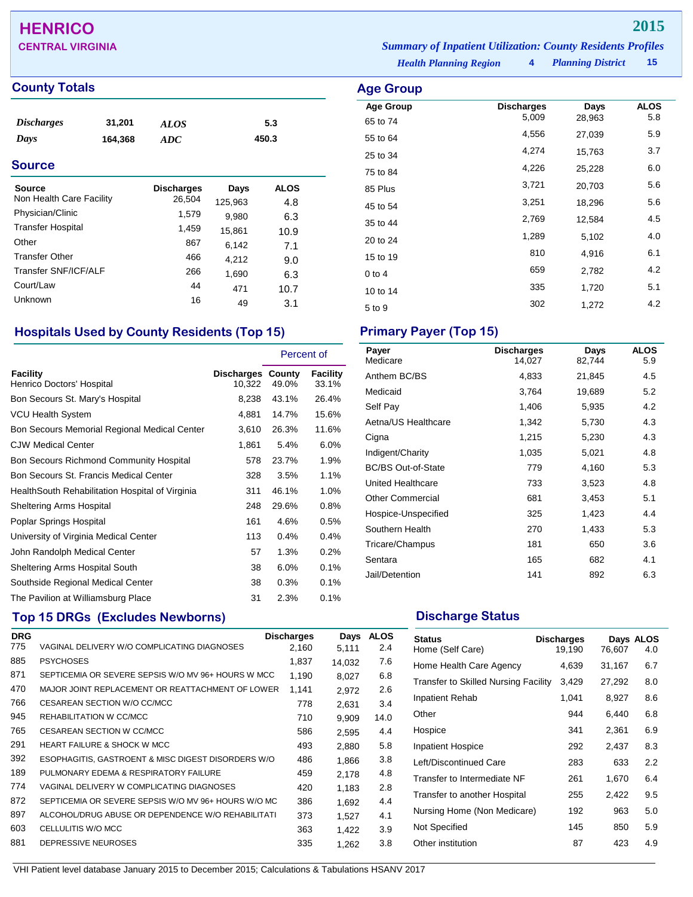# HENRICO

**CENTRAL VIRGINIA**

**2015**

*Summary of Inpatient Utilization: County Residents Profiles*

*Health Planning Region* **4** *Planning District* **15**

## County Totals

| | | | |
|---|---|---|---|
| *Discharges* | 31,201 | *ALOS* | 5.3 |
| *Days* | 164,368 | *ADC* | 450.3 |

## Source

| Source | Discharges | Days | ALOS |
|---|---|---|---|
| Non Health Care Facility | 26,504 | 125,963 | 4.8 |
| Physician/Clinic | 1,579 | 9,980 | 6.3 |
| Transfer Hospital | 1,459 | 15,861 | 10.9 |
| Other | 867 | 6,142 | 7.1 |
| Transfer Other | 466 | 4,212 | 9.0 |
| Transfer SNF/ICF/ALF | 266 | 1,690 | 6.3 |
| Court/Law | 44 | 471 | 10.7 |
| Unknown | 16 | 49 | 3.1 |

## Age Group

| Age Group | Discharges | Days | ALOS |
|---|---|---|---|
| 65 to 74 | 5,009 | 28,963 | 5.8 |
| 55 to 64 | 4,556 | 27,039 | 5.9 |
| 25 to 34 | 4,274 | 15,763 | 3.7 |
| 75 to 84 | 4,226 | 25,228 | 6.0 |
| 85 Plus | 3,721 | 20,703 | 5.6 |
| 45 to 54 | 3,251 | 18,296 | 5.6 |
| 35 to 44 | 2,769 | 12,584 | 4.5 |
| 20 to 24 | 1,289 | 5,102 | 4.0 |
| 15 to 19 | 810 | 4,916 | 6.1 |
| 0 to 4 | 659 | 2,782 | 4.2 |
| 10 to 14 | 335 | 1,720 | 5.1 |
| 5 to 9 | 302 | 1,272 | 4.2 |

## Hospitals Used by County Residents (Top 15)

| Facility | Discharges | Percent of County | Percent of Facility |
|---|---|---|---|
| Henrico Doctors' Hospital | 10,322 | 49.0% | 33.1% |
| Bon Secours St. Mary's Hospital | 8,238 | 43.1% | 26.4% |
| VCU Health System | 4,881 | 14.7% | 15.6% |
| Bon Secours Memorial Regional Medical Center | 3,610 | 26.3% | 11.6% |
| CJW Medical Center | 1,861 | 5.4% | 6.0% |
| Bon Secours Richmond Community Hospital | 578 | 23.7% | 1.9% |
| Bon Secours St. Francis Medical Center | 328 | 3.5% | 1.1% |
| HealthSouth Rehabilitation Hospital of Virginia | 311 | 46.1% | 1.0% |
| Sheltering Arms Hospital | 248 | 29.6% | 0.8% |
| Poplar Springs Hospital | 161 | 4.6% | 0.5% |
| University of Virginia Medical Center | 113 | 0.4% | 0.4% |
| John Randolph Medical Center | 57 | 1.3% | 0.2% |
| Sheltering Arms Hospital South | 38 | 6.0% | 0.1% |
| Southside Regional Medical Center | 38 | 0.3% | 0.1% |
| The Pavilion at Williamsburg Place | 31 | 2.3% | 0.1% |

## Primary Payer (Top 15)

| Payer | Discharges | Days | ALOS |
|---|---|---|---|
| Medicare | 14,027 | 82,744 | 5.9 |
| Anthem BC/BS | 4,833 | 21,845 | 4.5 |
| Medicaid | 3,764 | 19,689 | 5.2 |
| Self Pay | 1,406 | 5,935 | 4.2 |
| Aetna/US Healthcare | 1,342 | 5,730 | 4.3 |
| Cigna | 1,215 | 5,230 | 4.3 |
| Indigent/Charity | 1,035 | 5,021 | 4.8 |
| BC/BS Out-of-State | 779 | 4,160 | 5.3 |
| United Healthcare | 733 | 3,523 | 4.8 |
| Other Commercial | 681 | 3,453 | 5.1 |
| Hospice-Unspecified | 325 | 1,423 | 4.4 |
| Southern Health | 270 | 1,433 | 5.3 |
| Tricare/Champus | 181 | 650 | 3.6 |
| Sentara | 165 | 682 | 4.1 |
| Jail/Detention | 141 | 892 | 6.3 |

## Top 15 DRGs (Excludes Newborns)

| DRG | | Discharges | Days | ALOS |
|---|---|---|---|---|
| 775 | VAGINAL DELIVERY W/O COMPLICATING DIAGNOSES | 2,160 | 5,111 | 2.4 |
| 885 | PSYCHOSES | 1,837 | 14,032 | 7.6 |
| 871 | SEPTICEMIA OR SEVERE SEPSIS W/O MV 96+ HOURS W MCC | 1,190 | 8,027 | 6.8 |
| 470 | MAJOR JOINT REPLACEMENT OR REATTACHMENT OF LOWER | 1,141 | 2,972 | 2.6 |
| 766 | CESAREAN SECTION W/O CC/MCC | 778 | 2,631 | 3.4 |
| 945 | REHABILITATION W CC/MCC | 710 | 9,909 | 14.0 |
| 765 | CESAREAN SECTION W CC/MCC | 586 | 2,595 | 4.4 |
| 291 | HEART FAILURE & SHOCK W MCC | 493 | 2,880 | 5.8 |
| 392 | ESOPHAGITIS, GASTROENT & MISC DIGEST DISORDERS W/O | 486 | 1,866 | 3.8 |
| 189 | PULMONARY EDEMA & RESPIRATORY FAILURE | 459 | 2,178 | 4.8 |
| 774 | VAGINAL DELIVERY W COMPLICATING DIAGNOSES | 420 | 1,183 | 2.8 |
| 872 | SEPTICEMIA OR SEVERE SEPSIS W/O MV 96+ HOURS W/O MC | 386 | 1,692 | 4.4 |
| 897 | ALCOHOL/DRUG ABUSE OR DEPENDENCE W/O REHABILITATI | 373 | 1,527 | 4.1 |
| 603 | CELLULITIS W/O MCC | 363 | 1,422 | 3.9 |
| 881 | DEPRESSIVE NEUROSES | 335 | 1,262 | 3.8 |

## Discharge Status

| Status | Discharges | Days | ALOS |
|---|---|---|---|
| Home (Self Care) | 19,190 | 76,607 | 4.0 |
| Home Health Care Agency | 4,639 | 31,167 | 6.7 |
| Transfer to Skilled Nursing Facility | 3,429 | 27,292 | 8.0 |
| Inpatient Rehab | 1,041 | 8,927 | 8.6 |
| Other | 944 | 6,440 | 6.8 |
| Hospice | 341 | 2,361 | 6.9 |
| Inpatient Hospice | 292 | 2,437 | 8.3 |
| Left/Discontinued Care | 283 | 633 | 2.2 |
| Transfer to Intermediate NF | 261 | 1,670 | 6.4 |
| Transfer to another Hospital | 255 | 2,422 | 9.5 |
| Nursing Home (Non Medicare) | 192 | 963 | 5.0 |
| Not Specified | 145 | 850 | 5.9 |
| Other institution | 87 | 423 | 4.9 |

VHI Patient level database January 2015 to December 2015; Calculations & Tabulations HSANV 2017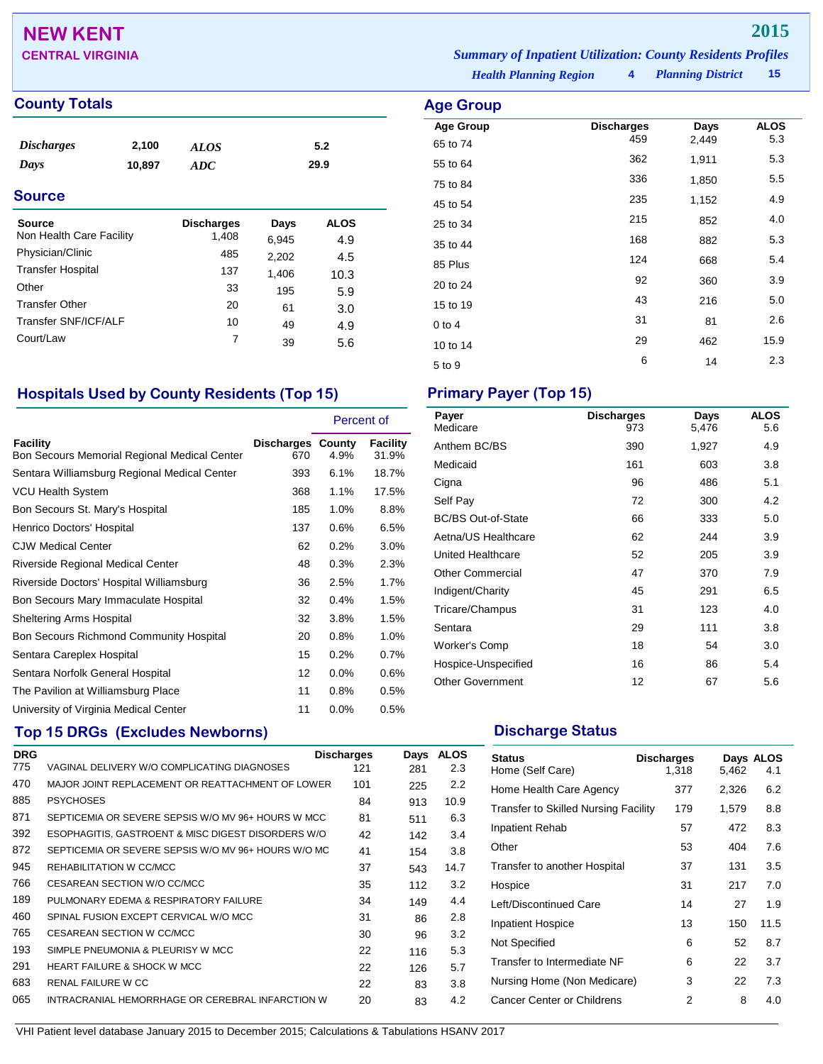# NEW KENT

**CENTRAL VIRGINIA**

**2015**

***Summary of Inpatient Utilization: County Residents Profiles***

***Health Planning Region*** **4** ***Planning District*** **15**

## County Totals

| | | | |
|---|---|---|---|
| *Discharges* | 2,100 | *ALOS* | 5.2 |
| *Days* | 10,897 | *ADC* | 29.9 |

## Source

| Source | Discharges | Days | ALOS |
|---|---|---|---|
| Non Health Care Facility | 1,408 | 6,945 | 4.9 |
| Physician/Clinic | 485 | 2,202 | 4.5 |
| Transfer Hospital | 137 | 1,406 | 10.3 |
| Other | 33 | 195 | 5.9 |
| Transfer Other | 20 | 61 | 3.0 |
| Transfer SNF/ICF/ALF | 10 | 49 | 4.9 |
| Court/Law | 7 | 39 | 5.6 |

## Age Group

| Age Group | Discharges | Days | ALOS |
|---|---|---|---|
| 65 to 74 | 459 | 2,449 | 5.3 |
| 55 to 64 | 362 | 1,911 | 5.3 |
| 75 to 84 | 336 | 1,850 | 5.5 |
| 45 to 54 | 235 | 1,152 | 4.9 |
| 25 to 34 | 215 | 852 | 4.0 |
| 35 to 44 | 168 | 882 | 5.3 |
| 85 Plus | 124 | 668 | 5.4 |
| 20 to 24 | 92 | 360 | 3.9 |
| 15 to 19 | 43 | 216 | 5.0 |
| 0 to 4 | 31 | 81 | 2.6 |
| 10 to 14 | 29 | 462 | 15.9 |
| 5 to 9 | 6 | 14 | 2.3 |

## Hospitals Used by County Residents (Top 15)

| | | Percent of | |
|---|---|---|---|
| Facility | Discharges | County | Facility |
| Bon Secours Memorial Regional Medical Center | 670 | 4.9% | 31.9% |
| Sentara Williamsburg Regional Medical Center | 393 | 6.1% | 18.7% |
| VCU Health System | 368 | 1.1% | 17.5% |
| Bon Secours St. Mary's Hospital | 185 | 1.0% | 8.8% |
| Henrico Doctors' Hospital | 137 | 0.6% | 6.5% |
| CJW Medical Center | 62 | 0.2% | 3.0% |
| Riverside Regional Medical Center | 48 | 0.3% | 2.3% |
| Riverside Doctors' Hospital Williamsburg | 36 | 2.5% | 1.7% |
| Bon Secours Mary Immaculate Hospital | 32 | 0.4% | 1.5% |
| Sheltering Arms Hospital | 32 | 3.8% | 1.5% |
| Bon Secours Richmond Community Hospital | 20 | 0.8% | 1.0% |
| Sentara Careplex Hospital | 15 | 0.2% | 0.7% |
| Sentara Norfolk General Hospital | 12 | 0.0% | 0.6% |
| The Pavilion at Williamsburg Place | 11 | 0.8% | 0.5% |
| University of Virginia Medical Center | 11 | 0.0% | 0.5% |

## Primary Payer (Top 15)

| Payer | Discharges | Days | ALOS |
|---|---|---|---|
| Medicare | 973 | 5,476 | 5.6 |
| Anthem BC/BS | 390 | 1,927 | 4.9 |
| Medicaid | 161 | 603 | 3.8 |
| Cigna | 96 | 486 | 5.1 |
| Self Pay | 72 | 300 | 4.2 |
| BC/BS Out-of-State | 66 | 333 | 5.0 |
| Aetna/US Healthcare | 62 | 244 | 3.9 |
| United Healthcare | 52 | 205 | 3.9 |
| Other Commercial | 47 | 370 | 7.9 |
| Indigent/Charity | 45 | 291 | 6.5 |
| Tricare/Champus | 31 | 123 | 4.0 |
| Sentara | 29 | 111 | 3.8 |
| Worker's Comp | 18 | 54 | 3.0 |
| Hospice-Unspecified | 16 | 86 | 5.4 |
| Other Government | 12 | 67 | 5.6 |

## Top 15 DRGs (Excludes Newborns)

| DRG | | Discharges | Days | ALOS |
|---|---|---|---|---|
| 775 | VAGINAL DELIVERY W/O COMPLICATING DIAGNOSES | 121 | 281 | 2.3 |
| 470 | MAJOR JOINT REPLACEMENT OR REATTACHMENT OF LOWER | 101 | 225 | 2.2 |
| 885 | PSYCHOSES | 84 | 913 | 10.9 |
| 871 | SEPTICEMIA OR SEVERE SEPSIS W/O MV 96+ HOURS W MCC | 81 | 511 | 6.3 |
| 392 | ESOPHAGITIS, GASTROENT & MISC DIGEST DISORDERS W/O | 42 | 142 | 3.4 |
| 872 | SEPTICEMIA OR SEVERE SEPSIS W/O MV 96+ HOURS W/O MC | 41 | 154 | 3.8 |
| 945 | REHABILITATION W CC/MCC | 37 | 543 | 14.7 |
| 766 | CESAREAN SECTION W/O CC/MCC | 35 | 112 | 3.2 |
| 189 | PULMONARY EDEMA & RESPIRATORY FAILURE | 34 | 149 | 4.4 |
| 460 | SPINAL FUSION EXCEPT CERVICAL W/O MCC | 31 | 86 | 2.8 |
| 765 | CESAREAN SECTION W CC/MCC | 30 | 96 | 3.2 |
| 193 | SIMPLE PNEUMONIA & PLEURISY W MCC | 22 | 116 | 5.3 |
| 291 | HEART FAILURE & SHOCK W MCC | 22 | 126 | 5.7 |
| 683 | RENAL FAILURE W CC | 22 | 83 | 3.8 |
| 065 | INTRACRANIAL HEMORRHAGE OR CEREBRAL INFARCTION W | 20 | 83 | 4.2 |

## Discharge Status

| Status | Discharges | Days | ALOS |
|---|---|---|---|
| Home (Self Care) | 1,318 | 5,462 | 4.1 |
| Home Health Care Agency | 377 | 2,326 | 6.2 |
| Transfer to Skilled Nursing Facility | 179 | 1,579 | 8.8 |
| Inpatient Rehab | 57 | 472 | 8.3 |
| Other | 53 | 404 | 7.6 |
| Transfer to another Hospital | 37 | 131 | 3.5 |
| Hospice | 31 | 217 | 7.0 |
| Left/Discontinued Care | 14 | 27 | 1.9 |
| Inpatient Hospice | 13 | 150 | 11.5 |
| Not Specified | 6 | 52 | 8.7 |
| Transfer to Intermediate NF | 6 | 22 | 3.7 |
| Nursing Home (Non Medicare) | 3 | 22 | 7.3 |
| Cancer Center or Childrens | 2 | 8 | 4.0 |

VHI Patient level database January 2015 to December 2015; Calculations & Tabulations HSANV 2017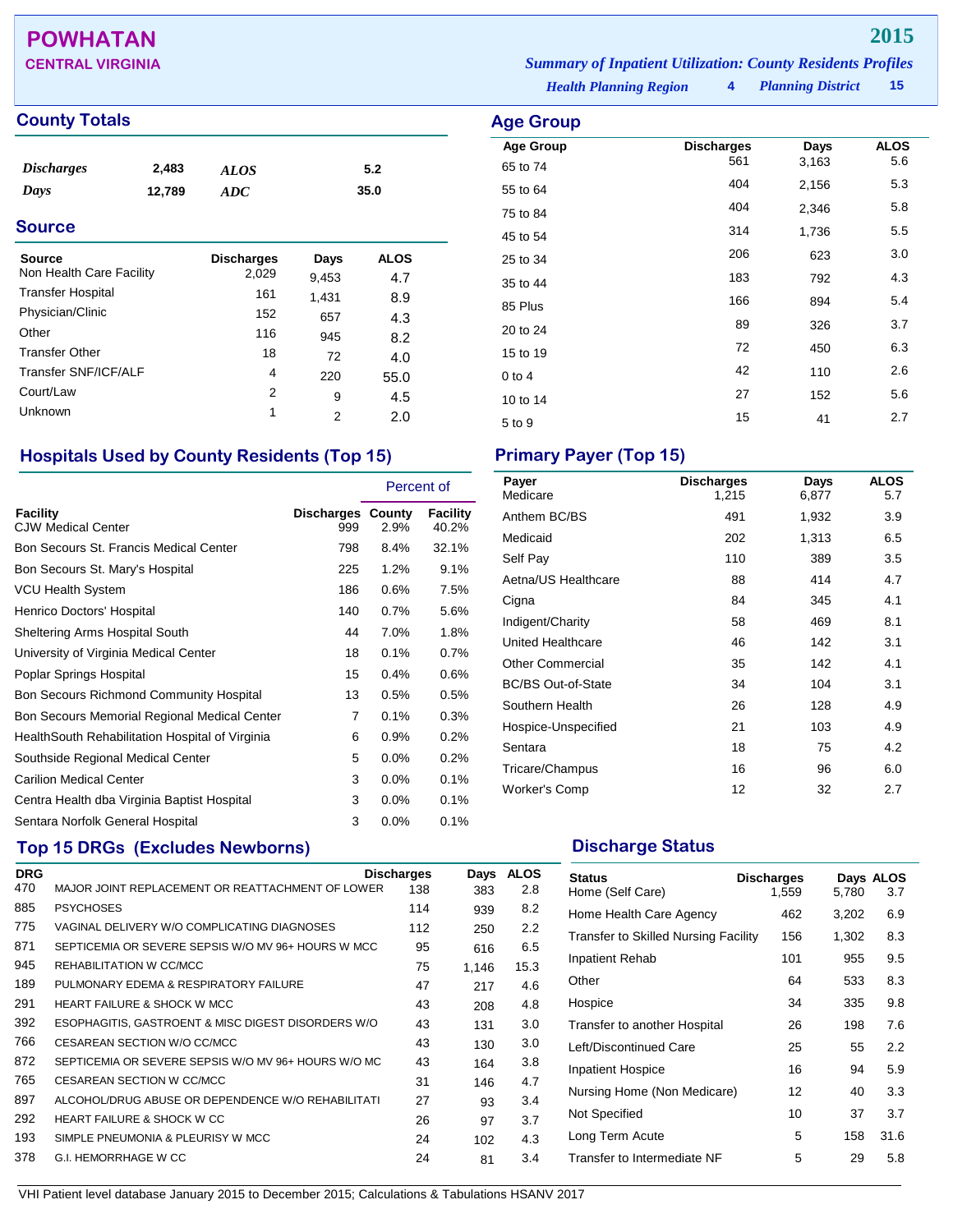# POWHATAN

**CENTRAL VIRGINIA**

**2015**

*Summary of Inpatient Utilization: County Residents Profiles*

*Health Planning Region* **4** *Planning District* **15**

## County Totals

| | | | |
|---|---|---|---|
| *Discharges* | 2,483 | *ALOS* | 5.2 |
| *Days* | 12,789 | *ADC* | 35.0 |

## Source

| Source | Discharges | Days | ALOS |
|---|---|---|---|
| Non Health Care Facility | 2,029 | 9,453 | 4.7 |
| Transfer Hospital | 161 | 1,431 | 8.9 |
| Physician/Clinic | 152 | 657 | 4.3 |
| Other | 116 | 945 | 8.2 |
| Transfer Other | 18 | 72 | 4.0 |
| Transfer SNF/ICF/ALF | 4 | 220 | 55.0 |
| Court/Law | 2 | 9 | 4.5 |
| Unknown | 1 | 2 | 2.0 |

## Age Group

| Age Group | Discharges | Days | ALOS |
|---|---|---|---|
| 65 to 74 | 561 | 3,163 | 5.6 |
| 55 to 64 | 404 | 2,156 | 5.3 |
| 75 to 84 | 404 | 2,346 | 5.8 |
| 45 to 54 | 314 | 1,736 | 5.5 |
| 25 to 34 | 206 | 623 | 3.0 |
| 35 to 44 | 183 | 792 | 4.3 |
| 85 Plus | 166 | 894 | 5.4 |
| 20 to 24 | 89 | 326 | 3.7 |
| 15 to 19 | 72 | 450 | 6.3 |
| 0 to 4 | 42 | 110 | 2.6 |
| 10 to 14 | 27 | 152 | 5.6 |
| 5 to 9 | 15 | 41 | 2.7 |

## Hospitals Used by County Residents (Top 15)

| | | Percent of | |
|---|---|---|---|
| Facility | Discharges | County | Facility |
| CJW Medical Center | 999 | 2.9% | 40.2% |
| Bon Secours St. Francis Medical Center | 798 | 8.4% | 32.1% |
| Bon Secours St. Mary's Hospital | 225 | 1.2% | 9.1% |
| VCU Health System | 186 | 0.6% | 7.5% |
| Henrico Doctors' Hospital | 140 | 0.7% | 5.6% |
| Sheltering Arms Hospital South | 44 | 7.0% | 1.8% |
| University of Virginia Medical Center | 18 | 0.1% | 0.7% |
| Poplar Springs Hospital | 15 | 0.4% | 0.6% |
| Bon Secours Richmond Community Hospital | 13 | 0.5% | 0.5% |
| Bon Secours Memorial Regional Medical Center | 7 | 0.1% | 0.3% |
| HealthSouth Rehabilitation Hospital of Virginia | 6 | 0.9% | 0.2% |
| Southside Regional Medical Center | 5 | 0.0% | 0.2% |
| Carilion Medical Center | 3 | 0.0% | 0.1% |
| Centra Health dba Virginia Baptist Hospital | 3 | 0.0% | 0.1% |
| Sentara Norfolk General Hospital | 3 | 0.0% | 0.1% |

## Primary Payer (Top 15)

| Payer | Discharges | Days | ALOS |
|---|---|---|---|
| Medicare | 1,215 | 6,877 | 5.7 |
| Anthem BC/BS | 491 | 1,932 | 3.9 |
| Medicaid | 202 | 1,313 | 6.5 |
| Self Pay | 110 | 389 | 3.5 |
| Aetna/US Healthcare | 88 | 414 | 4.7 |
| Cigna | 84 | 345 | 4.1 |
| Indigent/Charity | 58 | 469 | 8.1 |
| United Healthcare | 46 | 142 | 3.1 |
| Other Commercial | 35 | 142 | 4.1 |
| BC/BS Out-of-State | 34 | 104 | 3.1 |
| Southern Health | 26 | 128 | 4.9 |
| Hospice-Unspecified | 21 | 103 | 4.9 |
| Sentara | 18 | 75 | 4.2 |
| Tricare/Champus | 16 | 96 | 6.0 |
| Worker's Comp | 12 | 32 | 2.7 |

## Top 15 DRGs (Excludes Newborns)

| DRG | | Discharges | Days | ALOS |
|---|---|---|---|---|
| 470 | MAJOR JOINT REPLACEMENT OR REATTACHMENT OF LOWER | 138 | 383 | 2.8 |
| 885 | PSYCHOSES | 114 | 939 | 8.2 |
| 775 | VAGINAL DELIVERY W/O COMPLICATING DIAGNOSES | 112 | 250 | 2.2 |
| 871 | SEPTICEMIA OR SEVERE SEPSIS W/O MV 96+ HOURS W MCC | 95 | 616 | 6.5 |
| 945 | REHABILITATION W CC/MCC | 75 | 1,146 | 15.3 |
| 189 | PULMONARY EDEMA & RESPIRATORY FAILURE | 47 | 217 | 4.6 |
| 291 | HEART FAILURE & SHOCK W MCC | 43 | 208 | 4.8 |
| 392 | ESOPHAGITIS, GASTROENT & MISC DIGEST DISORDERS W/O | 43 | 131 | 3.0 |
| 766 | CESAREAN SECTION W/O CC/MCC | 43 | 130 | 3.0 |
| 872 | SEPTICEMIA OR SEVERE SEPSIS W/O MV 96+ HOURS W/O MC | 43 | 164 | 3.8 |
| 765 | CESAREAN SECTION W CC/MCC | 31 | 146 | 4.7 |
| 897 | ALCOHOL/DRUG ABUSE OR DEPENDENCE W/O REHABILITATI | 27 | 93 | 3.4 |
| 292 | HEART FAILURE & SHOCK W CC | 26 | 97 | 3.7 |
| 193 | SIMPLE PNEUMONIA & PLEURISY W MCC | 24 | 102 | 4.3 |
| 378 | G.I. HEMORRHAGE W CC | 24 | 81 | 3.4 |

## Discharge Status

| Status | Discharges | Days | ALOS |
|---|---|---|---|
| Home (Self Care) | 1,559 | 5,780 | 3.7 |
| Home Health Care Agency | 462 | 3,202 | 6.9 |
| Transfer to Skilled Nursing Facility | 156 | 1,302 | 8.3 |
| Inpatient Rehab | 101 | 955 | 9.5 |
| Other | 64 | 533 | 8.3 |
| Hospice | 34 | 335 | 9.8 |
| Transfer to another Hospital | 26 | 198 | 7.6 |
| Left/Discontinued Care | 25 | 55 | 2.2 |
| Inpatient Hospice | 16 | 94 | 5.9 |
| Nursing Home (Non Medicare) | 12 | 40 | 3.3 |
| Not Specified | 10 | 37 | 3.7 |
| Long Term Acute | 5 | 158 | 31.6 |
| Transfer to Intermediate NF | 5 | 29 | 5.8 |

VHI Patient level database January 2015 to December 2015; Calculations & Tabulations HSANV 2017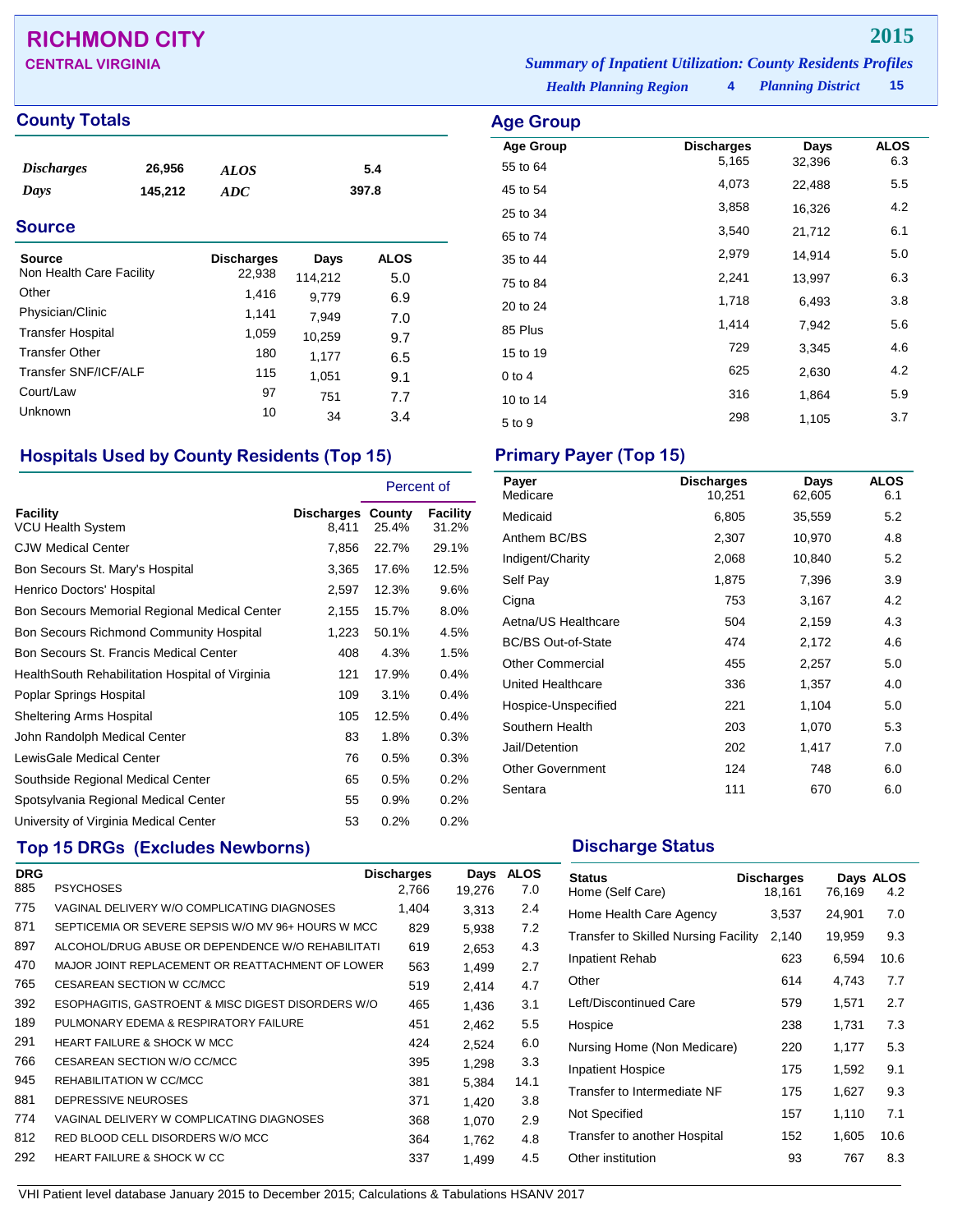# RICHMOND CITY

**CENTRAL VIRGINIA**

**2015**

*Summary of Inpatient Utilization: County Residents Profiles*

*Health Planning Region* **4** *Planning District* **15**

## County Totals

| | | | |
|---|---|---|---|
| *Discharges* | 26,956 | *ALOS* | 5.4 |
| *Days* | 145,212 | *ADC* | 397.8 |

## Source

| Source | Discharges | Days | ALOS |
|---|---|---|---|
| Non Health Care Facility | 22,938 | 114,212 | 5.0 |
| Other | 1,416 | 9,779 | 6.9 |
| Physician/Clinic | 1,141 | 7,949 | 7.0 |
| Transfer Hospital | 1,059 | 10,259 | 9.7 |
| Transfer Other | 180 | 1,177 | 6.5 |
| Transfer SNF/ICF/ALF | 115 | 1,051 | 9.1 |
| Court/Law | 97 | 751 | 7.7 |
| Unknown | 10 | 34 | 3.4 |

## Age Group

| Age Group | Discharges | Days | ALOS |
|---|---|---|---|
| 55 to 64 | 5,165 | 32,396 | 6.3 |
| 45 to 54 | 4,073 | 22,488 | 5.5 |
| 25 to 34 | 3,858 | 16,326 | 4.2 |
| 65 to 74 | 3,540 | 21,712 | 6.1 |
| 35 to 44 | 2,979 | 14,914 | 5.0 |
| 75 to 84 | 2,241 | 13,997 | 6.3 |
| 20 to 24 | 1,718 | 6,493 | 3.8 |
| 85 Plus | 1,414 | 7,942 | 5.6 |
| 15 to 19 | 729 | 3,345 | 4.6 |
| 0 to 4 | 625 | 2,630 | 4.2 |
| 10 to 14 | 316 | 1,864 | 5.9 |
| 5 to 9 | 298 | 1,105 | 3.7 |

## Hospitals Used by County Residents (Top 15)

| | | Percent of | |
|---|---|---|---|
| Facility | Discharges | County | Facility |
| VCU Health System | 8,411 | 25.4% | 31.2% |
| CJW Medical Center | 7,856 | 22.7% | 29.1% |
| Bon Secours St. Mary's Hospital | 3,365 | 17.6% | 12.5% |
| Henrico Doctors' Hospital | 2,597 | 12.3% | 9.6% |
| Bon Secours Memorial Regional Medical Center | 2,155 | 15.7% | 8.0% |
| Bon Secours Richmond Community Hospital | 1,223 | 50.1% | 4.5% |
| Bon Secours St. Francis Medical Center | 408 | 4.3% | 1.5% |
| HealthSouth Rehabilitation Hospital of Virginia | 121 | 17.9% | 0.4% |
| Poplar Springs Hospital | 109 | 3.1% | 0.4% |
| Sheltering Arms Hospital | 105 | 12.5% | 0.4% |
| John Randolph Medical Center | 83 | 1.8% | 0.3% |
| LewisGale Medical Center | 76 | 0.5% | 0.3% |
| Southside Regional Medical Center | 65 | 0.5% | 0.2% |
| Spotsylvania Regional Medical Center | 55 | 0.9% | 0.2% |
| University of Virginia Medical Center | 53 | 0.2% | 0.2% |

## Primary Payer (Top 15)

| Payer | Discharges | Days | ALOS |
|---|---|---|---|
| Medicare | 10,251 | 62,605 | 6.1 |
| Medicaid | 6,805 | 35,559 | 5.2 |
| Anthem BC/BS | 2,307 | 10,970 | 4.8 |
| Indigent/Charity | 2,068 | 10,840 | 5.2 |
| Self Pay | 1,875 | 7,396 | 3.9 |
| Cigna | 753 | 3,167 | 4.2 |
| Aetna/US Healthcare | 504 | 2,159 | 4.3 |
| BC/BS Out-of-State | 474 | 2,172 | 4.6 |
| Other Commercial | 455 | 2,257 | 5.0 |
| United Healthcare | 336 | 1,357 | 4.0 |
| Hospice-Unspecified | 221 | 1,104 | 5.0 |
| Southern Health | 203 | 1,070 | 5.3 |
| Jail/Detention | 202 | 1,417 | 7.0 |
| Other Government | 124 | 748 | 6.0 |
| Sentara | 111 | 670 | 6.0 |

## Top 15 DRGs (Excludes Newborns)

| DRG | | Discharges | Days | ALOS |
|---|---|---|---|---|
| 885 | PSYCHOSES | 2,766 | 19,276 | 7.0 |
| 775 | VAGINAL DELIVERY W/O COMPLICATING DIAGNOSES | 1,404 | 3,313 | 2.4 |
| 871 | SEPTICEMIA OR SEVERE SEPSIS W/O MV 96+ HOURS W MCC | 829 | 5,938 | 7.2 |
| 897 | ALCOHOL/DRUG ABUSE OR DEPENDENCE W/O REHABILITATI | 619 | 2,653 | 4.3 |
| 470 | MAJOR JOINT REPLACEMENT OR REATTACHMENT OF LOWER | 563 | 1,499 | 2.7 |
| 765 | CESAREAN SECTION W CC/MCC | 519 | 2,414 | 4.7 |
| 392 | ESOPHAGITIS, GASTROENT & MISC DIGEST DISORDERS W/O | 465 | 1,436 | 3.1 |
| 189 | PULMONARY EDEMA & RESPIRATORY FAILURE | 451 | 2,462 | 5.5 |
| 291 | HEART FAILURE & SHOCK W MCC | 424 | 2,524 | 6.0 |
| 766 | CESAREAN SECTION W/O CC/MCC | 395 | 1,298 | 3.3 |
| 945 | REHABILITATION W CC/MCC | 381 | 5,384 | 14.1 |
| 881 | DEPRESSIVE NEUROSES | 371 | 1,420 | 3.8 |
| 774 | VAGINAL DELIVERY W COMPLICATING DIAGNOSES | 368 | 1,070 | 2.9 |
| 812 | RED BLOOD CELL DISORDERS W/O MCC | 364 | 1,762 | 4.8 |
| 292 | HEART FAILURE & SHOCK W CC | 337 | 1,499 | 4.5 |

## Discharge Status

| Status | Discharges | Days | ALOS |
|---|---|---|---|
| Home (Self Care) | 18,161 | 76,169 | 4.2 |
| Home Health Care Agency | 3,537 | 24,901 | 7.0 |
| Transfer to Skilled Nursing Facility | 2,140 | 19,959 | 9.3 |
| Inpatient Rehab | 623 | 6,594 | 10.6 |
| Other | 614 | 4,743 | 7.7 |
| Left/Discontinued Care | 579 | 1,571 | 2.7 |
| Hospice | 238 | 1,731 | 7.3 |
| Nursing Home (Non Medicare) | 220 | 1,177 | 5.3 |
| Inpatient Hospice | 175 | 1,592 | 9.1 |
| Transfer to Intermediate NF | 175 | 1,627 | 9.3 |
| Not Specified | 157 | 1,110 | 7.1 |
| Transfer to another Hospital | 152 | 1,605 | 10.6 |
| Other institution | 93 | 767 | 8.3 |

VHI Patient level database January 2015 to December 2015; Calculations & Tabulations HSANV 2017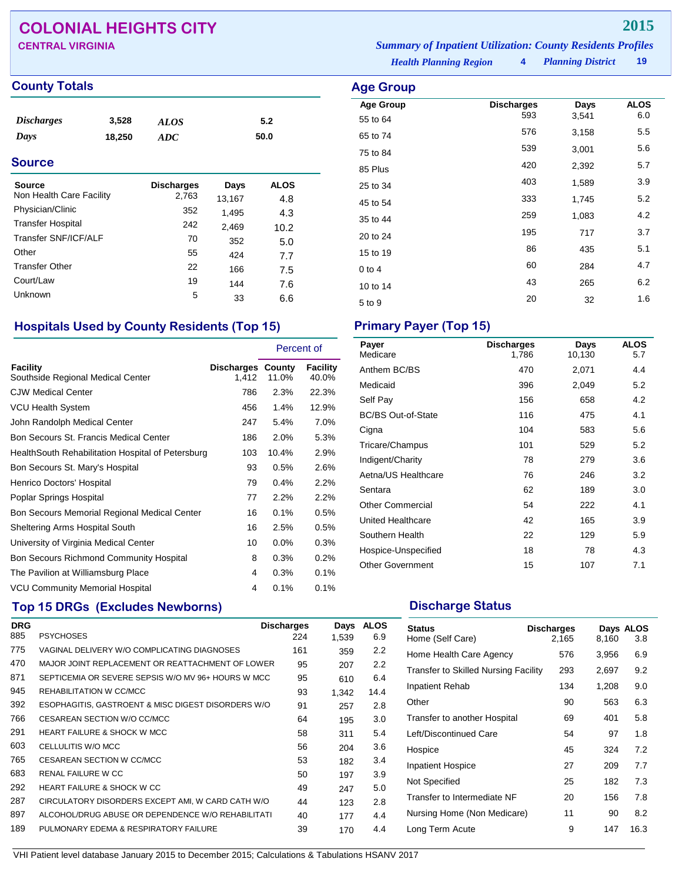# COLONIAL HEIGHTS CITY

**CENTRAL VIRGINIA**

**2015**

*Summary of Inpatient Utilization: County Residents Profiles*

*Health Planning Region* **4** *Planning District* **19**

## County Totals

| | | | |
|---|---|---|---|
| *Discharges* | 3,528 | *ALOS* | 5.2 |
| *Days* | 18,250 | *ADC* | 50.0 |

## Source

| Source | Discharges | Days | ALOS |
|---|---|---|---|
| Non Health Care Facility | 2,763 | 13,167 | 4.8 |
| Physician/Clinic | 352 | 1,495 | 4.3 |
| Transfer Hospital | 242 | 2,469 | 10.2 |
| Transfer SNF/ICF/ALF | 70 | 352 | 5.0 |
| Other | 55 | 424 | 7.7 |
| Transfer Other | 22 | 166 | 7.5 |
| Court/Law | 19 | 144 | 7.6 |
| Unknown | 5 | 33 | 6.6 |

## Age Group

| Age Group | Discharges | Days | ALOS |
|---|---|---|---|
| 55 to 64 | 593 | 3,541 | 6.0 |
| 65 to 74 | 576 | 3,158 | 5.5 |
| 75 to 84 | 539 | 3,001 | 5.6 |
| 85 Plus | 420 | 2,392 | 5.7 |
| 25 to 34 | 403 | 1,589 | 3.9 |
| 45 to 54 | 333 | 1,745 | 5.2 |
| 35 to 44 | 259 | 1,083 | 4.2 |
| 20 to 24 | 195 | 717 | 3.7 |
| 15 to 19 | 86 | 435 | 5.1 |
| 0 to 4 | 60 | 284 | 4.7 |
| 10 to 14 | 43 | 265 | 6.2 |
| 5 to 9 | 20 | 32 | 1.6 |

## Hospitals Used by County Residents (Top 15)

| | | Percent of | |
|---|---|---|---|
| Facility | Discharges | County | Facility |
| Southside Regional Medical Center | 1,412 | 11.0% | 40.0% |
| CJW Medical Center | 786 | 2.3% | 22.3% |
| VCU Health System | 456 | 1.4% | 12.9% |
| John Randolph Medical Center | 247 | 5.4% | 7.0% |
| Bon Secours St. Francis Medical Center | 186 | 2.0% | 5.3% |
| HealthSouth Rehabilitation Hospital of Petersburg | 103 | 10.4% | 2.9% |
| Bon Secours St. Mary's Hospital | 93 | 0.5% | 2.6% |
| Henrico Doctors' Hospital | 79 | 0.4% | 2.2% |
| Poplar Springs Hospital | 77 | 2.2% | 2.2% |
| Bon Secours Memorial Regional Medical Center | 16 | 0.1% | 0.5% |
| Sheltering Arms Hospital South | 16 | 2.5% | 0.5% |
| University of Virginia Medical Center | 10 | 0.0% | 0.3% |
| Bon Secours Richmond Community Hospital | 8 | 0.3% | 0.2% |
| The Pavilion at Williamsburg Place | 4 | 0.3% | 0.1% |
| VCU Community Memorial Hospital | 4 | 0.1% | 0.1% |

## Primary Payer (Top 15)

| Payer | Discharges | Days | ALOS |
|---|---|---|---|
| Medicare | 1,786 | 10,130 | 5.7 |
| Anthem BC/BS | 470 | 2,071 | 4.4 |
| Medicaid | 396 | 2,049 | 5.2 |
| Self Pay | 156 | 658 | 4.2 |
| BC/BS Out-of-State | 116 | 475 | 4.1 |
| Cigna | 104 | 583 | 5.6 |
| Tricare/Champus | 101 | 529 | 5.2 |
| Indigent/Charity | 78 | 279 | 3.6 |
| Aetna/US Healthcare | 76 | 246 | 3.2 |
| Sentara | 62 | 189 | 3.0 |
| Other Commercial | 54 | 222 | 4.1 |
| United Healthcare | 42 | 165 | 3.9 |
| Southern Health | 22 | 129 | 5.9 |
| Hospice-Unspecified | 18 | 78 | 4.3 |
| Other Government | 15 | 107 | 7.1 |

## Top 15 DRGs (Excludes Newborns)

| DRG | | Discharges | Days | ALOS |
|---|---|---|---|---|
| 885 | PSYCHOSES | 224 | 1,539 | 6.9 |
| 775 | VAGINAL DELIVERY W/O COMPLICATING DIAGNOSES | 161 | 359 | 2.2 |
| 470 | MAJOR JOINT REPLACEMENT OR REATTACHMENT OF LOWER | 95 | 207 | 2.2 |
| 871 | SEPTICEMIA OR SEVERE SEPSIS W/O MV 96+ HOURS W MCC | 95 | 610 | 6.4 |
| 945 | REHABILITATION W CC/MCC | 93 | 1,342 | 14.4 |
| 392 | ESOPHAGITIS, GASTROENT & MISC DIGEST DISORDERS W/O | 91 | 257 | 2.8 |
| 766 | CESAREAN SECTION W/O CC/MCC | 64 | 195 | 3.0 |
| 291 | HEART FAILURE & SHOCK W MCC | 58 | 311 | 5.4 |
| 603 | CELLULITIS W/O MCC | 56 | 204 | 3.6 |
| 765 | CESAREAN SECTION W CC/MCC | 53 | 182 | 3.4 |
| 683 | RENAL FAILURE W CC | 50 | 197 | 3.9 |
| 292 | HEART FAILURE & SHOCK W CC | 49 | 247 | 5.0 |
| 287 | CIRCULATORY DISORDERS EXCEPT AMI, W CARD CATH W/O | 44 | 123 | 2.8 |
| 897 | ALCOHOL/DRUG ABUSE OR DEPENDENCE W/O REHABILITATI | 40 | 177 | 4.4 |
| 189 | PULMONARY EDEMA & RESPIRATORY FAILURE | 39 | 170 | 4.4 |

## Discharge Status

| Status | Discharges | Days | ALOS |
|---|---|---|---|
| Home (Self Care) | 2,165 | 8,160 | 3.8 |
| Home Health Care Agency | 576 | 3,956 | 6.9 |
| Transfer to Skilled Nursing Facility | 293 | 2,697 | 9.2 |
| Inpatient Rehab | 134 | 1,208 | 9.0 |
| Other | 90 | 563 | 6.3 |
| Transfer to another Hospital | 69 | 401 | 5.8 |
| Left/Discontinued Care | 54 | 97 | 1.8 |
| Hospice | 45 | 324 | 7.2 |
| Inpatient Hospice | 27 | 209 | 7.7 |
| Not Specified | 25 | 182 | 7.3 |
| Transfer to Intermediate NF | 20 | 156 | 7.8 |
| Nursing Home (Non Medicare) | 11 | 90 | 8.2 |
| Long Term Acute | 9 | 147 | 16.3 |

VHI Patient level database January 2015 to December 2015; Calculations & Tabulations HSANV 2017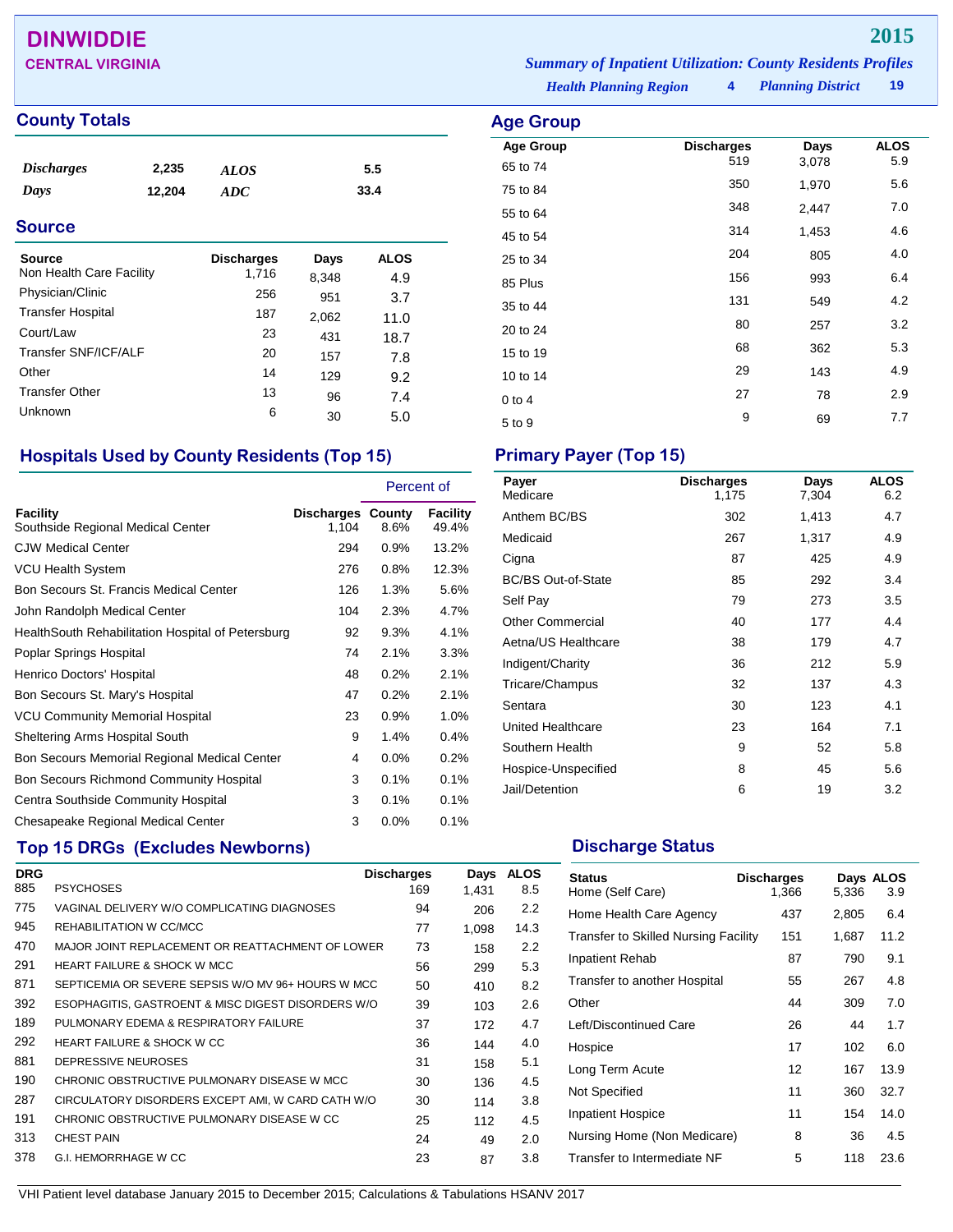# DINWIDDIE

**CENTRAL VIRGINIA**

**2015**

***Summary of Inpatient Utilization: County Residents Profiles***

***Health Planning Region*** **4** ***Planning District*** **19**

## County Totals

| | | | |
|---|---|---|---|
| *Discharges* | 2,235 | *ALOS* | 5.5 |
| *Days* | 12,204 | *ADC* | 33.4 |

## Source

| Source | Discharges | Days | ALOS |
|---|---|---|---|
| Non Health Care Facility | 1,716 | 8,348 | 4.9 |
| Physician/Clinic | 256 | 951 | 3.7 |
| Transfer Hospital | 187 | 2,062 | 11.0 |
| Court/Law | 23 | 431 | 18.7 |
| Transfer SNF/ICF/ALF | 20 | 157 | 7.8 |
| Other | 14 | 129 | 9.2 |
| Transfer Other | 13 | 96 | 7.4 |
| Unknown | 6 | 30 | 5.0 |

## Age Group

| Age Group | Discharges | Days | ALOS |
|---|---|---|---|
| 65 to 74 | 519 | 3,078 | 5.9 |
| 75 to 84 | 350 | 1,970 | 5.6 |
| 55 to 64 | 348 | 2,447 | 7.0 |
| 45 to 54 | 314 | 1,453 | 4.6 |
| 25 to 34 | 204 | 805 | 4.0 |
| 85 Plus | 156 | 993 | 6.4 |
| 35 to 44 | 131 | 549 | 4.2 |
| 20 to 24 | 80 | 257 | 3.2 |
| 15 to 19 | 68 | 362 | 5.3 |
| 10 to 14 | 29 | 143 | 4.9 |
| 0 to 4 | 27 | 78 | 2.9 |
| 5 to 9 | 9 | 69 | 7.7 |

## Hospitals Used by County Residents (Top 15)

| | | Percent of | |
|---|---|---|---|
| Facility | Discharges | County | Facility |
| Southside Regional Medical Center | 1,104 | 8.6% | 49.4% |
| CJW Medical Center | 294 | 0.9% | 13.2% |
| VCU Health System | 276 | 0.8% | 12.3% |
| Bon Secours St. Francis Medical Center | 126 | 1.3% | 5.6% |
| John Randolph Medical Center | 104 | 2.3% | 4.7% |
| HealthSouth Rehabilitation Hospital of Petersburg | 92 | 9.3% | 4.1% |
| Poplar Springs Hospital | 74 | 2.1% | 3.3% |
| Henrico Doctors' Hospital | 48 | 0.2% | 2.1% |
| Bon Secours St. Mary's Hospital | 47 | 0.2% | 2.1% |
| VCU Community Memorial Hospital | 23 | 0.9% | 1.0% |
| Sheltering Arms Hospital South | 9 | 1.4% | 0.4% |
| Bon Secours Memorial Regional Medical Center | 4 | 0.0% | 0.2% |
| Bon Secours Richmond Community Hospital | 3 | 0.1% | 0.1% |
| Centra Southside Community Hospital | 3 | 0.1% | 0.1% |
| Chesapeake Regional Medical Center | 3 | 0.0% | 0.1% |

## Primary Payer (Top 15)

| Payer | Discharges | Days | ALOS |
|---|---|---|---|
| Medicare | 1,175 | 7,304 | 6.2 |
| Anthem BC/BS | 302 | 1,413 | 4.7 |
| Medicaid | 267 | 1,317 | 4.9 |
| Cigna | 87 | 425 | 4.9 |
| BC/BS Out-of-State | 85 | 292 | 3.4 |
| Self Pay | 79 | 273 | 3.5 |
| Other Commercial | 40 | 177 | 4.4 |
| Aetna/US Healthcare | 38 | 179 | 4.7 |
| Indigent/Charity | 36 | 212 | 5.9 |
| Tricare/Champus | 32 | 137 | 4.3 |
| Sentara | 30 | 123 | 4.1 |
| United Healthcare | 23 | 164 | 7.1 |
| Southern Health | 9 | 52 | 5.8 |
| Hospice-Unspecified | 8 | 45 | 5.6 |
| Jail/Detention | 6 | 19 | 3.2 |

## Top 15 DRGs (Excludes Newborns)

| DRG | | Discharges | Days | ALOS |
|---|---|---|---|---|
| 885 | PSYCHOSES | 169 | 1,431 | 8.5 |
| 775 | VAGINAL DELIVERY W/O COMPLICATING DIAGNOSES | 94 | 206 | 2.2 |
| 945 | REHABILITATION W CC/MCC | 77 | 1,098 | 14.3 |
| 470 | MAJOR JOINT REPLACEMENT OR REATTACHMENT OF LOWER | 73 | 158 | 2.2 |
| 291 | HEART FAILURE & SHOCK W MCC | 56 | 299 | 5.3 |
| 871 | SEPTICEMIA OR SEVERE SEPSIS W/O MV 96+ HOURS W MCC | 50 | 410 | 8.2 |
| 392 | ESOPHAGITIS, GASTROENT & MISC DIGEST DISORDERS W/O | 39 | 103 | 2.6 |
| 189 | PULMONARY EDEMA & RESPIRATORY FAILURE | 37 | 172 | 4.7 |
| 292 | HEART FAILURE & SHOCK W CC | 36 | 144 | 4.0 |
| 881 | DEPRESSIVE NEUROSES | 31 | 158 | 5.1 |
| 190 | CHRONIC OBSTRUCTIVE PULMONARY DISEASE W MCC | 30 | 136 | 4.5 |
| 287 | CIRCULATORY DISORDERS EXCEPT AMI, W CARD CATH W/O | 30 | 114 | 3.8 |
| 191 | CHRONIC OBSTRUCTIVE PULMONARY DISEASE W CC | 25 | 112 | 4.5 |
| 313 | CHEST PAIN | 24 | 49 | 2.0 |
| 378 | G.I. HEMORRHAGE W CC | 23 | 87 | 3.8 |

## Discharge Status

| Status | Discharges | Days | ALOS |
|---|---|---|---|
| Home (Self Care) | 1,366 | 5,336 | 3.9 |
| Home Health Care Agency | 437 | 2,805 | 6.4 |
| Transfer to Skilled Nursing Facility | 151 | 1,687 | 11.2 |
| Inpatient Rehab | 87 | 790 | 9.1 |
| Transfer to another Hospital | 55 | 267 | 4.8 |
| Other | 44 | 309 | 7.0 |
| Left/Discontinued Care | 26 | 44 | 1.7 |
| Hospice | 17 | 102 | 6.0 |
| Long Term Acute | 12 | 167 | 13.9 |
| Not Specified | 11 | 360 | 32.7 |
| Inpatient Hospice | 11 | 154 | 14.0 |
| Nursing Home (Non Medicare) | 8 | 36 | 4.5 |
| Transfer to Intermediate NF | 5 | 118 | 23.6 |

VHI Patient level database January 2015 to December 2015; Calculations & Tabulations HSANV 2017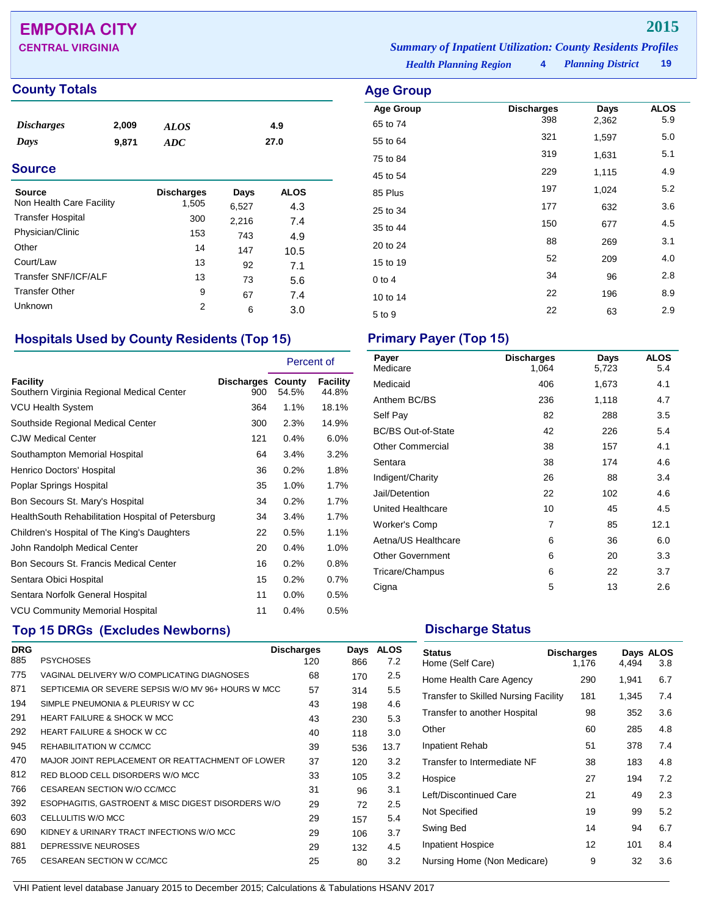# EMPORIA CITY

## CENTRAL VIRGINIA

**2015**

*Summary of Inpatient Utilization: County Residents Profiles*

*Health Planning Region* **4** *Planning District* **19**

## County Totals

| | | | |
|---|---|---|---|
| *Discharges* | 2,009 | *ALOS* | 4.9 |
| *Days* | 9,871 | *ADC* | 27.0 |

## Source

| Source | Discharges | Days | ALOS |
|---|---|---|---|
| Non Health Care Facility | 1,505 | 6,527 | 4.3 |
| Transfer Hospital | 300 | 2,216 | 7.4 |
| Physician/Clinic | 153 | 743 | 4.9 |
| Other | 14 | 147 | 10.5 |
| Court/Law | 13 | 92 | 7.1 |
| Transfer SNF/ICF/ALF | 13 | 73 | 5.6 |
| Transfer Other | 9 | 67 | 7.4 |
| Unknown | 2 | 6 | 3.0 |

## Age Group

| Age Group | Discharges | Days | ALOS |
|---|---|---|---|
| 65 to 74 | 398 | 2,362 | 5.9 |
| 55 to 64 | 321 | 1,597 | 5.0 |
| 75 to 84 | 319 | 1,631 | 5.1 |
| 45 to 54 | 229 | 1,115 | 4.9 |
| 85 Plus | 197 | 1,024 | 5.2 |
| 25 to 34 | 177 | 632 | 3.6 |
| 35 to 44 | 150 | 677 | 4.5 |
| 20 to 24 | 88 | 269 | 3.1 |
| 15 to 19 | 52 | 209 | 4.0 |
| 0 to 4 | 34 | 96 | 2.8 |
| 10 to 14 | 22 | 196 | 8.9 |
| 5 to 9 | 22 | 63 | 2.9 |

## Hospitals Used by County Residents (Top 15)

| | | Percent of | |
|---|---|---|---|
| Facility | Discharges | County | Facility |
| Southern Virginia Regional Medical Center | 900 | 54.5% | 44.8% |
| VCU Health System | 364 | 1.1% | 18.1% |
| Southside Regional Medical Center | 300 | 2.3% | 14.9% |
| CJW Medical Center | 121 | 0.4% | 6.0% |
| Southampton Memorial Hospital | 64 | 3.4% | 3.2% |
| Henrico Doctors' Hospital | 36 | 0.2% | 1.8% |
| Poplar Springs Hospital | 35 | 1.0% | 1.7% |
| Bon Secours St. Mary's Hospital | 34 | 0.2% | 1.7% |
| HealthSouth Rehabilitation Hospital of Petersburg | 34 | 3.4% | 1.7% |
| Children's Hospital of The King's Daughters | 22 | 0.5% | 1.1% |
| John Randolph Medical Center | 20 | 0.4% | 1.0% |
| Bon Secours St. Francis Medical Center | 16 | 0.2% | 0.8% |
| Sentara Obici Hospital | 15 | 0.2% | 0.7% |
| Sentara Norfolk General Hospital | 11 | 0.0% | 0.5% |
| VCU Community Memorial Hospital | 11 | 0.4% | 0.5% |

## Primary Payer (Top 15)

| Payer | Discharges | Days | ALOS |
|---|---|---|---|
| Medicare | 1,064 | 5,723 | 5.4 |
| Medicaid | 406 | 1,673 | 4.1 |
| Anthem BC/BS | 236 | 1,118 | 4.7 |
| Self Pay | 82 | 288 | 3.5 |
| BC/BS Out-of-State | 42 | 226 | 5.4 |
| Other Commercial | 38 | 157 | 4.1 |
| Sentara | 38 | 174 | 4.6 |
| Indigent/Charity | 26 | 88 | 3.4 |
| Jail/Detention | 22 | 102 | 4.6 |
| United Healthcare | 10 | 45 | 4.5 |
| Worker's Comp | 7 | 85 | 12.1 |
| Aetna/US Healthcare | 6 | 36 | 6.0 |
| Other Government | 6 | 20 | 3.3 |
| Tricare/Champus | 6 | 22 | 3.7 |
| Cigna | 5 | 13 | 2.6 |

## Top 15 DRGs (Excludes Newborns)

| DRG | | Discharges | Days | ALOS |
|---|---|---|---|---|
| 885 | PSYCHOSES | 120 | 866 | 7.2 |
| 775 | VAGINAL DELIVERY W/O COMPLICATING DIAGNOSES | 68 | 170 | 2.5 |
| 871 | SEPTICEMIA OR SEVERE SEPSIS W/O MV 96+ HOURS W MCC | 57 | 314 | 5.5 |
| 194 | SIMPLE PNEUMONIA & PLEURISY W CC | 43 | 198 | 4.6 |
| 291 | HEART FAILURE & SHOCK W MCC | 43 | 230 | 5.3 |
| 292 | HEART FAILURE & SHOCK W CC | 40 | 118 | 3.0 |
| 945 | REHABILITATION W CC/MCC | 39 | 536 | 13.7 |
| 470 | MAJOR JOINT REPLACEMENT OR REATTACHMENT OF LOWER | 37 | 120 | 3.2 |
| 812 | RED BLOOD CELL DISORDERS W/O MCC | 33 | 105 | 3.2 |
| 766 | CESAREAN SECTION W/O CC/MCC | 31 | 96 | 3.1 |
| 392 | ESOPHAGITIS, GASTROENT & MISC DIGEST DISORDERS W/O | 29 | 72 | 2.5 |
| 603 | CELLULITIS W/O MCC | 29 | 157 | 5.4 |
| 690 | KIDNEY & URINARY TRACT INFECTIONS W/O MCC | 29 | 106 | 3.7 |
| 881 | DEPRESSIVE NEUROSES | 29 | 132 | 4.5 |
| 765 | CESAREAN SECTION W CC/MCC | 25 | 80 | 3.2 |

## Discharge Status

| Status | Discharges | Days | ALOS |
|---|---|---|---|
| Home (Self Care) | 1,176 | 4,494 | 3.8 |
| Home Health Care Agency | 290 | 1,941 | 6.7 |
| Transfer to Skilled Nursing Facility | 181 | 1,345 | 7.4 |
| Transfer to another Hospital | 98 | 352 | 3.6 |
| Other | 60 | 285 | 4.8 |
| Inpatient Rehab | 51 | 378 | 7.4 |
| Transfer to Intermediate NF | 38 | 183 | 4.8 |
| Hospice | 27 | 194 | 7.2 |
| Left/Discontinued Care | 21 | 49 | 2.3 |
| Not Specified | 19 | 99 | 5.2 |
| Swing Bed | 14 | 94 | 6.7 |
| Inpatient Hospice | 12 | 101 | 8.4 |
| Nursing Home (Non Medicare) | 9 | 32 | 3.6 |

VHI Patient level database January 2015 to December 2015; Calculations & Tabulations HSANV 2017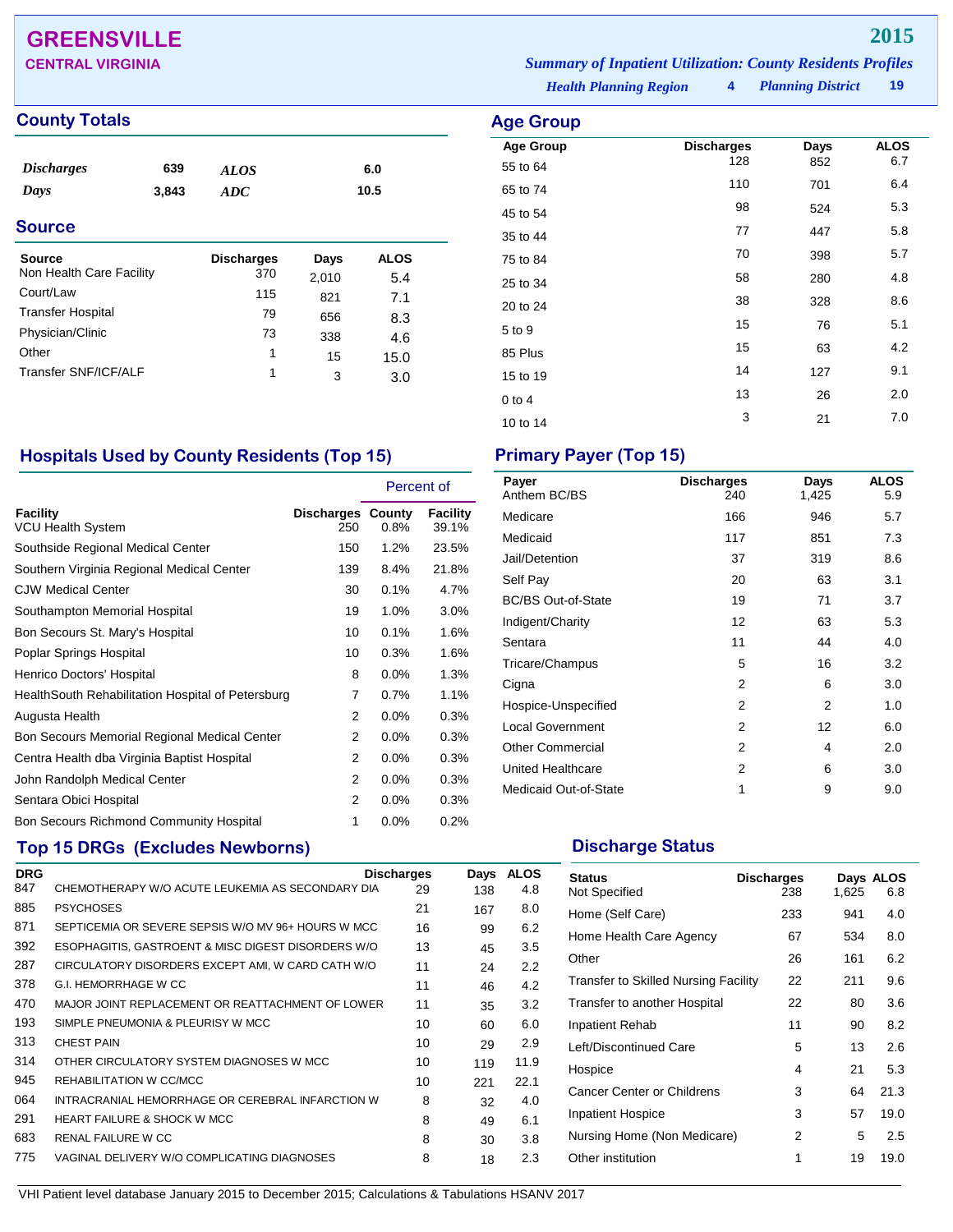# GREENSVILLE

**CENTRAL VIRGINIA**

**2015**

*Summary of Inpatient Utilization: County Residents Profiles*

*Health Planning Region* **4** *Planning District* **19**

## County Totals

| | | | |
|---|---|---|---|
| *Discharges* | 639 | *ALOS* | 6.0 |
| *Days* | 3,843 | *ADC* | 10.5 |

## Source

| Source | Discharges | Days | ALOS |
|---|---|---|---|
| Non Health Care Facility | 370 | 2,010 | 5.4 |
| Court/Law | 115 | 821 | 7.1 |
| Transfer Hospital | 79 | 656 | 8.3 |
| Physician/Clinic | 73 | 338 | 4.6 |
| Other | 1 | 15 | 15.0 |
| Transfer SNF/ICF/ALF | 1 | 3 | 3.0 |

## Age Group

| Age Group | Discharges | Days | ALOS |
|---|---|---|---|
| 55 to 64 | 128 | 852 | 6.7 |
| 65 to 74 | 110 | 701 | 6.4 |
| 45 to 54 | 98 | 524 | 5.3 |
| 35 to 44 | 77 | 447 | 5.8 |
| 75 to 84 | 70 | 398 | 5.7 |
| 25 to 34 | 58 | 280 | 4.8 |
| 20 to 24 | 38 | 328 | 8.6 |
| 5 to 9 | 15 | 76 | 5.1 |
| 85 Plus | 15 | 63 | 4.2 |
| 15 to 19 | 14 | 127 | 9.1 |
| 0 to 4 | 13 | 26 | 2.0 |
| 10 to 14 | 3 | 21 | 7.0 |

## Hospitals Used by County Residents (Top 15)

| | | Percent of | |
|---|---|---|---|
| Facility | Discharges | County | Facility |
| VCU Health System | 250 | 0.8% | 39.1% |
| Southside Regional Medical Center | 150 | 1.2% | 23.5% |
| Southern Virgina Regional Medical Center | 139 | 8.4% | 21.8% |
| CJW Medical Center | 30 | 0.1% | 4.7% |
| Southampton Memorial Hospital | 19 | 1.0% | 3.0% |
| Bon Secours St. Mary's Hospital | 10 | 0.1% | 1.6% |
| Poplar Springs Hospital | 10 | 0.3% | 1.6% |
| Henrico Doctors' Hospital | 8 | 0.0% | 1.3% |
| HealthSouth Rehabilitation Hospital of Petersburg | 7 | 0.7% | 1.1% |
| Augusta Health | 2 | 0.0% | 0.3% |
| Bon Secours Memorial Regional Medical Center | 2 | 0.0% | 0.3% |
| Centra Health dba Virginia Baptist Hospital | 2 | 0.0% | 0.3% |
| John Randolph Medical Center | 2 | 0.0% | 0.3% |
| Sentara Obici Hospital | 2 | 0.0% | 0.3% |
| Bon Secours Richmond Community Hospital | 1 | 0.0% | 0.2% |

## Primary Payer (Top 15)

| Payer | Discharges | Days | ALOS |
|---|---|---|---|
| Anthem BC/BS | 240 | 1,425 | 5.9 |
| Medicare | 166 | 946 | 5.7 |
| Medicaid | 117 | 851 | 7.3 |
| Jail/Detention | 37 | 319 | 8.6 |
| Self Pay | 20 | 63 | 3.1 |
| BC/BS Out-of-State | 19 | 71 | 3.7 |
| Indigent/Charity | 12 | 63 | 5.3 |
| Sentara | 11 | 44 | 4.0 |
| Tricare/Champus | 5 | 16 | 3.2 |
| Cigna | 2 | 6 | 3.0 |
| Hospice-Unspecified | 2 | 2 | 1.0 |
| Local Government | 2 | 12 | 6.0 |
| Other Commercial | 2 | 4 | 2.0 |
| United Healthcare | 2 | 6 | 3.0 |
| Medicaid Out-of-State | 1 | 9 | 9.0 |

## Top 15 DRGs (Excludes Newborns)

| DRG | | Discharges | Days | ALOS |
|---|---|---|---|---|
| 847 | CHEMOTHERAPY W/O ACUTE LEUKEMIA AS SECONDARY DIA | 29 | 138 | 4.8 |
| 885 | PSYCHOSES | 21 | 167 | 8.0 |
| 871 | SEPTICEMIA OR SEVERE SEPSIS W/O MV 96+ HOURS W MCC | 16 | 99 | 6.2 |
| 392 | ESOPHAGITIS, GASTROENT & MISC DIGEST DISORDERS W/O | 13 | 45 | 3.5 |
| 287 | CIRCULATORY DISORDERS EXCEPT AMI, W CARD CATH W/O | 11 | 24 | 2.2 |
| 378 | G.I. HEMORRHAGE W CC | 11 | 46 | 4.2 |
| 470 | MAJOR JOINT REPLACEMENT OR REATTACHMENT OF LOWER | 11 | 35 | 3.2 |
| 193 | SIMPLE PNEUMONIA & PLEURISY W MCC | 10 | 60 | 6.0 |
| 313 | CHEST PAIN | 10 | 29 | 2.9 |
| 314 | OTHER CIRCULATORY SYSTEM DIAGNOSES W MCC | 10 | 119 | 11.9 |
| 945 | REHABILITATION W CC/MCC | 10 | 221 | 22.1 |
| 064 | INTRACRANIAL HEMORRHAGE OR CEREBRAL INFARCTION W | 8 | 32 | 4.0 |
| 291 | HEART FAILURE & SHOCK W MCC | 8 | 49 | 6.1 |
| 683 | RENAL FAILURE W CC | 8 | 30 | 3.8 |
| 775 | VAGINAL DELIVERY W/O COMPLICATING DIAGNOSES | 8 | 18 | 2.3 |

## Discharge Status

| Status | Discharges | Days | ALOS |
|---|---|---|---|
| Not Specified | 238 | 1,625 | 6.8 |
| Home (Self Care) | 233 | 941 | 4.0 |
| Home Health Care Agency | 67 | 534 | 8.0 |
| Other | 26 | 161 | 6.2 |
| Transfer to Skilled Nursing Facility | 22 | 211 | 9.6 |
| Transfer to another Hospital | 22 | 80 | 3.6 |
| Inpatient Rehab | 11 | 90 | 8.2 |
| Left/Discontinued Care | 5 | 13 | 2.6 |
| Hospice | 4 | 21 | 5.3 |
| Cancer Center or Childrens | 3 | 64 | 21.3 |
| Inpatient Hospice | 3 | 57 | 19.0 |
| Nursing Home (Non Medicare) | 2 | 5 | 2.5 |
| Other institution | 1 | 19 | 19.0 |

VHI Patient level database January 2015 to December 2015; Calculations & Tabulations HSANV 2017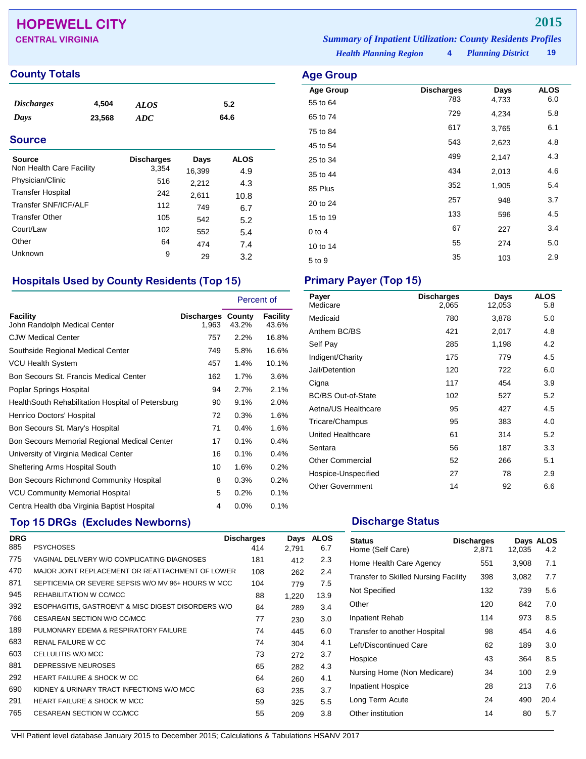# HOPEWELL CITY

**CENTRAL VIRGINIA**

**2015**

***Summary of Inpatient Utilization: County Residents Profiles***

***Health Planning Region*** **4** ***Planning District*** **19**

## County Totals

| | | | |
|---|---|---|---|
| ***Discharges*** | **4,504** | ***ALOS*** | **5.2** |
| ***Days*** | **23,568** | ***ADC*** | **64.6** |

## Source

| Source | Discharges | Days | ALOS |
|---|---|---|---|
| Non Health Care Facility | 3,354 | 16,399 | 4.9 |
| Physician/Clinic | 516 | 2,212 | 4.3 |
| Transfer Hospital | 242 | 2,611 | 10.8 |
| Transfer SNF/ICF/ALF | 112 | 749 | 6.7 |
| Transfer Other | 105 | 542 | 5.2 |
| Court/Law | 102 | 552 | 5.4 |
| Other | 64 | 474 | 7.4 |
| Unknown | 9 | 29 | 3.2 |

## Age Group

| Age Group | Discharges | Days | ALOS |
|---|---|---|---|
| 55 to 64 | 783 | 4,733 | 6.0 |
| 65 to 74 | 729 | 4,234 | 5.8 |
| 75 to 84 | 617 | 3,765 | 6.1 |
| 45 to 54 | 543 | 2,623 | 4.8 |
| 25 to 34 | 499 | 2,147 | 4.3 |
| 35 to 44 | 434 | 2,013 | 4.6 |
| 85 Plus | 352 | 1,905 | 5.4 |
| 20 to 24 | 257 | 948 | 3.7 |
| 15 to 19 | 133 | 596 | 4.5 |
| 0 to 4 | 67 | 227 | 3.4 |
| 10 to 14 | 55 | 274 | 5.0 |
| 5 to 9 | 35 | 103 | 2.9 |

## Hospitals Used by County Residents (Top 15)

| | | Percent of | |
|---|---|---|---|
| Facility | Discharges | County | Facility |
| John Randolph Medical Center | 1,963 | 43.2% | 43.6% |
| CJW Medical Center | 757 | 2.2% | 16.8% |
| Southside Regional Medical Center | 749 | 5.8% | 16.6% |
| VCU Health System | 457 | 1.4% | 10.1% |
| Bon Secours St. Francis Medical Center | 162 | 1.7% | 3.6% |
| Poplar Springs Hospital | 94 | 2.7% | 2.1% |
| HealthSouth Rehabilitation Hospital of Petersburg | 90 | 9.1% | 2.0% |
| Henrico Doctors' Hospital | 72 | 0.3% | 1.6% |
| Bon Secours St. Mary's Hospital | 71 | 0.4% | 1.6% |
| Bon Secours Memorial Regional Medical Center | 17 | 0.1% | 0.4% |
| University of Virginia Medical Center | 16 | 0.1% | 0.4% |
| Sheltering Arms Hospital South | 10 | 1.6% | 0.2% |
| Bon Secours Richmond Community Hospital | 8 | 0.3% | 0.2% |
| VCU Community Memorial Hospital | 5 | 0.2% | 0.1% |
| Centra Health dba Virginia Baptist Hospital | 4 | 0.0% | 0.1% |

## Primary Payer (Top 15)

| Payer | Discharges | Days | ALOS |
|---|---|---|---|
| Medicare | 2,065 | 12,053 | 5.8 |
| Medicaid | 780 | 3,878 | 5.0 |
| Anthem BC/BS | 421 | 2,017 | 4.8 |
| Self Pay | 285 | 1,198 | 4.2 |
| Indigent/Charity | 175 | 779 | 4.5 |
| Jail/Detention | 120 | 722 | 6.0 |
| Cigna | 117 | 454 | 3.9 |
| BC/BS Out-of-State | 102 | 527 | 5.2 |
| Aetna/US Healthcare | 95 | 427 | 4.5 |
| Tricare/Champus | 95 | 383 | 4.0 |
| United Healthcare | 61 | 314 | 5.2 |
| Sentara | 56 | 187 | 3.3 |
| Other Commercial | 52 | 266 | 5.1 |
| Hospice-Unspecified | 27 | 78 | 2.9 |
| Other Government | 14 | 92 | 6.6 |

## Top 15 DRGs (Excludes Newborns)

| DRG | | Discharges | Days | ALOS |
|---|---|---|---|---|
| 885 | PSYCHOSES | 414 | 2,791 | 6.7 |
| 775 | VAGINAL DELIVERY W/O COMPLICATING DIAGNOSES | 181 | 412 | 2.3 |
| 470 | MAJOR JOINT REPLACEMENT OR REATTACHMENT OF LOWER | 108 | 262 | 2.4 |
| 871 | SEPTICEMIA OR SEVERE SEPSIS W/O MV 96+ HOURS W MCC | 104 | 779 | 7.5 |
| 945 | REHABILITATION W CC/MCC | 88 | 1,220 | 13.9 |
| 392 | ESOPHAGITIS, GASTROENT & MISC DIGEST DISORDERS W/O | 84 | 289 | 3.4 |
| 766 | CESAREAN SECTION W/O CC/MCC | 77 | 230 | 3.0 |
| 189 | PULMONARY EDEMA & RESPIRATORY FAILURE | 74 | 445 | 6.0 |
| 683 | RENAL FAILURE W CC | 74 | 304 | 4.1 |
| 603 | CELLULITIS W/O MCC | 73 | 272 | 3.7 |
| 881 | DEPRESSIVE NEUROSES | 65 | 282 | 4.3 |
| 292 | HEART FAILURE & SHOCK W CC | 64 | 260 | 4.1 |
| 690 | KIDNEY & URINARY TRACT INFECTIONS W/O MCC | 63 | 235 | 3.7 |
| 291 | HEART FAILURE & SHOCK W MCC | 59 | 325 | 5.5 |
| 765 | CESAREAN SECTION W CC/MCC | 55 | 209 | 3.8 |

## Discharge Status

| Status | Discharges | Days | ALOS |
|---|---|---|---|
| Home (Self Care) | 2,871 | 12,035 | 4.2 |
| Home Health Care Agency | 551 | 3,908 | 7.1 |
| Transfer to Skilled Nursing Facility | 398 | 3,082 | 7.7 |
| Not Specified | 132 | 739 | 5.6 |
| Other | 120 | 842 | 7.0 |
| Inpatient Rehab | 114 | 973 | 8.5 |
| Transfer to another Hospital | 98 | 454 | 4.6 |
| Left/Discontinued Care | 62 | 189 | 3.0 |
| Hospice | 43 | 364 | 8.5 |
| Nursing Home (Non Medicare) | 34 | 100 | 2.9 |
| Inpatient Hospice | 28 | 213 | 7.6 |
| Long Term Acute | 24 | 490 | 20.4 |
| Other institution | 14 | 80 | 5.7 |

VHI Patient level database January 2015 to December 2015; Calculations & Tabulations HSANV 2017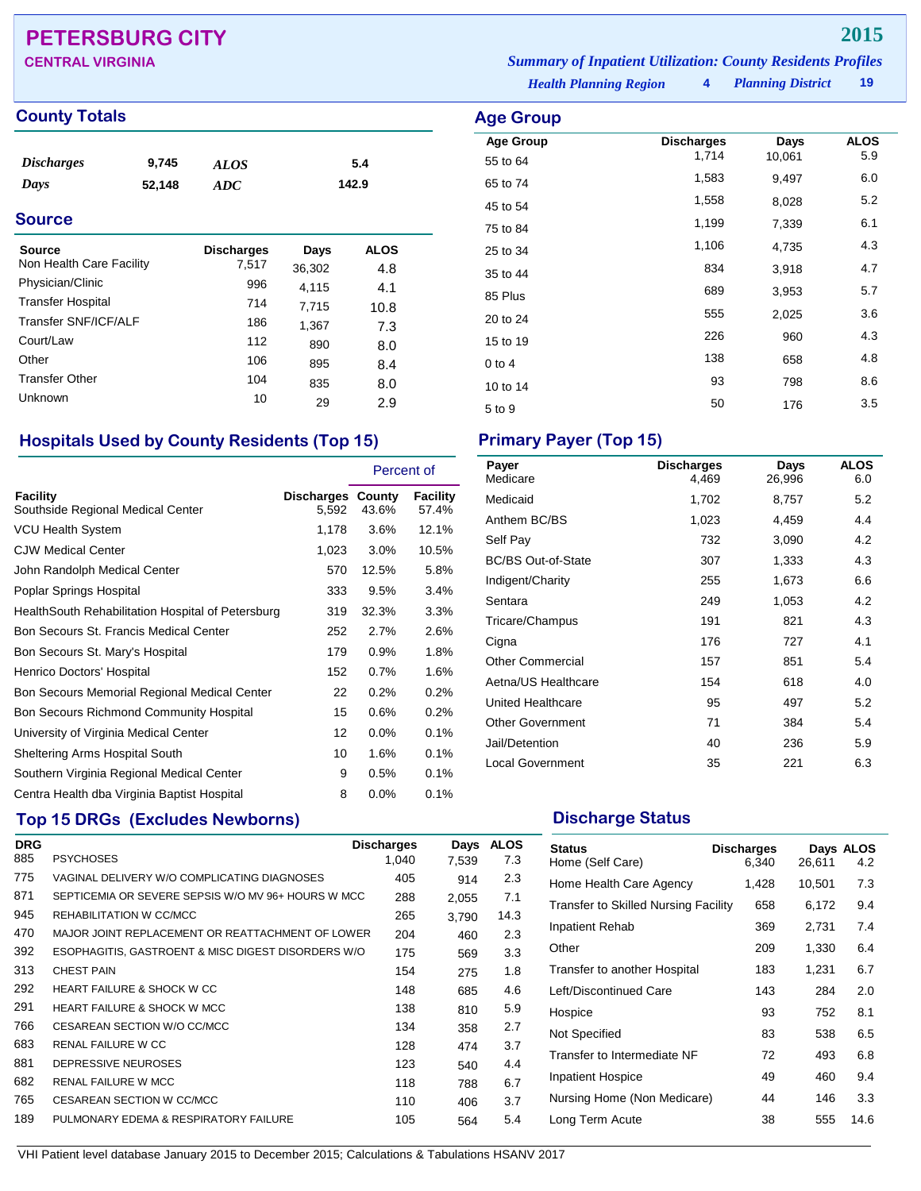# PETERSBURG CITY

**CENTRAL VIRGINIA**

**2015**

*Summary of Inpatient Utilization: County Residents Profiles*

*Health Planning Region* **4** *Planning District* **19**

## County Totals

| | | | |
|---|---|---|---|
| *Discharges* | 9,745 | *ALOS* | 5.4 |
| *Days* | 52,148 | *ADC* | 142.9 |

## Source

| Source | Discharges | Days | ALOS |
|---|---|---|---|
| Non Health Care Facility | 7,517 | 36,302 | 4.8 |
| Physician/Clinic | 996 | 4,115 | 4.1 |
| Transfer Hospital | 714 | 7,715 | 10.8 |
| Transfer SNF/ICF/ALF | 186 | 1,367 | 7.3 |
| Court/Law | 112 | 890 | 8.0 |
| Other | 106 | 895 | 8.4 |
| Transfer Other | 104 | 835 | 8.0 |
| Unknown | 10 | 29 | 2.9 |

## Age Group

| Age Group | Discharges | Days | ALOS |
|---|---|---|---|
| 55 to 64 | 1,714 | 10,061 | 5.9 |
| 65 to 74 | 1,583 | 9,497 | 6.0 |
| 45 to 54 | 1,558 | 8,028 | 5.2 |
| 75 to 84 | 1,199 | 7,339 | 6.1 |
| 25 to 34 | 1,106 | 4,735 | 4.3 |
| 35 to 44 | 834 | 3,918 | 4.7 |
| 85 Plus | 689 | 3,953 | 5.7 |
| 20 to 24 | 555 | 2,025 | 3.6 |
| 15 to 19 | 226 | 960 | 4.3 |
| 0 to 4 | 138 | 658 | 4.8 |
| 10 to 14 | 93 | 798 | 8.6 |
| 5 to 9 | 50 | 176 | 3.5 |

## Hospitals Used by County Residents (Top 15)

| | | Percent of | |
|---|---|---|---|
| Facility | Discharges | County | Facility |
| Southside Regional Medical Center | 5,592 | 43.6% | 57.4% |
| VCU Health System | 1,178 | 3.6% | 12.1% |
| CJW Medical Center | 1,023 | 3.0% | 10.5% |
| John Randolph Medical Center | 570 | 12.5% | 5.8% |
| Poplar Springs Hospital | 333 | 9.5% | 3.4% |
| HealthSouth Rehabilitation Hospital of Petersburg | 319 | 32.3% | 3.3% |
| Bon Secours St. Francis Medical Center | 252 | 2.7% | 2.6% |
| Bon Secours St. Mary's Hospital | 179 | 0.9% | 1.8% |
| Henrico Doctors' Hospital | 152 | 0.7% | 1.6% |
| Bon Secours Memorial Regional Medical Center | 22 | 0.2% | 0.2% |
| Bon Secours Richmond Community Hospital | 15 | 0.6% | 0.2% |
| University of Virginia Medical Center | 12 | 0.0% | 0.1% |
| Sheltering Arms Hospital South | 10 | 1.6% | 0.1% |
| Southern Virginia Regional Medical Center | 9 | 0.5% | 0.1% |
| Centra Health dba Virginia Baptist Hospital | 8 | 0.0% | 0.1% |

## Primary Payer (Top 15)

| Payer | Discharges | Days | ALOS |
|---|---|---|---|
| Medicare | 4,469 | 26,996 | 6.0 |
| Medicaid | 1,702 | 8,757 | 5.2 |
| Anthem BC/BS | 1,023 | 4,459 | 4.4 |
| Self Pay | 732 | 3,090 | 4.2 |
| BC/BS Out-of-State | 307 | 1,333 | 4.3 |
| Indigent/Charity | 255 | 1,673 | 6.6 |
| Sentara | 249 | 1,053 | 4.2 |
| Tricare/Champus | 191 | 821 | 4.3 |
| Cigna | 176 | 727 | 4.1 |
| Other Commercial | 157 | 851 | 5.4 |
| Aetna/US Healthcare | 154 | 618 | 4.0 |
| United Healthcare | 95 | 497 | 5.2 |
| Other Government | 71 | 384 | 5.4 |
| Jail/Detention | 40 | 236 | 5.9 |
| Local Government | 35 | 221 | 6.3 |

## Top 15 DRGs (Excludes Newborns)

| DRG | | Discharges | Days | ALOS |
|---|---|---|---|---|
| 885 | PSYCHOSES | 1,040 | 7,539 | 7.3 |
| 775 | VAGINAL DELIVERY W/O COMPLICATING DIAGNOSES | 405 | 914 | 2.3 |
| 871 | SEPTICEMIA OR SEVERE SEPSIS W/O MV 96+ HOURS W MCC | 288 | 2,055 | 7.1 |
| 945 | REHABILITATION W CC/MCC | 265 | 3,790 | 14.3 |
| 470 | MAJOR JOINT REPLACEMENT OR REATTACHMENT OF LOWER | 204 | 460 | 2.3 |
| 392 | ESOPHAGITIS, GASTROENT & MISC DIGEST DISORDERS W/O | 175 | 569 | 3.3 |
| 313 | CHEST PAIN | 154 | 275 | 1.8 |
| 292 | HEART FAILURE & SHOCK W CC | 148 | 685 | 4.6 |
| 291 | HEART FAILURE & SHOCK W MCC | 138 | 810 | 5.9 |
| 766 | CESAREAN SECTION W/O CC/MCC | 134 | 358 | 2.7 |
| 683 | RENAL FAILURE W CC | 128 | 474 | 3.7 |
| 881 | DEPRESSIVE NEUROSES | 123 | 540 | 4.4 |
| 682 | RENAL FAILURE W MCC | 118 | 788 | 6.7 |
| 765 | CESAREAN SECTION W CC/MCC | 110 | 406 | 3.7 |
| 189 | PULMONARY EDEMA & RESPIRATORY FAILURE | 105 | 564 | 5.4 |

## Discharge Status

| Status | Discharges | Days | ALOS |
|---|---|---|---|
| Home (Self Care) | 6,340 | 26,611 | 4.2 |
| Home Health Care Agency | 1,428 | 10,501 | 7.3 |
| Transfer to Skilled Nursing Facility | 658 | 6,172 | 9.4 |
| Inpatient Rehab | 369 | 2,731 | 7.4 |
| Other | 209 | 1,330 | 6.4 |
| Transfer to another Hospital | 183 | 1,231 | 6.7 |
| Left/Discontinued Care | 143 | 284 | 2.0 |
| Hospice | 93 | 752 | 8.1 |
| Not Specified | 83 | 538 | 6.5 |
| Transfer to Intermediate NF | 72 | 493 | 6.8 |
| Inpatient Hospice | 49 | 460 | 9.4 |
| Nursing Home (Non Medicare) | 44 | 146 | 3.3 |
| Long Term Acute | 38 | 555 | 14.6 |

VHI Patient level database January 2015 to December 2015; Calculations & Tabulations HSANV 2017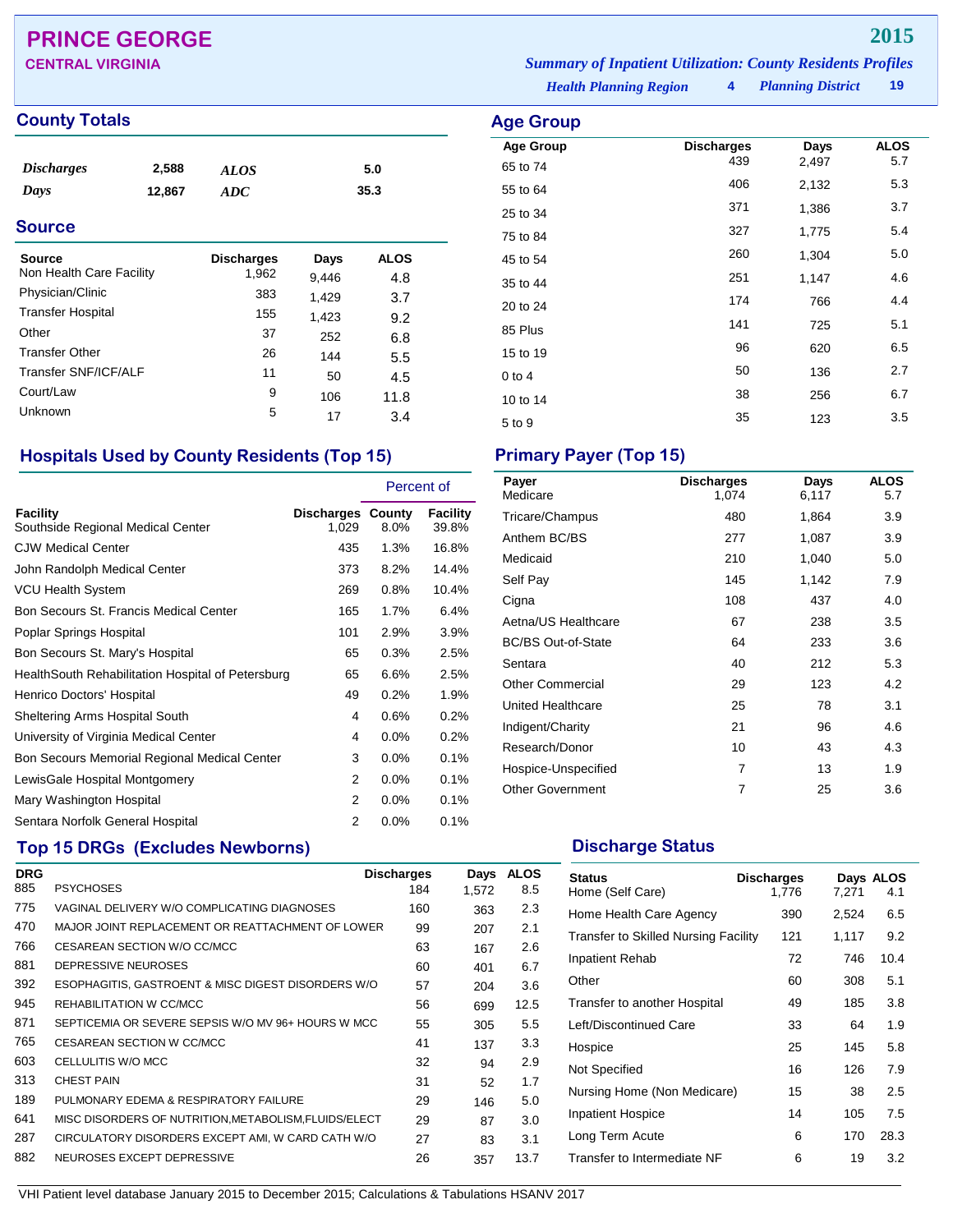# PRINCE GEORGE

**CENTRAL VIRGINIA**

**2015**

*Summary of Inpatient Utilization: County Residents Profiles*

*Health Planning Region* **4** *Planning District* **19**

## County Totals

| | | | |
|---|---|---|---|
| *Discharges* | 2,588 | *ALOS* | 5.0 |
| *Days* | 12,867 | *ADC* | 35.3 |

## Source

| Source | Discharges | Days | ALOS |
|---|---|---|---|
| Non Health Care Facility | 1,962 | 9,446 | 4.8 |
| Physician/Clinic | 383 | 1,429 | 3.7 |
| Transfer Hospital | 155 | 1,423 | 9.2 |
| Other | 37 | 252 | 6.8 |
| Transfer Other | 26 | 144 | 5.5 |
| Transfer SNF/ICF/ALF | 11 | 50 | 4.5 |
| Court/Law | 9 | 106 | 11.8 |
| Unknown | 5 | 17 | 3.4 |

## Age Group

| Age Group | Discharges | Days | ALOS |
|---|---|---|---|
| 65 to 74 | 439 | 2,497 | 5.7 |
| 55 to 64 | 406 | 2,132 | 5.3 |
| 25 to 34 | 371 | 1,386 | 3.7 |
| 75 to 84 | 327 | 1,775 | 5.4 |
| 45 to 54 | 260 | 1,304 | 5.0 |
| 35 to 44 | 251 | 1,147 | 4.6 |
| 20 to 24 | 174 | 766 | 4.4 |
| 85 Plus | 141 | 725 | 5.1 |
| 15 to 19 | 96 | 620 | 6.5 |
| 0 to 4 | 50 | 136 | 2.7 |
| 10 to 14 | 38 | 256 | 6.7 |
| 5 to 9 | 35 | 123 | 3.5 |

## Hospitals Used by County Residents (Top 15)

| Facility | Discharges | Percent of County | Percent of Facility |
|---|---|---|---|
| Southside Regional Medical Center | 1,029 | 8.0% | 39.8% |
| CJW Medical Center | 435 | 1.3% | 16.8% |
| John Randolph Medical Center | 373 | 8.2% | 14.4% |
| VCU Health System | 269 | 0.8% | 10.4% |
| Bon Secours St. Francis Medical Center | 165 | 1.7% | 6.4% |
| Poplar Springs Hospital | 101 | 2.9% | 3.9% |
| Bon Secours St. Mary's Hospital | 65 | 0.3% | 2.5% |
| HealthSouth Rehabilitation Hospital of Petersburg | 65 | 6.6% | 2.5% |
| Henrico Doctors' Hospital | 49 | 0.2% | 1.9% |
| Sheltering Arms Hospital South | 4 | 0.6% | 0.2% |
| University of Virginia Medical Center | 4 | 0.0% | 0.2% |
| Bon Secours Memorial Regional Medical Center | 3 | 0.0% | 0.1% |
| LewisGale Hospital Montgomery | 2 | 0.0% | 0.1% |
| Mary Washington Hospital | 2 | 0.0% | 0.1% |
| Sentara Norfolk General Hospital | 2 | 0.0% | 0.1% |

## Primary Payer (Top 15)

| Payer | Discharges | Days | ALOS |
|---|---|---|---|
| Medicare | 1,074 | 6,117 | 5.7 |
| Tricare/Champus | 480 | 1,864 | 3.9 |
| Anthem BC/BS | 277 | 1,087 | 3.9 |
| Medicaid | 210 | 1,040 | 5.0 |
| Self Pay | 145 | 1,142 | 7.9 |
| Cigna | 108 | 437 | 4.0 |
| Aetna/US Healthcare | 67 | 238 | 3.5 |
| BC/BS Out-of-State | 64 | 233 | 3.6 |
| Sentara | 40 | 212 | 5.3 |
| Other Commercial | 29 | 123 | 4.2 |
| United Healthcare | 25 | 78 | 3.1 |
| Indigent/Charity | 21 | 96 | 4.6 |
| Research/Donor | 10 | 43 | 4.3 |
| Hospice-Unspecified | 7 | 13 | 1.9 |
| Other Government | 7 | 25 | 3.6 |

## Top 15 DRGs (Excludes Newborns)

| DRG | | Discharges | Days | ALOS |
|---|---|---|---|---|
| 885 | PSYCHOSES | 184 | 1,572 | 8.5 |
| 775 | VAGINAL DELIVERY W/O COMPLICATING DIAGNOSES | 160 | 363 | 2.3 |
| 470 | MAJOR JOINT REPLACEMENT OR REATTACHMENT OF LOWER | 99 | 207 | 2.1 |
| 766 | CESAREAN SECTION W/O CC/MCC | 63 | 167 | 2.6 |
| 881 | DEPRESSIVE NEUROSES | 60 | 401 | 6.7 |
| 392 | ESOPHAGITIS, GASTROENT & MISC DIGEST DISORDERS W/O | 57 | 204 | 3.6 |
| 945 | REHABILITATION W CC/MCC | 56 | 699 | 12.5 |
| 871 | SEPTICEMIA OR SEVERE SEPSIS W/O MV 96+ HOURS W MCC | 55 | 305 | 5.5 |
| 765 | CESAREAN SECTION W CC/MCC | 41 | 137 | 3.3 |
| 603 | CELLULITIS W/O MCC | 32 | 94 | 2.9 |
| 313 | CHEST PAIN | 31 | 52 | 1.7 |
| 189 | PULMONARY EDEMA & RESPIRATORY FAILURE | 29 | 146 | 5.0 |
| 641 | MISC DISORDERS OF NUTRITION,METABOLISM,FLUIDS/ELECT | 29 | 87 | 3.0 |
| 287 | CIRCULATORY DISORDERS EXCEPT AMI, W CARD CATH W/O | 27 | 83 | 3.1 |
| 882 | NEUROSES EXCEPT DEPRESSIVE | 26 | 357 | 13.7 |

## Discharge Status

| Status | Discharges | Days | ALOS |
|---|---|---|---|
| Home (Self Care) | 1,776 | 7,271 | 4.1 |
| Home Health Care Agency | 390 | 2,524 | 6.5 |
| Transfer to Skilled Nursing Facility | 121 | 1,117 | 9.2 |
| Inpatient Rehab | 72 | 746 | 10.4 |
| Other | 60 | 308 | 5.1 |
| Transfer to another Hospital | 49 | 185 | 3.8 |
| Left/Discontinued Care | 33 | 64 | 1.9 |
| Hospice | 25 | 145 | 5.8 |
| Not Specified | 16 | 126 | 7.9 |
| Nursing Home (Non Medicare) | 15 | 38 | 2.5 |
| Inpatient Hospice | 14 | 105 | 7.5 |
| Long Term Acute | 6 | 170 | 28.3 |
| Transfer to Intermediate NF | 6 | 19 | 3.2 |

VHI Patient level database January 2015 to December 2015; Calculations & Tabulations HSANV 2017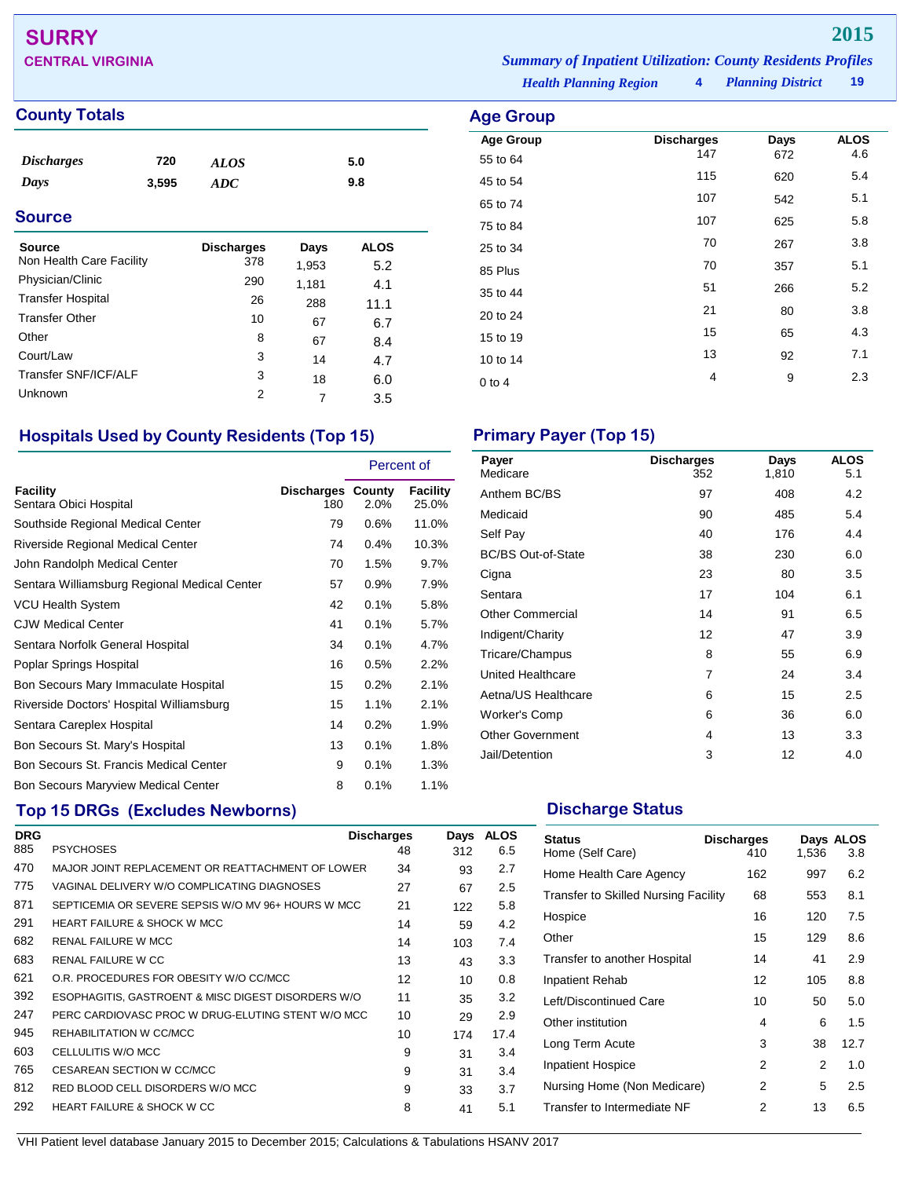# SURRY

**CENTRAL VIRGINIA**

**2015**

*Summary of Inpatient Utilization: County Residents Profiles*

*Health Planning Region* **4** *Planning District* **19**

## County Totals

| | | | |
|---|---|---|---|
| *Discharges* | 720 | *ALOS* | 5.0 |
| *Days* | 3,595 | *ADC* | 9.8 |

## Source

| Source | Discharges | Days | ALOS |
|---|---|---|---|
| Non Health Care Facility | 378 | 1,953 | 5.2 |
| Physician/Clinic | 290 | 1,181 | 4.1 |
| Transfer Hospital | 26 | 288 | 11.1 |
| Transfer Other | 10 | 67 | 6.7 |
| Other | 8 | 67 | 8.4 |
| Court/Law | 3 | 14 | 4.7 |
| Transfer SNF/ICF/ALF | 3 | 18 | 6.0 |
| Unknown | 2 | 7 | 3.5 |

## Age Group

| Age Group | Discharges | Days | ALOS |
|---|---|---|---|
| 55 to 64 | 147 | 672 | 4.6 |
| 45 to 54 | 115 | 620 | 5.4 |
| 65 to 74 | 107 | 542 | 5.1 |
| 75 to 84 | 107 | 625 | 5.8 |
| 25 to 34 | 70 | 267 | 3.8 |
| 85 Plus | 70 | 357 | 5.1 |
| 35 to 44 | 51 | 266 | 5.2 |
| 20 to 24 | 21 | 80 | 3.8 |
| 15 to 19 | 15 | 65 | 4.3 |
| 10 to 14 | 13 | 92 | 7.1 |
| 0 to 4 | 4 | 9 | 2.3 |

## Hospitals Used by County Residents (Top 15)

| | | Percent of | |
|---|---|---|---|
| Facility | Discharges | County | Facility |
| Sentara Obici Hospital | 180 | 2.0% | 25.0% |
| Southside Regional Medical Center | 79 | 0.6% | 11.0% |
| Riverside Regional Medical Center | 74 | 0.4% | 10.3% |
| John Randolph Medical Center | 70 | 1.5% | 9.7% |
| Sentara Williamsburg Regional Medical Center | 57 | 0.9% | 7.9% |
| VCU Health System | 42 | 0.1% | 5.8% |
| CJW Medical Center | 41 | 0.1% | 5.7% |
| Sentara Norfolk General Hospital | 34 | 0.1% | 4.7% |
| Poplar Springs Hospital | 16 | 0.5% | 2.2% |
| Bon Secours Mary Immaculate Hospital | 15 | 0.2% | 2.1% |
| Riverside Doctors' Hospital Williamsburg | 15 | 1.1% | 2.1% |
| Sentara Careplex Hospital | 14 | 0.2% | 1.9% |
| Bon Secours St. Mary's Hospital | 13 | 0.1% | 1.8% |
| Bon Secours St. Francis Medical Center | 9 | 0.1% | 1.3% |
| Bon Secours Maryview Medical Center | 8 | 0.1% | 1.1% |

## Primary Payer (Top 15)

| Payer | Discharges | Days | ALOS |
|---|---|---|---|
| Medicare | 352 | 1,810 | 5.1 |
| Anthem BC/BS | 97 | 408 | 4.2 |
| Medicaid | 90 | 485 | 5.4 |
| Self Pay | 40 | 176 | 4.4 |
| BC/BS Out-of-State | 38 | 230 | 6.0 |
| Cigna | 23 | 80 | 3.5 |
| Sentara | 17 | 104 | 6.1 |
| Other Commercial | 14 | 91 | 6.5 |
| Indigent/Charity | 12 | 47 | 3.9 |
| Tricare/Champus | 8 | 55 | 6.9 |
| United Healthcare | 7 | 24 | 3.4 |
| Aetna/US Healthcare | 6 | 15 | 2.5 |
| Worker's Comp | 6 | 36 | 6.0 |
| Other Government | 4 | 13 | 3.3 |
| Jail/Detention | 3 | 12 | 4.0 |

## Top 15 DRGs (Excludes Newborns)

| DRG | | Discharges | Days | ALOS |
|---|---|---|---|---|
| 885 | PSYCHOSES | 48 | 312 | 6.5 |
| 470 | MAJOR JOINT REPLACEMENT OR REATTACHMENT OF LOWER | 34 | 93 | 2.7 |
| 775 | VAGINAL DELIVERY W/O COMPLICATING DIAGNOSES | 27 | 67 | 2.5 |
| 871 | SEPTICEMIA OR SEVERE SEPSIS W/O MV 96+ HOURS W MCC | 21 | 122 | 5.8 |
| 291 | HEART FAILURE & SHOCK W MCC | 14 | 59 | 4.2 |
| 682 | RENAL FAILURE W MCC | 14 | 103 | 7.4 |
| 683 | RENAL FAILURE W CC | 13 | 43 | 3.3 |
| 621 | O.R. PROCEDURES FOR OBESITY W/O CC/MCC | 12 | 10 | 0.8 |
| 392 | ESOPHAGITIS, GASTROENT & MISC DIGEST DISORDERS W/O | 11 | 35 | 3.2 |
| 247 | PERC CARDIOVASC PROC W DRUG-ELUTING STENT W/O MCC | 10 | 29 | 2.9 |
| 945 | REHABILITATION W CC/MCC | 10 | 174 | 17.4 |
| 603 | CELLULITIS W/O MCC | 9 | 31 | 3.4 |
| 765 | CESAREAN SECTION W CC/MCC | 9 | 31 | 3.4 |
| 812 | RED BLOOD CELL DISORDERS W/O MCC | 9 | 33 | 3.7 |
| 292 | HEART FAILURE & SHOCK W CC | 8 | 41 | 5.1 |

## Discharge Status

| Status | Discharges | Days | ALOS |
|---|---|---|---|
| Home (Self Care) | 410 | 1,536 | 3.8 |
| Home Health Care Agency | 162 | 997 | 6.2 |
| Transfer to Skilled Nursing Facility | 68 | 553 | 8.1 |
| Hospice | 16 | 120 | 7.5 |
| Other | 15 | 129 | 8.6 |
| Transfer to another Hospital | 14 | 41 | 2.9 |
| Inpatient Rehab | 12 | 105 | 8.8 |
| Left/Discontinued Care | 10 | 50 | 5.0 |
| Other institution | 4 | 6 | 1.5 |
| Long Term Acute | 3 | 38 | 12.7 |
| Inpatient Hospice | 2 | 2 | 1.0 |
| Nursing Home (Non Medicare) | 2 | 5 | 2.5 |
| Transfer to Intermediate NF | 2 | 13 | 6.5 |

VHI Patient level database January 2015 to December 2015; Calculations & Tabulations HSANV 2017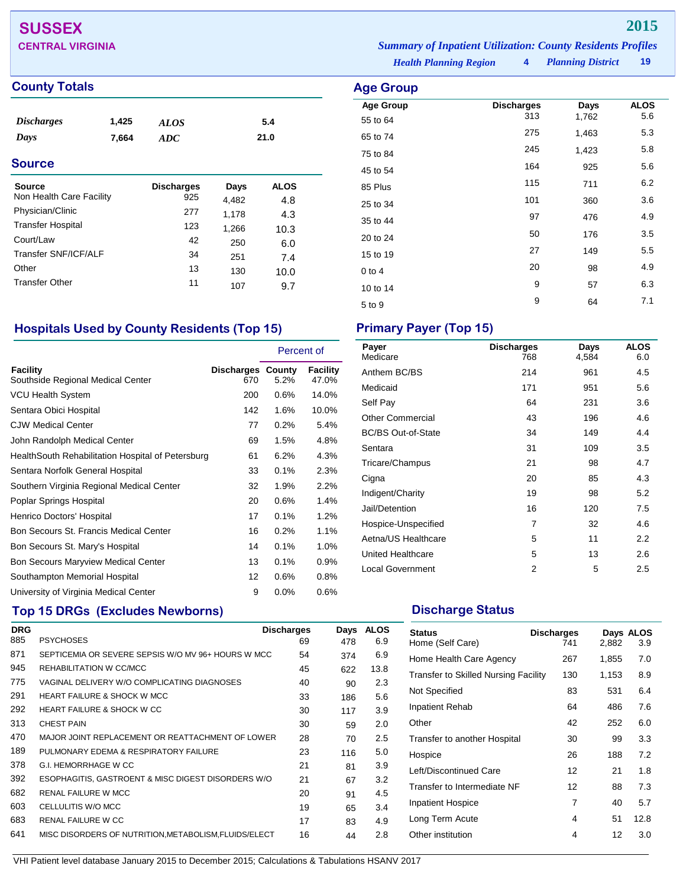# SUSSEX

**CENTRAL VIRGINIA**

**2015**

*Summary of Inpatient Utilization: County Residents Profiles*

*Health Planning Region* **4** *Planning District* **19**

## County Totals

| | | | |
|---|---|---|---|
| *Discharges* | 1,425 | *ALOS* | 5.4 |
| *Days* | 7,664 | *ADC* | 21.0 |

## Source

| Source | Discharges | Days | ALOS |
|---|---|---|---|
| Non Health Care Facility | 925 | 4,482 | 4.8 |
| Physician/Clinic | 277 | 1,178 | 4.3 |
| Transfer Hospital | 123 | 1,266 | 10.3 |
| Court/Law | 42 | 250 | 6.0 |
| Transfer SNF/ICF/ALF | 34 | 251 | 7.4 |
| Other | 13 | 130 | 10.0 |
| Transfer Other | 11 | 107 | 9.7 |

## Age Group

| Age Group | Discharges | Days | ALOS |
|---|---|---|---|
| 55 to 64 | 313 | 1,762 | 5.6 |
| 65 to 74 | 275 | 1,463 | 5.3 |
| 75 to 84 | 245 | 1,423 | 5.8 |
| 45 to 54 | 164 | 925 | 5.6 |
| 85 Plus | 115 | 711 | 6.2 |
| 25 to 34 | 101 | 360 | 3.6 |
| 35 to 44 | 97 | 476 | 4.9 |
| 20 to 24 | 50 | 176 | 3.5 |
| 15 to 19 | 27 | 149 | 5.5 |
| 0 to 4 | 20 | 98 | 4.9 |
| 10 to 14 | 9 | 57 | 6.3 |
| 5 to 9 | 9 | 64 | 7.1 |

## Hospitals Used by County Residents (Top 15)

| | | Percent of | |
|---|---|---|---|
| Facility | Discharges | County | Facility |
| Southside Regional Medical Center | 670 | 5.2% | 47.0% |
| VCU Health System | 200 | 0.6% | 14.0% |
| Sentara Obici Hospital | 142 | 1.6% | 10.0% |
| CJW Medical Center | 77 | 0.2% | 5.4% |
| John Randolph Medical Center | 69 | 1.5% | 4.8% |
| HealthSouth Rehabilitation Hospital of Petersburg | 61 | 6.2% | 4.3% |
| Sentara Norfolk General Hospital | 33 | 0.1% | 2.3% |
| Southern Virginia Regional Medical Center | 32 | 1.9% | 2.2% |
| Poplar Springs Hospital | 20 | 0.6% | 1.4% |
| Henrico Doctors' Hospital | 17 | 0.1% | 1.2% |
| Bon Secours St. Francis Medical Center | 16 | 0.2% | 1.1% |
| Bon Secours St. Mary's Hospital | 14 | 0.1% | 1.0% |
| Bon Secours Maryview Medical Center | 13 | 0.1% | 0.9% |
| Southampton Memorial Hospital | 12 | 0.6% | 0.8% |
| University of Virginia Medical Center | 9 | 0.0% | 0.6% |

## Primary Payer (Top 15)

| Payer | Discharges | Days | ALOS |
|---|---|---|---|
| Medicare | 768 | 4,584 | 6.0 |
| Anthem BC/BS | 214 | 961 | 4.5 |
| Medicaid | 171 | 951 | 5.6 |
| Self Pay | 64 | 231 | 3.6 |
| Other Commercial | 43 | 196 | 4.6 |
| BC/BS Out-of-State | 34 | 149 | 4.4 |
| Sentara | 31 | 109 | 3.5 |
| Tricare/Champus | 21 | 98 | 4.7 |
| Cigna | 20 | 85 | 4.3 |
| Indigent/Charity | 19 | 98 | 5.2 |
| Jail/Detention | 16 | 120 | 7.5 |
| Hospice-Unspecified | 7 | 32 | 4.6 |
| Aetna/US Healthcare | 5 | 11 | 2.2 |
| United Healthcare | 5 | 13 | 2.6 |
| Local Government | 2 | 5 | 2.5 |

## Top 15 DRGs (Excludes Newborns)

| DRG | | Discharges | Days | ALOS |
|---|---|---|---|---|
| 885 | PSYCHOSES | 69 | 478 | 6.9 |
| 871 | SEPTICEMIA OR SEVERE SEPSIS W/O MV 96+ HOURS W MCC | 54 | 374 | 6.9 |
| 945 | REHABILITATION W CC/MCC | 45 | 622 | 13.8 |
| 775 | VAGINAL DELIVERY W/O COMPLICATING DIAGNOSES | 40 | 90 | 2.3 |
| 291 | HEART FAILURE & SHOCK W MCC | 33 | 186 | 5.6 |
| 292 | HEART FAILURE & SHOCK W CC | 30 | 117 | 3.9 |
| 313 | CHEST PAIN | 30 | 59 | 2.0 |
| 470 | MAJOR JOINT REPLACEMENT OR REATTACHMENT OF LOWER | 28 | 70 | 2.5 |
| 189 | PULMONARY EDEMA & RESPIRATORY FAILURE | 23 | 116 | 5.0 |
| 378 | G.I. HEMORRHAGE W CC | 21 | 81 | 3.9 |
| 392 | ESOPHAGITIS, GASTROENT & MISC DIGEST DISORDERS W/O | 21 | 67 | 3.2 |
| 682 | RENAL FAILURE W MCC | 20 | 91 | 4.5 |
| 603 | CELLULITIS W/O MCC | 19 | 65 | 3.4 |
| 683 | RENAL FAILURE W CC | 17 | 83 | 4.9 |
| 641 | MISC DISORDERS OF NUTRITION,METABOLISM,FLUIDS/ELECT | 16 | 44 | 2.8 |

## Discharge Status

| Status | Discharges | Days | ALOS |
|---|---|---|---|
| Home (Self Care) | 741 | 2,882 | 3.9 |
| Home Health Care Agency | 267 | 1,855 | 7.0 |
| Transfer to Skilled Nursing Facility | 130 | 1,153 | 8.9 |
| Not Specified | 83 | 531 | 6.4 |
| Inpatient Rehab | 64 | 486 | 7.6 |
| Other | 42 | 252 | 6.0 |
| Transfer to another Hospital | 30 | 99 | 3.3 |
| Hospice | 26 | 188 | 7.2 |
| Left/Discontinued Care | 12 | 21 | 1.8 |
| Transfer to Intermediate NF | 12 | 88 | 7.3 |
| Inpatient Hospice | 7 | 40 | 5.7 |
| Long Term Acute | 4 | 51 | 12.8 |
| Other institution | 4 | 12 | 3.0 |

VHI Patient level database January 2015 to December 2015; Calculations & Tabulations HSANV 2017